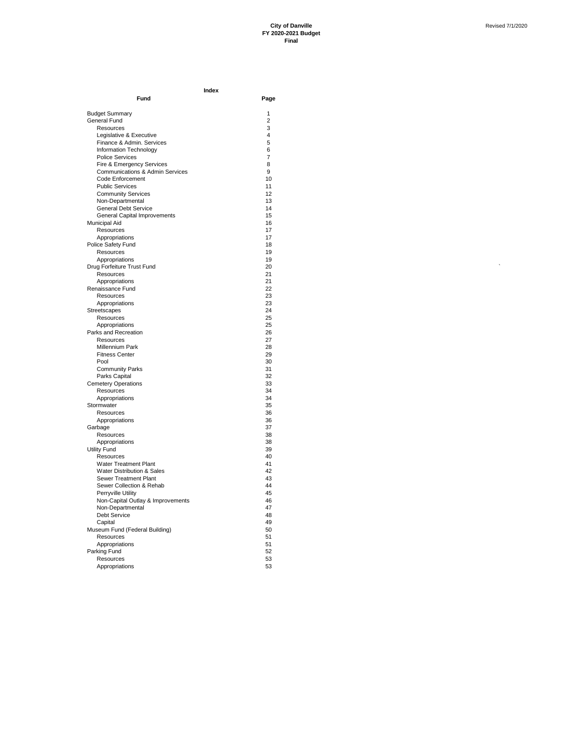**City of Danville**
**FY 2020-2021 Budget**
**Final**

Revised 7/1/2020

**Index**

| Fund | Page |
|---|---|
| Budget Summary | 1 |
| General Fund | 2 |
| Resources | 3 |
| Legislative & Executive | 4 |
| Finance & Admin. Services | 5 |
| Information Technology | 6 |
| Police Services | 7 |
| Fire & Emergency Services | 8 |
| Communications & Admin Services | 9 |
| Code Enforcement | 10 |
| Public Services | 11 |
| Community Services | 12 |
| Non-Departmental | 13 |
| General Debt Service | 14 |
| General Capital Improvements | 15 |
| Municipal Aid | 16 |
| Resources | 17 |
| Appropriations | 17 |
| Police Safety Fund | 18 |
| Resources | 19 |
| Appropriations | 19 |
| Drug Forfeiture Trust Fund | 20 |
| Resources | 21 |
| Appropriations | 21 |
| Renaissance Fund | 22 |
| Resources | 23 |
| Appropriations | 23 |
| Streetscapes | 24 |
| Resources | 25 |
| Appropriations | 25 |
| Parks and Recreation | 26 |
| Resources | 27 |
| Millennium Park | 28 |
| Fitness Center | 29 |
| Pool | 30 |
| Community Parks | 31 |
| Parks Capital | 32 |
| Cemetery Operations | 33 |
| Resources | 34 |
| Appropriations | 34 |
| Stormwater | 35 |
| Resources | 36 |
| Appropriations | 36 |
| Garbage | 37 |
| Resources | 38 |
| Appropriations | 38 |
| Utility Fund | 39 |
| Resources | 40 |
| Water Treatment Plant | 41 |
| Water Distribution & Sales | 42 |
| Sewer Treatment Plant | 43 |
| Sewer Collection & Rehab | 44 |
| Perryville Utility | 45 |
| Non-Capital Outlay & Improvements | 46 |
| Non-Departmental | 47 |
| Debt Service | 48 |
| Capital | 49 |
| Museum Fund (Federal Building) | 50 |
| Resources | 51 |
| Appropriations | 51 |
| Parking Fund | 52 |
| Resources | 53 |
| Appropriations | 53 |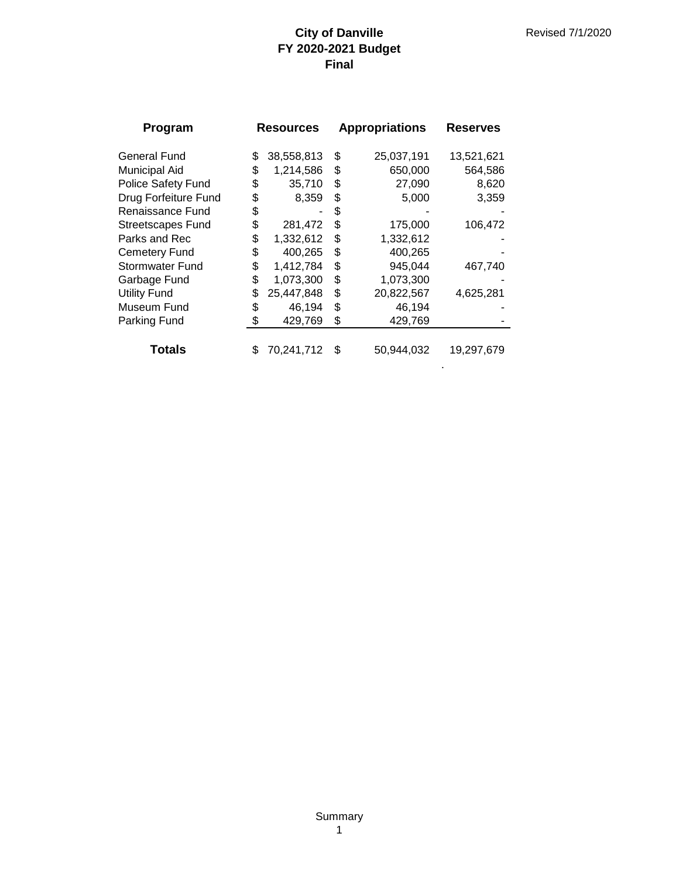# City of Danville
## FY 2020-2021 Budget
## Final

Revised 7/1/2020

| Program | Resources | Appropriations | Reserves |
|---|---|---|---|
| General Fund | $ 38,558,813 | $ 25,037,191 | 13,521,621 |
| Municipal Aid | $ 1,214,586 | $ 650,000 | 564,586 |
| Police Safety Fund | $ 35,710 | $ 27,090 | 8,620 |
| Drug Forfeiture Fund | $ 8,359 | $ 5,000 | 3,359 |
| Renaissance Fund | $ - | $ - | - |
| Streetscapes Fund | $ 281,472 | $ 175,000 | 106,472 |
| Parks and Rec | $ 1,332,612 | $ 1,332,612 | - |
| Cemetery Fund | $ 400,265 | $ 400,265 | - |
| Stormwater Fund | $ 1,412,784 | $ 945,044 | 467,740 |
| Garbage Fund | $ 1,073,300 | $ 1,073,300 | - |
| Utility Fund | $ 25,447,848 | $ 20,822,567 | 4,625,281 |
| Museum Fund | $ 46,194 | $ 46,194 | - |
| Parking Fund | $ 429,769 | $ 429,769 | - |
| **Totals** | $ 70,241,712 | $ 50,944,032 | 19,297,679 |

Summary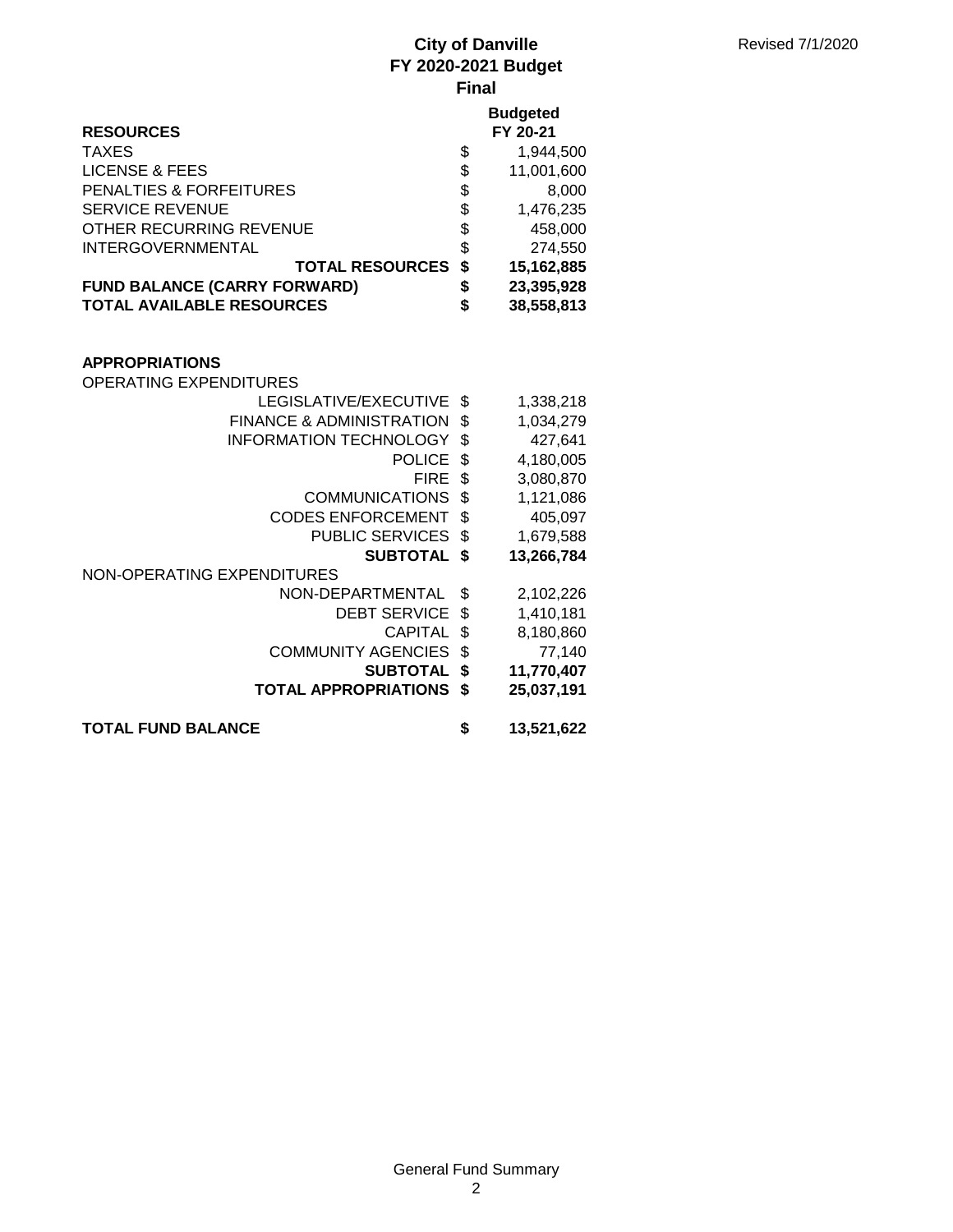# City of Danville
## FY 2020-2021 Budget
### Final

Revised 7/1/2020

| RESOURCES | | Budgeted FY 20-21 |
|---|---|---|
| TAXES | $ | 1,944,500 |
| LICENSE & FEES | $ | 11,001,600 |
| PENALTIES & FORFEITURES | $ | 8,000 |
| SERVICE REVENUE | $ | 1,476,235 |
| OTHER RECURRING REVENUE | $ | 458,000 |
| INTERGOVERNMENTAL | $ | 274,550 |
| **TOTAL RESOURCES** | **$** | **15,162,885** |
| **FUND BALANCE (CARRY FORWARD)** | **$** | **23,395,928** |
| **TOTAL AVAILABLE RESOURCES** | **$** | **38,558,813** |

| APPROPRIATIONS | | |
|---|---|---|
| OPERATING EXPENDITURES | | |
| LEGISLATIVE/EXECUTIVE | $ | 1,338,218 |
| FINANCE & ADMINISTRATION | $ | 1,034,279 |
| INFORMATION TECHNOLOGY | $ | 427,641 |
| POLICE | $ | 4,180,005 |
| FIRE | $ | 3,080,870 |
| COMMUNICATIONS | $ | 1,121,086 |
| CODES ENFORCEMENT | $ | 405,097 |
| PUBLIC SERVICES | $ | 1,679,588 |
| **SUBTOTAL** | **$** | **13,266,784** |
| NON-OPERATING EXPENDITURES | | |
| NON-DEPARTMENTAL | $ | 2,102,226 |
| DEBT SERVICE | $ | 1,410,181 |
| CAPITAL | $ | 8,180,860 |
| COMMUNITY AGENCIES | $ | 77,140 |
| **SUBTOTAL** | **$** | **11,770,407** |
| **TOTAL APPROPRIATIONS** | **$** | **25,037,191** |
| | | |
| **TOTAL FUND BALANCE** | **$** | **13,521,622** |

General Fund Summary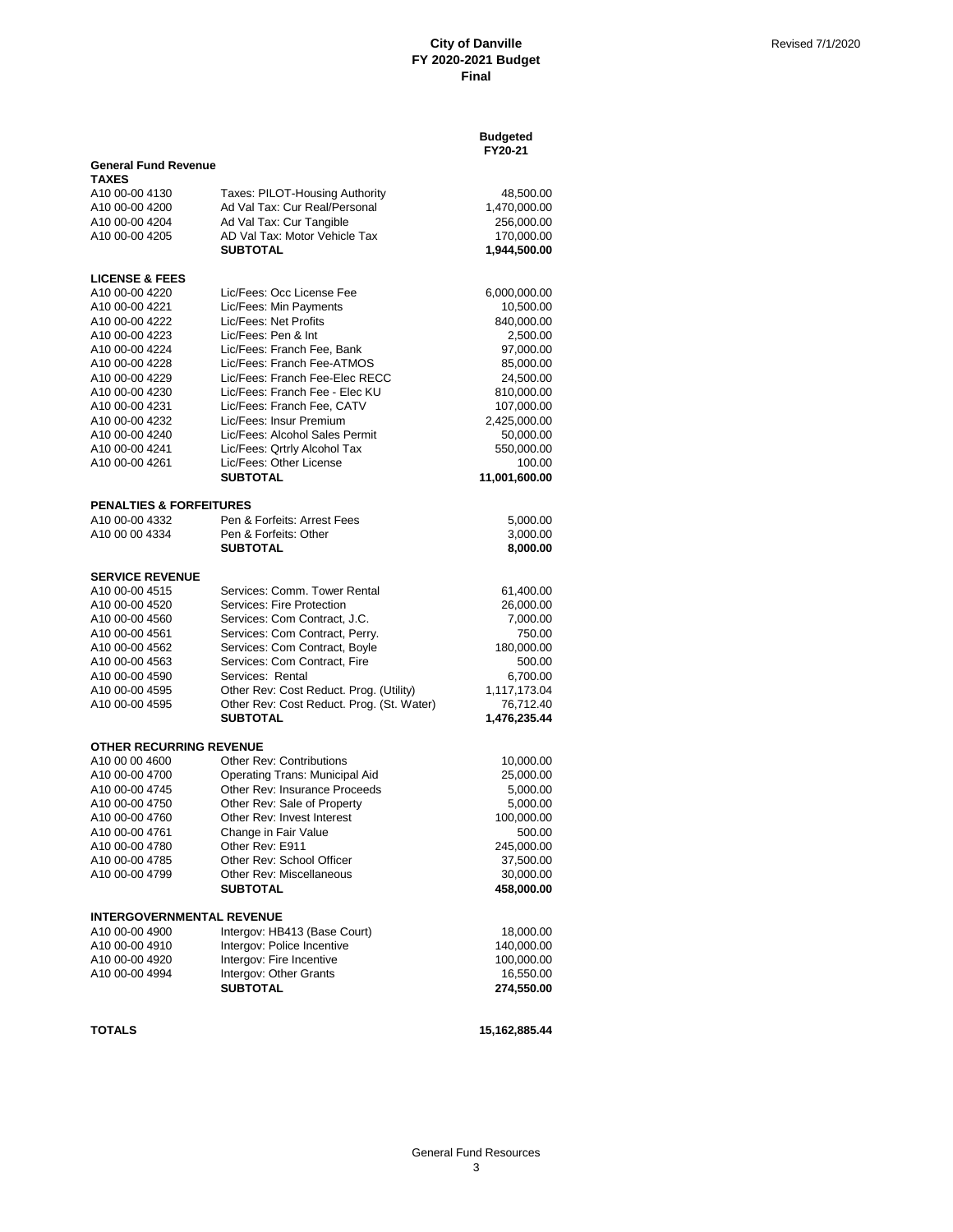**City of Danville**
**FY 2020-2021 Budget**
**Final**

Revised 7/1/2020

| | | **Budgeted FY20-21** |
|---|---|---|
| **General Fund Revenue** | | |
| **TAXES** | | |
| A10 00-00 4130 | Taxes: PILOT-Housing Authority | 48,500.00 |
| A10 00-00 4200 | Ad Val Tax: Cur Real/Personal | 1,470,000.00 |
| A10 00-00 4204 | Ad Val Tax: Cur Tangible | 256,000.00 |
| A10 00-00 4205 | AD Val Tax: Motor Vehicle Tax | 170,000.00 |
| | **SUBTOTAL** | **1,944,500.00** |
| **LICENSE & FEES** | | |
| A10 00-00 4220 | Lic/Fees: Occ License Fee | 6,000,000.00 |
| A10 00-00 4221 | Lic/Fees: Min Payments | 10,500.00 |
| A10 00-00 4222 | Lic/Fees: Net Profits | 840,000.00 |
| A10 00-00 4223 | Lic/Fees: Pen & Int | 2,500.00 |
| A10 00-00 4224 | Lic/Fees: Franch Fee, Bank | 97,000.00 |
| A10 00-00 4228 | Lic/Fees: Franch Fee-ATMOS | 85,000.00 |
| A10 00-00 4229 | Lic/Fees: Franch Fee-Elec RECC | 24,500.00 |
| A10 00-00 4230 | Lic/Fees: Franch Fee - Elec KU | 810,000.00 |
| A10 00-00 4231 | Lic/Fees: Franch Fee, CATV | 107,000.00 |
| A10 00-00 4232 | Lic/Fees: Insur Premium | 2,425,000.00 |
| A10 00-00 4240 | Lic/Fees: Alcohol Sales Permit | 50,000.00 |
| A10 00-00 4241 | Lic/Fees: Qrtrly Alcohol Tax | 550,000.00 |
| A10 00-00 4261 | Lic/Fees: Other License | 100.00 |
| | **SUBTOTAL** | **11,001,600.00** |
| **PENALTIES & FORFEITURES** | | |
| A10 00-00 4332 | Pen & Forfeits: Arrest Fees | 5,000.00 |
| A10 00 00 4334 | Pen & Forfeits: Other | 3,000.00 |
| | **SUBTOTAL** | **8,000.00** |
| **SERVICE REVENUE** | | |
| A10 00-00 4515 | Services: Comm. Tower Rental | 61,400.00 |
| A10 00-00 4520 | Services: Fire Protection | 26,000.00 |
| A10 00-00 4560 | Services: Com Contract, J.C. | 7,000.00 |
| A10 00-00 4561 | Services: Com Contract, Perry. | 750.00 |
| A10 00-00 4562 | Services: Com Contract, Boyle | 180,000.00 |
| A10 00-00 4563 | Services: Com Contract, Fire | 500.00 |
| A10 00-00 4590 | Services: Rental | 6,700.00 |
| A10 00-00 4595 | Other Rev: Cost Reduct. Prog. (Utility) | 1,117,173.04 |
| A10 00-00 4595 | Other Rev: Cost Reduct. Prog. (St. Water) | 76,712.40 |
| | **SUBTOTAL** | **1,476,235.44** |
| **OTHER RECURRING REVENUE** | | |
| A10 00 00 4600 | Other Rev: Contributions | 10,000.00 |
| A10 00-00 4700 | Operating Trans: Municipal Aid | 25,000.00 |
| A10 00-00 4745 | Other Rev: Insurance Proceeds | 5,000.00 |
| A10 00-00 4750 | Other Rev: Sale of Property | 5,000.00 |
| A10 00-00 4760 | Other Rev: Invest Interest | 100,000.00 |
| A10 00-00 4761 | Change in Fair Value | 500.00 |
| A10 00-00 4780 | Other Rev: E911 | 245,000.00 |
| A10 00-00 4785 | Other Rev: School Officer | 37,500.00 |
| A10 00-00 4799 | Other Rev: Miscellaneous | 30,000.00 |
| | **SUBTOTAL** | **458,000.00** |
| **INTERGOVERNMENTAL REVENUE** | | |
| A10 00-00 4900 | Intergov: HB413 (Base Court) | 18,000.00 |
| A10 00-00 4910 | Intergov: Police Incentive | 140,000.00 |
| A10 00-00 4920 | Intergov: Fire Incentive | 100,000.00 |
| A10 00-00 4994 | Intergov: Other Grants | 16,550.00 |
| | **SUBTOTAL** | **274,550.00** |
| **TOTALS** | | **15,162,885.44** |

General Fund Resources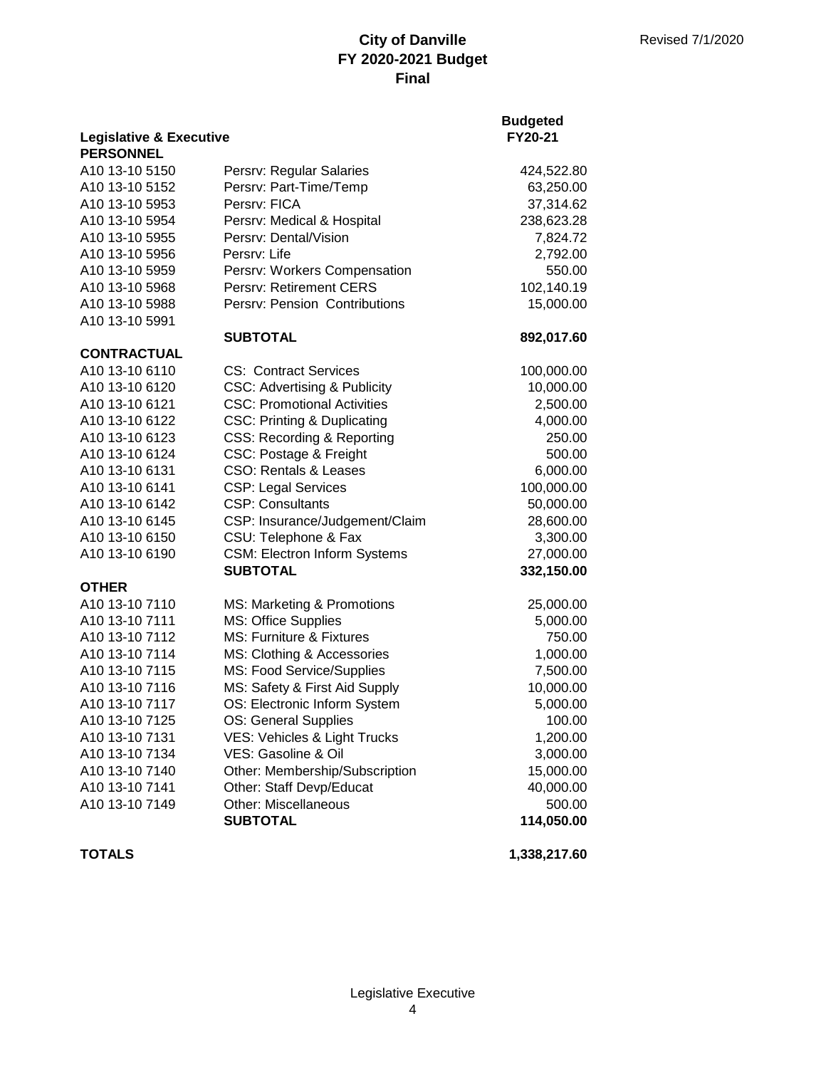# City of Danville
## FY 2020-2021 Budget
## Final

Revised 7/1/2020

| Legislative & Executive | | Budgeted FY20-21 |
|---|---|---|
| **PERSONNEL** | | |
| A10 13-10 5150 | Persrv: Regular Salaries | 424,522.80 |
| A10 13-10 5152 | Persrv: Part-Time/Temp | 63,250.00 |
| A10 13-10 5953 | Persrv: FICA | 37,314.62 |
| A10 13-10 5954 | Persrv: Medical & Hospital | 238,623.28 |
| A10 13-10 5955 | Persrv: Dental/Vision | 7,824.72 |
| A10 13-10 5956 | Persrv: Life | 2,792.00 |
| A10 13-10 5959 | Persrv: Workers Compensation | 550.00 |
| A10 13-10 5968 | Persrv: Retirement CERS | 102,140.19 |
| A10 13-10 5988 | Persrv: Pension Contributions | 15,000.00 |
| A10 13-10 5991 | | |
| | **SUBTOTAL** | **892,017.60** |
| **CONTRACTUAL** | | |
| A10 13-10 6110 | CS: Contract Services | 100,000.00 |
| A10 13-10 6120 | CSC: Advertising & Publicity | 10,000.00 |
| A10 13-10 6121 | CSC: Promotional Activities | 2,500.00 |
| A10 13-10 6122 | CSC: Printing & Duplicating | 4,000.00 |
| A10 13-10 6123 | CSS: Recording & Reporting | 250.00 |
| A10 13-10 6124 | CSC: Postage & Freight | 500.00 |
| A10 13-10 6131 | CSO: Rentals & Leases | 6,000.00 |
| A10 13-10 6141 | CSP: Legal Services | 100,000.00 |
| A10 13-10 6142 | CSP: Consultants | 50,000.00 |
| A10 13-10 6145 | CSP: Insurance/Judgement/Claim | 28,600.00 |
| A10 13-10 6150 | CSU: Telephone & Fax | 3,300.00 |
| A10 13-10 6190 | CSM: Electron Inform Systems | 27,000.00 |
| | **SUBTOTAL** | **332,150.00** |
| **OTHER** | | |
| A10 13-10 7110 | MS: Marketing & Promotions | 25,000.00 |
| A10 13-10 7111 | MS: Office Supplies | 5,000.00 |
| A10 13-10 7112 | MS: Furniture & Fixtures | 750.00 |
| A10 13-10 7114 | MS: Clothing & Accessories | 1,000.00 |
| A10 13-10 7115 | MS: Food Service/Supplies | 7,500.00 |
| A10 13-10 7116 | MS: Safety & First Aid Supply | 10,000.00 |
| A10 13-10 7117 | OS: Electronic Inform System | 5,000.00 |
| A10 13-10 7125 | OS: General Supplies | 100.00 |
| A10 13-10 7131 | VES: Vehicles & Light Trucks | 1,200.00 |
| A10 13-10 7134 | VES: Gasoline & Oil | 3,000.00 |
| A10 13-10 7140 | Other: Membership/Subscription | 15,000.00 |
| A10 13-10 7141 | Other: Staff Devp/Educat | 40,000.00 |
| A10 13-10 7149 | Other: Miscellaneous | 500.00 |
| | **SUBTOTAL** | **114,050.00** |
| **TOTALS** | | **1,338,217.60** |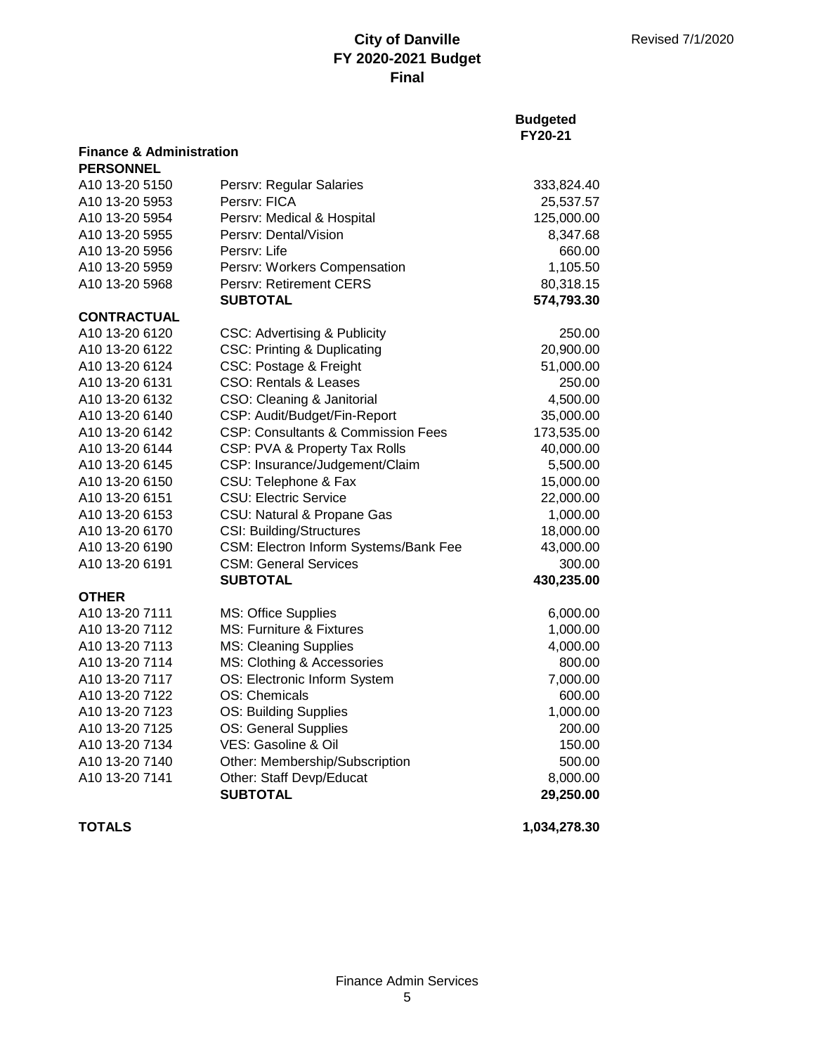# City of Danville
## FY 2020-2021 Budget
## Final

Revised 7/1/2020

| | | Budgeted FY20-21 |
|---|---|---|
| **Finance & Administration** | | |
| **PERSONNEL** | | |
| A10 13-20 5150 | Persrv: Regular Salaries | 333,824.40 |
| A10 13-20 5953 | Persrv: FICA | 25,537.57 |
| A10 13-20 5954 | Persrv: Medical & Hospital | 125,000.00 |
| A10 13-20 5955 | Persrv: Dental/Vision | 8,347.68 |
| A10 13-20 5956 | Persrv: Life | 660.00 |
| A10 13-20 5959 | Persrv: Workers Compensation | 1,105.50 |
| A10 13-20 5968 | Persrv: Retirement CERS | 80,318.15 |
| | **SUBTOTAL** | **574,793.30** |
| **CONTRACTUAL** | | |
| A10 13-20 6120 | CSC: Advertising & Publicity | 250.00 |
| A10 13-20 6122 | CSC: Printing & Duplicating | 20,900.00 |
| A10 13-20 6124 | CSC: Postage & Freight | 51,000.00 |
| A10 13-20 6131 | CSO: Rentals & Leases | 250.00 |
| A10 13-20 6132 | CSO: Cleaning & Janitorial | 4,500.00 |
| A10 13-20 6140 | CSP: Audit/Budget/Fin-Report | 35,000.00 |
| A10 13-20 6142 | CSP: Consultants & Commission Fees | 173,535.00 |
| A10 13-20 6144 | CSP: PVA & Property Tax Rolls | 40,000.00 |
| A10 13-20 6145 | CSP: Insurance/Judgement/Claim | 5,500.00 |
| A10 13-20 6150 | CSU: Telephone & Fax | 15,000.00 |
| A10 13-20 6151 | CSU: Electric Service | 22,000.00 |
| A10 13-20 6153 | CSU: Natural & Propane Gas | 1,000.00 |
| A10 13-20 6170 | CSI: Building/Structures | 18,000.00 |
| A10 13-20 6190 | CSM: Electron Inform Systems/Bank Fee | 43,000.00 |
| A10 13-20 6191 | CSM: General Services | 300.00 |
| | **SUBTOTAL** | **430,235.00** |
| **OTHER** | | |
| A10 13-20 7111 | MS: Office Supplies | 6,000.00 |
| A10 13-20 7112 | MS: Furniture & Fixtures | 1,000.00 |
| A10 13-20 7113 | MS: Cleaning Supplies | 4,000.00 |
| A10 13-20 7114 | MS: Clothing & Accessories | 800.00 |
| A10 13-20 7117 | OS: Electronic Inform System | 7,000.00 |
| A10 13-20 7122 | OS: Chemicals | 600.00 |
| A10 13-20 7123 | OS: Building Supplies | 1,000.00 |
| A10 13-20 7125 | OS: General Supplies | 200.00 |
| A10 13-20 7134 | VES: Gasoline & Oil | 150.00 |
| A10 13-20 7140 | Other: Membership/Subscription | 500.00 |
| A10 13-20 7141 | Other: Staff Devp/Educat | 8,000.00 |
| | **SUBTOTAL** | **29,250.00** |
| **TOTALS** | | **1,034,278.30** |

Finance Admin Services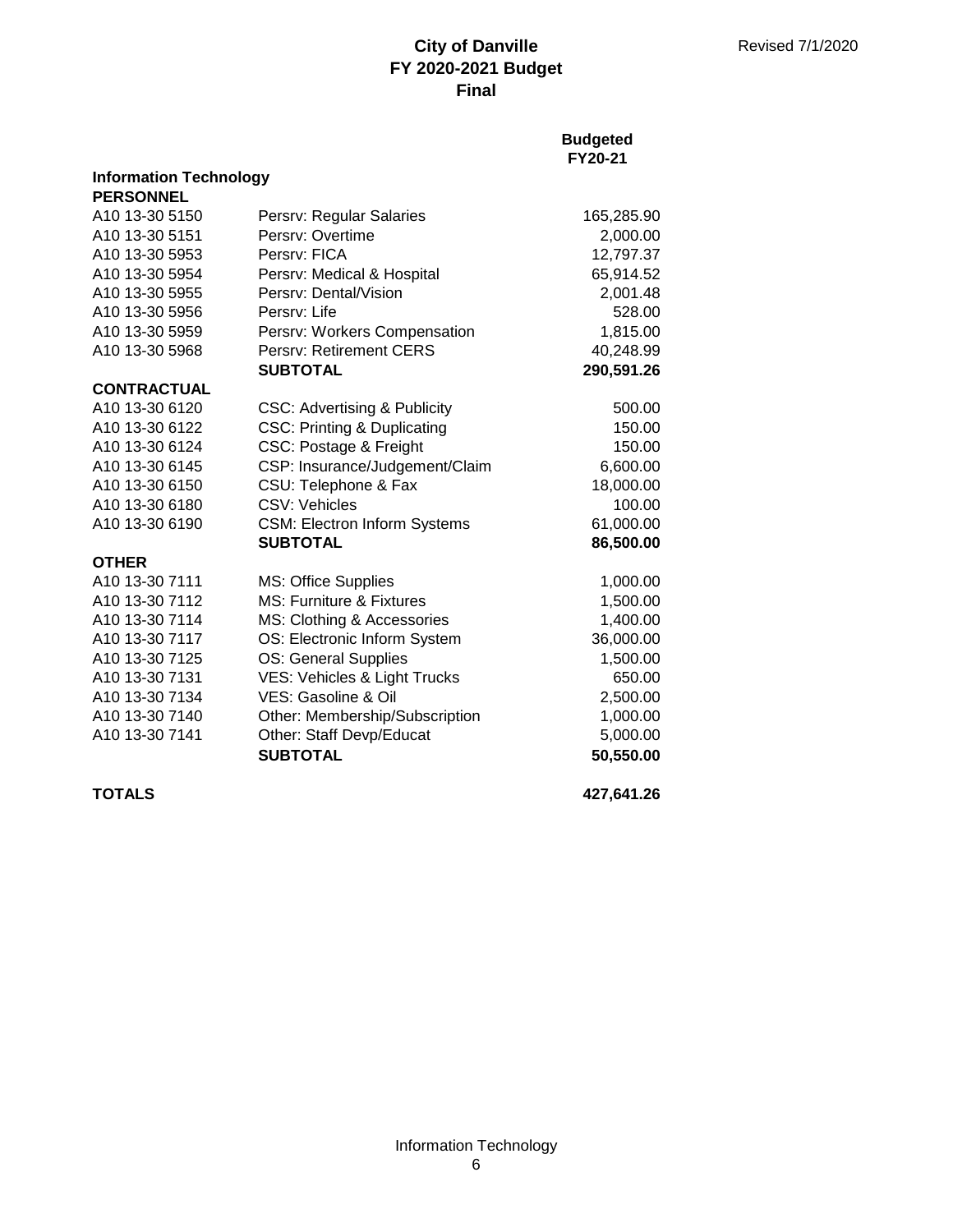# City of Danville
## FY 2020-2021 Budget
## Final

Revised 7/1/2020

| | | Budgeted FY20-21 |
|---|---|---|
| **Information Technology** | | |
| **PERSONNEL** | | |
| A10 13-30 5150 | Persrv: Regular Salaries | 165,285.90 |
| A10 13-30 5151 | Persrv: Overtime | 2,000.00 |
| A10 13-30 5953 | Persrv: FICA | 12,797.37 |
| A10 13-30 5954 | Persrv: Medical & Hospital | 65,914.52 |
| A10 13-30 5955 | Persrv: Dental/Vision | 2,001.48 |
| A10 13-30 5956 | Persrv: Life | 528.00 |
| A10 13-30 5959 | Persrv: Workers Compensation | 1,815.00 |
| A10 13-30 5968 | Persrv: Retirement CERS | 40,248.99 |
| | **SUBTOTAL** | **290,591.26** |
| **CONTRACTUAL** | | |
| A10 13-30 6120 | CSC: Advertising & Publicity | 500.00 |
| A10 13-30 6122 | CSC: Printing & Duplicating | 150.00 |
| A10 13-30 6124 | CSC: Postage & Freight | 150.00 |
| A10 13-30 6145 | CSP: Insurance/Judgement/Claim | 6,600.00 |
| A10 13-30 6150 | CSU: Telephone & Fax | 18,000.00 |
| A10 13-30 6180 | CSV: Vehicles | 100.00 |
| A10 13-30 6190 | CSM: Electron Inform Systems | 61,000.00 |
| | **SUBTOTAL** | **86,500.00** |
| **OTHER** | | |
| A10 13-30 7111 | MS: Office Supplies | 1,000.00 |
| A10 13-30 7112 | MS: Furniture & Fixtures | 1,500.00 |
| A10 13-30 7114 | MS: Clothing & Accessories | 1,400.00 |
| A10 13-30 7117 | OS: Electronic Inform System | 36,000.00 |
| A10 13-30 7125 | OS: General Supplies | 1,500.00 |
| A10 13-30 7131 | VES: Vehicles & Light Trucks | 650.00 |
| A10 13-30 7134 | VES: Gasoline & Oil | 2,500.00 |
| A10 13-30 7140 | Other: Membership/Subscription | 1,000.00 |
| A10 13-30 7141 | Other: Staff Devp/Educat | 5,000.00 |
| | **SUBTOTAL** | **50,550.00** |
| **TOTALS** | | **427,641.26** |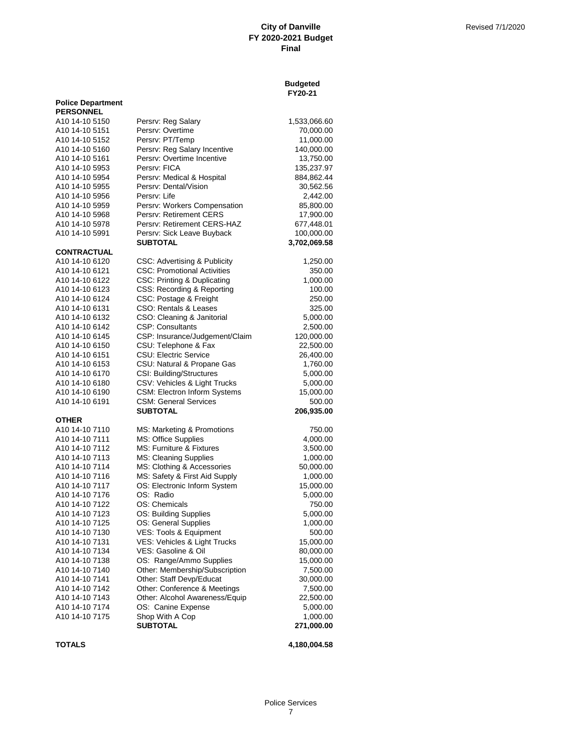**City of Danville**
**FY 2020-2021 Budget**
**Final**

Revised 7/1/2020

| | | Budgeted FY20-21 |
|---|---|---|
| **Police Department** | | |
| **PERSONNEL** | | |
| A10 14-10 5150 | Persrv: Reg Salary | 1,533,066.60 |
| A10 14-10 5151 | Persrv: Overtime | 70,000.00 |
| A10 14-10 5152 | Persrv: PT/Temp | 11,000.00 |
| A10 14-10 5160 | Persrv: Reg Salary Incentive | 140,000.00 |
| A10 14-10 5161 | Persrv: Overtime Incentive | 13,750.00 |
| A10 14-10 5953 | Persrv: FICA | 135,237.97 |
| A10 14-10 5954 | Persrv: Medical & Hospital | 884,862.44 |
| A10 14-10 5955 | Persrv: Dental/Vision | 30,562.56 |
| A10 14-10 5956 | Persrv: Life | 2,442.00 |
| A10 14-10 5959 | Persrv: Workers Compensation | 85,800.00 |
| A10 14-10 5968 | Persrv: Retirement CERS | 17,900.00 |
| A10 14-10 5978 | Persrv: Retirement CERS-HAZ | 677,448.01 |
| A10 14-10 5991 | Persrv: Sick Leave Buyback | 100,000.00 |
| | **SUBTOTAL** | **3,702,069.58** |
| **CONTRACTUAL** | | |
| A10 14-10 6120 | CSC: Advertising & Publicity | 1,250.00 |
| A10 14-10 6121 | CSC: Promotional Activities | 350.00 |
| A10 14-10 6122 | CSC: Printing & Duplicating | 1,000.00 |
| A10 14-10 6123 | CSS: Recording & Reporting | 100.00 |
| A10 14-10 6124 | CSC: Postage & Freight | 250.00 |
| A10 14-10 6131 | CSO: Rentals & Leases | 325.00 |
| A10 14-10 6132 | CSO: Cleaning & Janitorial | 5,000.00 |
| A10 14-10 6142 | CSP: Consultants | 2,500.00 |
| A10 14-10 6145 | CSP: Insurance/Judgement/Claim | 120,000.00 |
| A10 14-10 6150 | CSU: Telephone & Fax | 22,500.00 |
| A10 14-10 6151 | CSU: Electric Service | 26,400.00 |
| A10 14-10 6153 | CSU: Natural & Propane Gas | 1,760.00 |
| A10 14-10 6170 | CSI: Building/Structures | 5,000.00 |
| A10 14-10 6180 | CSV: Vehicles & Light Trucks | 5,000.00 |
| A10 14-10 6190 | CSM: Electron Inform Systems | 15,000.00 |
| A10 14-10 6191 | CSM: General Services | 500.00 |
| | **SUBTOTAL** | **206,935.00** |
| **OTHER** | | |
| A10 14-10 7110 | MS: Marketing & Promotions | 750.00 |
| A10 14-10 7111 | MS: Office Supplies | 4,000.00 |
| A10 14-10 7112 | MS: Furniture & Fixtures | 3,500.00 |
| A10 14-10 7113 | MS: Cleaning Supplies | 1,000.00 |
| A10 14-10 7114 | MS: Clothing & Accessories | 50,000.00 |
| A10 14-10 7116 | MS: Safety & First Aid Supply | 1,000.00 |
| A10 14-10 7117 | OS: Electronic Inform System | 15,000.00 |
| A10 14-10 7176 | OS: Radio | 5,000.00 |
| A10 14-10 7122 | OS: Chemicals | 750.00 |
| A10 14-10 7123 | OS: Building Supplies | 5,000.00 |
| A10 14-10 7125 | OS: General Supplies | 1,000.00 |
| A10 14-10 7130 | VES: Tools & Equipment | 500.00 |
| A10 14-10 7131 | VES: Vehicles & Light Trucks | 15,000.00 |
| A10 14-10 7134 | VES: Gasoline & Oil | 80,000.00 |
| A10 14-10 7138 | OS: Range/Ammo Supplies | 15,000.00 |
| A10 14-10 7140 | Other: Membership/Subscription | 7,500.00 |
| A10 14-10 7141 | Other: Staff Devp/Educat | 30,000.00 |
| A10 14-10 7142 | Other: Conference & Meetings | 7,500.00 |
| A10 14-10 7143 | Other: Alcohol Awareness/Equip | 22,500.00 |
| A10 14-10 7174 | OS: Canine Expense | 5,000.00 |
| A10 14-10 7175 | Shop With A Cop | 1,000.00 |
| | **SUBTOTAL** | **271,000.00** |
| **TOTALS** | | **4,180,004.58** |

Police Services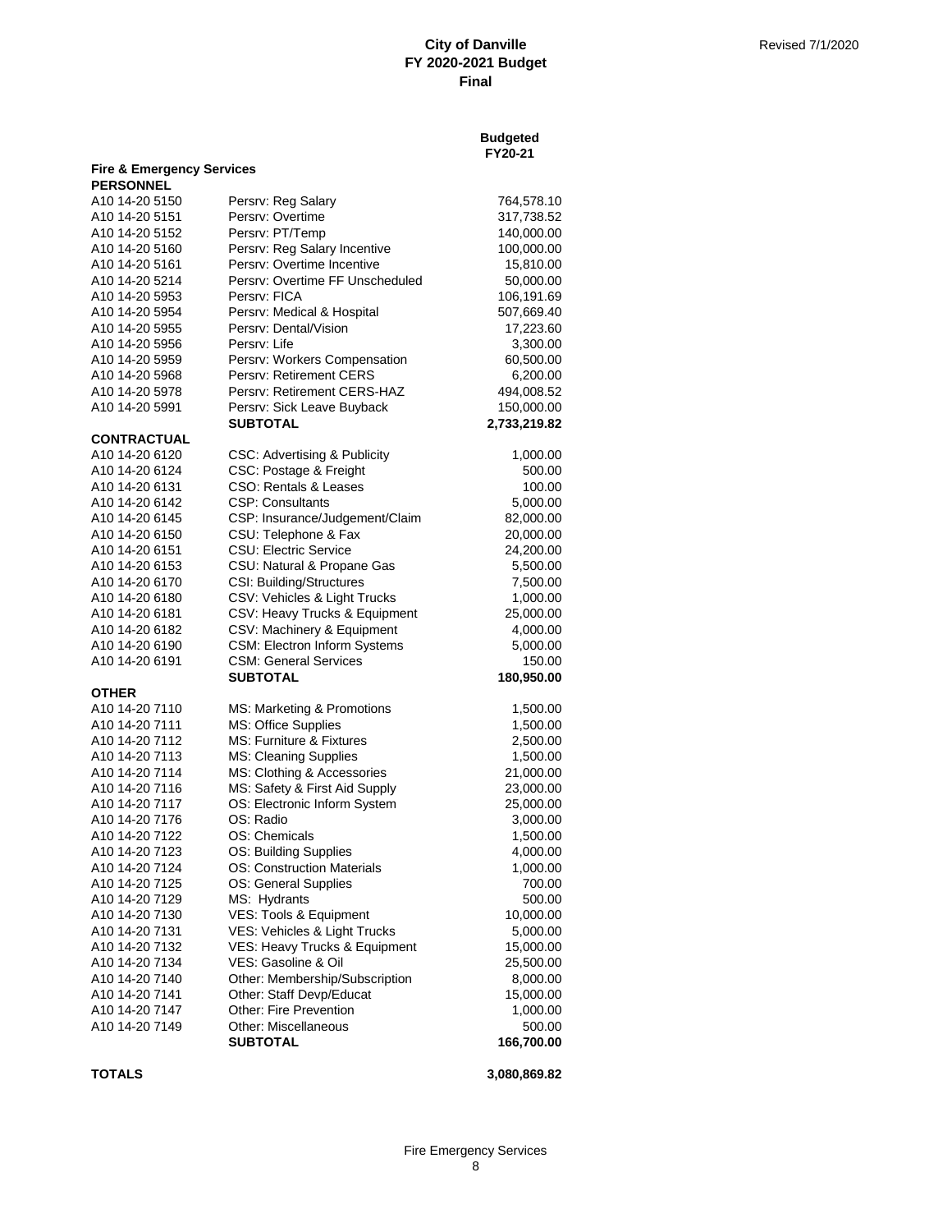# City of Danville
## FY 2020-2021 Budget
### Final

Revised 7/1/2020

| | | Budgeted FY20-21 |
|---|---|---|
| **Fire & Emergency Services** | | |
| **PERSONNEL** | | |
| A10 14-20 5150 | Persrv: Reg Salary | 764,578.10 |
| A10 14-20 5151 | Persrv: Overtime | 317,738.52 |
| A10 14-20 5152 | Persrv: PT/Temp | 140,000.00 |
| A10 14-20 5160 | Persrv: Reg Salary Incentive | 100,000.00 |
| A10 14-20 5161 | Persrv: Overtime Incentive | 15,810.00 |
| A10 14-20 5214 | Persrv: Overtime FF Unscheduled | 50,000.00 |
| A10 14-20 5953 | Persrv: FICA | 106,191.69 |
| A10 14-20 5954 | Persrv: Medical & Hospital | 507,669.40 |
| A10 14-20 5955 | Persrv: Dental/Vision | 17,223.60 |
| A10 14-20 5956 | Persrv: Life | 3,300.00 |
| A10 14-20 5959 | Persrv: Workers Compensation | 60,500.00 |
| A10 14-20 5968 | Persrv: Retirement CERS | 6,200.00 |
| A10 14-20 5978 | Persrv: Retirement CERS-HAZ | 494,008.52 |
| A10 14-20 5991 | Persrv: Sick Leave Buyback | 150,000.00 |
| | **SUBTOTAL** | **2,733,219.82** |
| **CONTRACTUAL** | | |
| A10 14-20 6120 | CSC: Advertising & Publicity | 1,000.00 |
| A10 14-20 6124 | CSC: Postage & Freight | 500.00 |
| A10 14-20 6131 | CSO: Rentals & Leases | 100.00 |
| A10 14-20 6142 | CSP: Consultants | 5,000.00 |
| A10 14-20 6145 | CSP: Insurance/Judgement/Claim | 82,000.00 |
| A10 14-20 6150 | CSU: Telephone & Fax | 20,000.00 |
| A10 14-20 6151 | CSU: Electric Service | 24,200.00 |
| A10 14-20 6153 | CSU: Natural & Propane Gas | 5,500.00 |
| A10 14-20 6170 | CSI: Building/Structures | 7,500.00 |
| A10 14-20 6180 | CSV: Vehicles & Light Trucks | 1,000.00 |
| A10 14-20 6181 | CSV: Heavy Trucks & Equipment | 25,000.00 |
| A10 14-20 6182 | CSV: Machinery & Equipment | 4,000.00 |
| A10 14-20 6190 | CSM: Electron Inform Systems | 5,000.00 |
| A10 14-20 6191 | CSM: General Services | 150.00 |
| | **SUBTOTAL** | **180,950.00** |
| **OTHER** | | |
| A10 14-20 7110 | MS: Marketing & Promotions | 1,500.00 |
| A10 14-20 7111 | MS: Office Supplies | 1,500.00 |
| A10 14-20 7112 | MS: Furniture & Fixtures | 2,500.00 |
| A10 14-20 7113 | MS: Cleaning Supplies | 1,500.00 |
| A10 14-20 7114 | MS: Clothing & Accessories | 21,000.00 |
| A10 14-20 7116 | MS: Safety & First Aid Supply | 23,000.00 |
| A10 14-20 7117 | OS: Electronic Inform System | 25,000.00 |
| A10 14-20 7176 | OS: Radio | 3,000.00 |
| A10 14-20 7122 | OS: Chemicals | 1,500.00 |
| A10 14-20 7123 | OS: Building Supplies | 4,000.00 |
| A10 14-20 7124 | OS: Construction Materials | 1,000.00 |
| A10 14-20 7125 | OS: General Supplies | 700.00 |
| A10 14-20 7129 | MS: Hydrants | 500.00 |
| A10 14-20 7130 | VES: Tools & Equipment | 10,000.00 |
| A10 14-20 7131 | VES: Vehicles & Light Trucks | 5,000.00 |
| A10 14-20 7132 | VES: Heavy Trucks & Equipment | 15,000.00 |
| A10 14-20 7134 | VES: Gasoline & Oil | 25,500.00 |
| A10 14-20 7140 | Other: Membership/Subscription | 8,000.00 |
| A10 14-20 7141 | Other: Staff Devp/Educat | 15,000.00 |
| A10 14-20 7147 | Other: Fire Prevention | 1,000.00 |
| A10 14-20 7149 | Other: Miscellaneous | 500.00 |
| | **SUBTOTAL** | **166,700.00** |
| **TOTALS** | | **3,080,869.82** |

Fire Emergency Services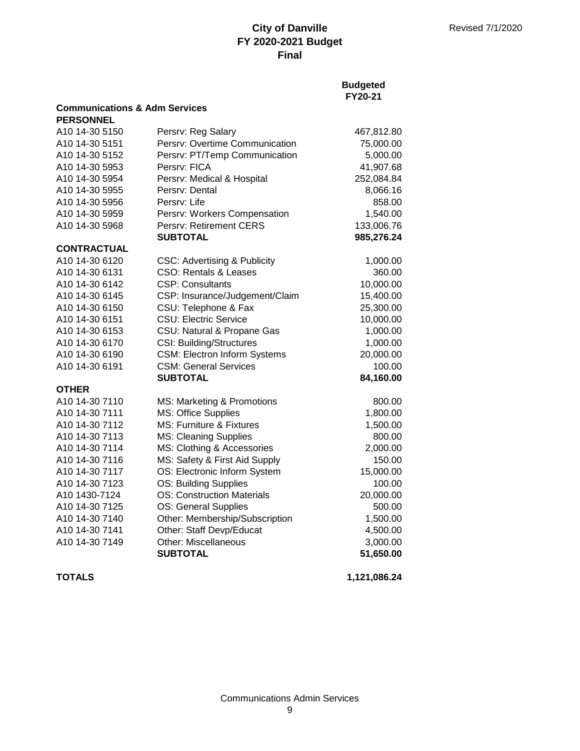Revised 7/1/2020

# City of Danville
## FY 2020-2021 Budget
## Final

| | | Budgeted FY20-21 |
|---|---|---|
| **Communications & Adm Services** | | |
| **PERSONNEL** | | |
| A10 14-30 5150 | Persrv: Reg Salary | 467,812.80 |
| A10 14-30 5151 | Persrv: Overtime Communication | 75,000.00 |
| A10 14-30 5152 | Persrv: PT/Temp Communication | 5,000.00 |
| A10 14-30 5953 | Persrv: FICA | 41,907.68 |
| A10 14-30 5954 | Persrv: Medical & Hospital | 252,084.84 |
| A10 14-30 5955 | Persrv: Dental | 8,066.16 |
| A10 14-30 5956 | Persrv: Life | 858.00 |
| A10 14-30 5959 | Persrv: Workers Compensation | 1,540.00 |
| A10 14-30 5968 | Persrv: Retirement CERS | 133,006.76 |
| | **SUBTOTAL** | **985,276.24** |
| **CONTRACTUAL** | | |
| A10 14-30 6120 | CSC: Advertising & Publicity | 1,000.00 |
| A10 14-30 6131 | CSO: Rentals & Leases | 360.00 |
| A10 14-30 6142 | CSP: Consultants | 10,000.00 |
| A10 14-30 6145 | CSP: Insurance/Judgement/Claim | 15,400.00 |
| A10 14-30 6150 | CSU: Telephone & Fax | 25,300.00 |
| A10 14-30 6151 | CSU: Electric Service | 10,000.00 |
| A10 14-30 6153 | CSU: Natural & Propane Gas | 1,000.00 |
| A10 14-30 6170 | CSI: Building/Structures | 1,000.00 |
| A10 14-30 6190 | CSM: Electron Inform Systems | 20,000.00 |
| A10 14-30 6191 | CSM: General Services | 100.00 |
| | **SUBTOTAL** | **84,160.00** |
| **OTHER** | | |
| A10 14-30 7110 | MS: Marketing & Promotions | 800.00 |
| A10 14-30 7111 | MS: Office Supplies | 1,800.00 |
| A10 14-30 7112 | MS: Furniture & Fixtures | 1,500.00 |
| A10 14-30 7113 | MS: Cleaning Supplies | 800.00 |
| A10 14-30 7114 | MS: Clothing & Accessories | 2,000.00 |
| A10 14-30 7116 | MS: Safety & First Aid Supply | 150.00 |
| A10 14-30 7117 | OS: Electronic Inform System | 15,000.00 |
| A10 14-30 7123 | OS: Building Supplies | 100.00 |
| A10 1430-7124 | OS: Construction Materials | 20,000.00 |
| A10 14-30 7125 | OS: General Supplies | 500.00 |
| A10 14-30 7140 | Other: Membership/Subscription | 1,500.00 |
| A10 14-30 7141 | Other: Staff Devp/Educat | 4,500.00 |
| A10 14-30 7149 | Other: Miscellaneous | 3,000.00 |
| | **SUBTOTAL** | **51,650.00** |
| **TOTALS** | | **1,121,086.24** |

Communications Admin Services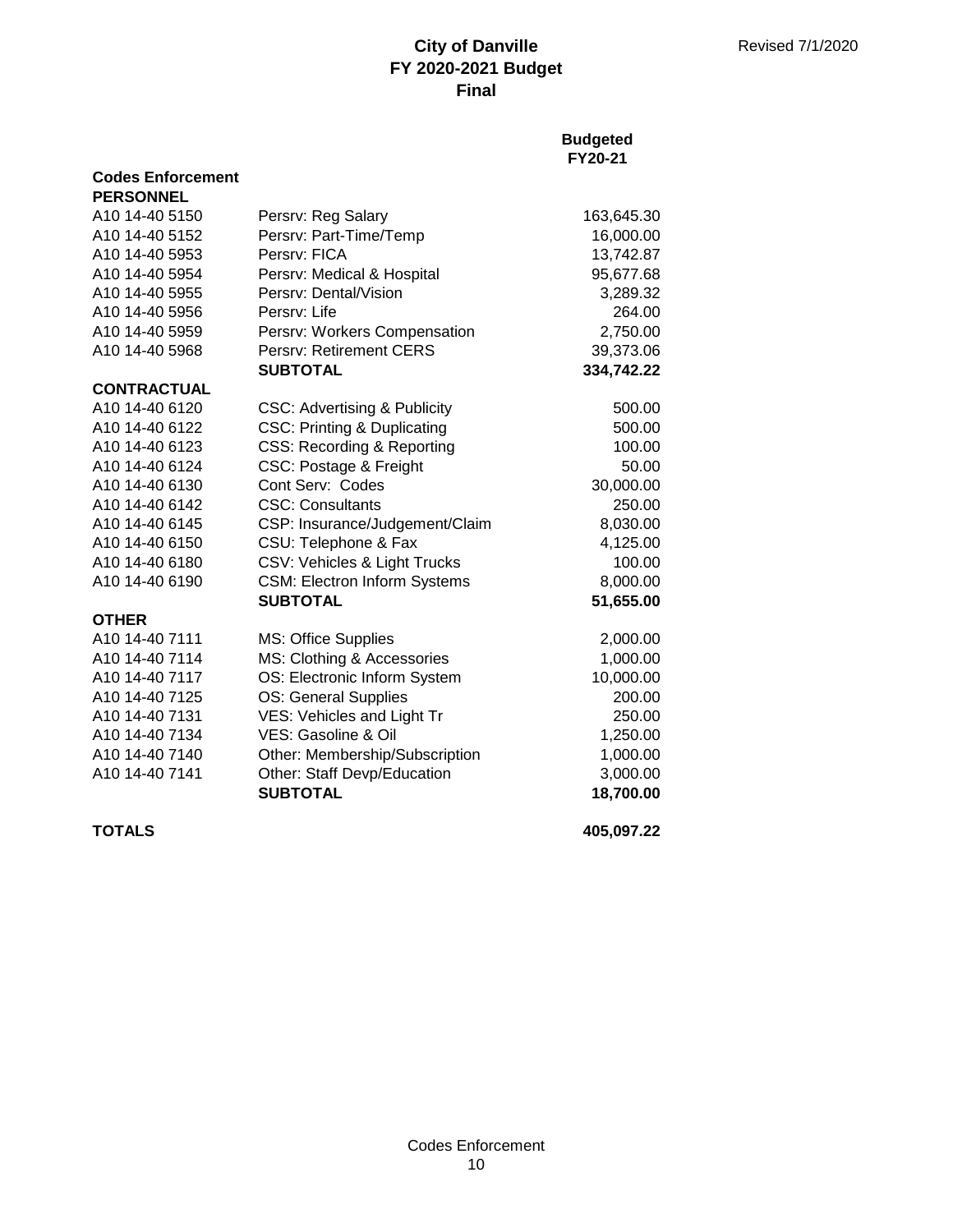# City of Danville
## FY 2020-2021 Budget
## Final

Revised 7/1/2020

| | | Budgeted FY20-21 |
|---|---|---|
| **Codes Enforcement** | | |
| **PERSONNEL** | | |
| A10 14-40 5150 | Persrv: Reg Salary | 163,645.30 |
| A10 14-40 5152 | Persrv: Part-Time/Temp | 16,000.00 |
| A10 14-40 5953 | Persrv: FICA | 13,742.87 |
| A10 14-40 5954 | Persrv: Medical & Hospital | 95,677.68 |
| A10 14-40 5955 | Persrv: Dental/Vision | 3,289.32 |
| A10 14-40 5956 | Persrv: Life | 264.00 |
| A10 14-40 5959 | Persrv: Workers Compensation | 2,750.00 |
| A10 14-40 5968 | Persrv: Retirement CERS | 39,373.06 |
| | **SUBTOTAL** | **334,742.22** |
| **CONTRACTUAL** | | |
| A10 14-40 6120 | CSC: Advertising & Publicity | 500.00 |
| A10 14-40 6122 | CSC: Printing & Duplicating | 500.00 |
| A10 14-40 6123 | CSS: Recording & Reporting | 100.00 |
| A10 14-40 6124 | CSC: Postage & Freight | 50.00 |
| A10 14-40 6130 | Cont Serv: Codes | 30,000.00 |
| A10 14-40 6142 | CSC: Consultants | 250.00 |
| A10 14-40 6145 | CSP: Insurance/Judgement/Claim | 8,030.00 |
| A10 14-40 6150 | CSU: Telephone & Fax | 4,125.00 |
| A10 14-40 6180 | CSV: Vehicles & Light Trucks | 100.00 |
| A10 14-40 6190 | CSM: Electron Inform Systems | 8,000.00 |
| | **SUBTOTAL** | **51,655.00** |
| **OTHER** | | |
| A10 14-40 7111 | MS: Office Supplies | 2,000.00 |
| A10 14-40 7114 | MS: Clothing & Accessories | 1,000.00 |
| A10 14-40 7117 | OS: Electronic Inform System | 10,000.00 |
| A10 14-40 7125 | OS: General Supplies | 200.00 |
| A10 14-40 7131 | VES: Vehicles and Light Tr | 250.00 |
| A10 14-40 7134 | VES: Gasoline & Oil | 1,250.00 |
| A10 14-40 7140 | Other: Membership/Subscription | 1,000.00 |
| A10 14-40 7141 | Other: Staff Devp/Education | 3,000.00 |
| | **SUBTOTAL** | **18,700.00** |
| **TOTALS** | | **405,097.22** |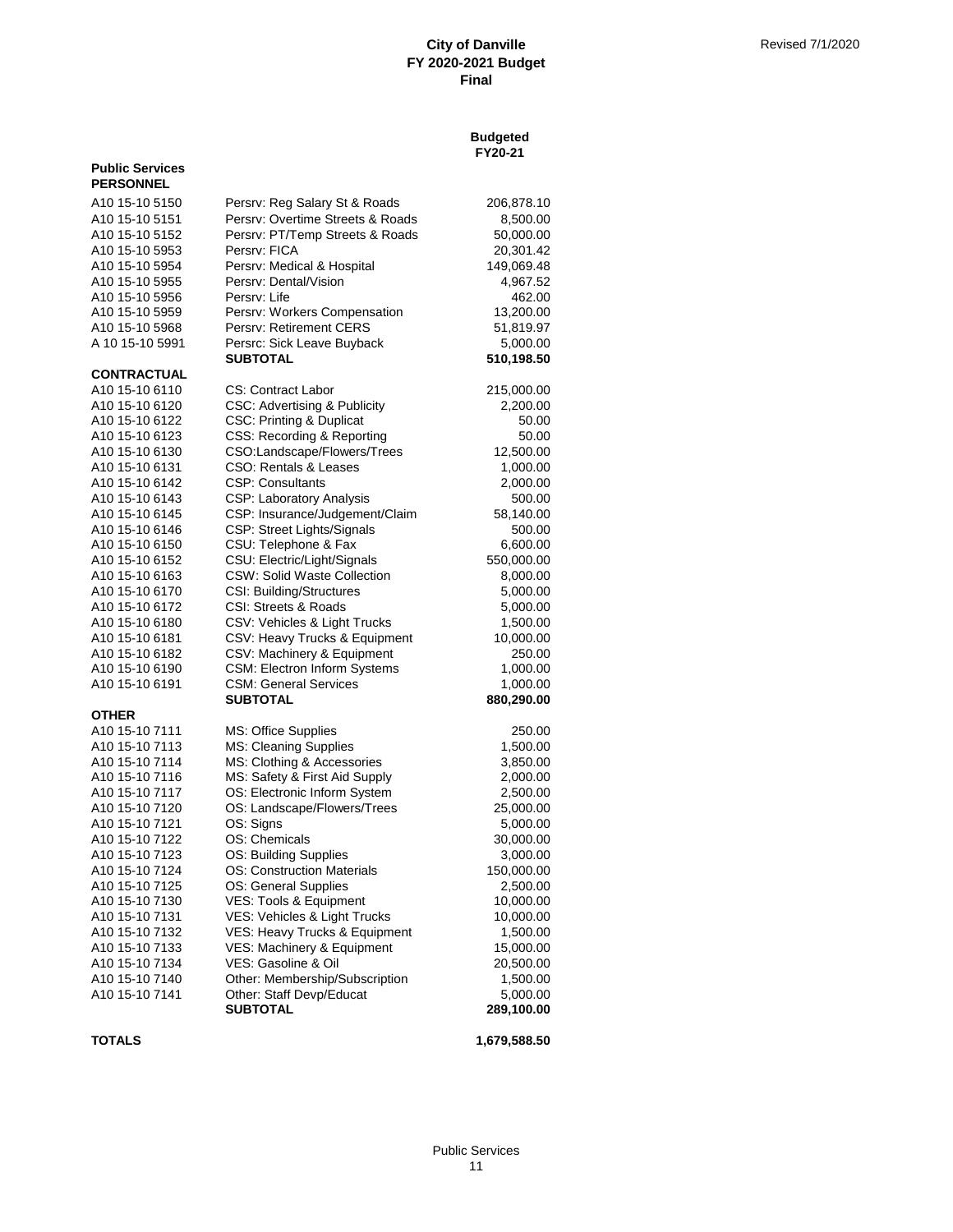**City of Danville**
**FY 2020-2021 Budget**
**Final**

Revised 7/1/2020

| | | Budgeted FY20-21 |
|---|---|---|
| **Public Services** | | |
| **PERSONNEL** | | |
| A10 15-10 5150 | Persrv: Reg Salary St & Roads | 206,878.10 |
| A10 15-10 5151 | Persrv: Overtime Streets & Roads | 8,500.00 |
| A10 15-10 5152 | Persrv: PT/Temp Streets & Roads | 50,000.00 |
| A10 15-10 5953 | Persrv: FICA | 20,301.42 |
| A10 15-10 5954 | Persrv: Medical & Hospital | 149,069.48 |
| A10 15-10 5955 | Persrv: Dental/Vision | 4,967.52 |
| A10 15-10 5956 | Persrv: Life | 462.00 |
| A10 15-10 5959 | Persrv: Workers Compensation | 13,200.00 |
| A10 15-10 5968 | Persrv: Retirement CERS | 51,819.97 |
| A 10 15-10 5991 | Persrc: Sick Leave Buyback | 5,000.00 |
| | **SUBTOTAL** | **510,198.50** |
| **CONTRACTUAL** | | |
| A10 15-10 6110 | CS: Contract Labor | 215,000.00 |
| A10 15-10 6120 | CSC: Advertising & Publicity | 2,200.00 |
| A10 15-10 6122 | CSC: Printing & Duplicat | 50.00 |
| A10 15-10 6123 | CSS: Recording & Reporting | 50.00 |
| A10 15-10 6130 | CSO:Landscape/Flowers/Trees | 12,500.00 |
| A10 15-10 6131 | CSO: Rentals & Leases | 1,000.00 |
| A10 15-10 6142 | CSP: Consultants | 2,000.00 |
| A10 15-10 6143 | CSP: Laboratory Analysis | 500.00 |
| A10 15-10 6145 | CSP: Insurance/Judgement/Claim | 58,140.00 |
| A10 15-10 6146 | CSP: Street Lights/Signals | 500.00 |
| A10 15-10 6150 | CSU: Telephone & Fax | 6,600.00 |
| A10 15-10 6152 | CSU: Electric/Light/Signals | 550,000.00 |
| A10 15-10 6163 | CSW: Solid Waste Collection | 8,000.00 |
| A10 15-10 6170 | CSI: Building/Structures | 5,000.00 |
| A10 15-10 6172 | CSI: Streets & Roads | 5,000.00 |
| A10 15-10 6180 | CSV: Vehicles & Light Trucks | 1,500.00 |
| A10 15-10 6181 | CSV: Heavy Trucks & Equipment | 10,000.00 |
| A10 15-10 6182 | CSV: Machinery & Equipment | 250.00 |
| A10 15-10 6190 | CSM: Electron Inform Systems | 1,000.00 |
| A10 15-10 6191 | CSM: General Services | 1,000.00 |
| | **SUBTOTAL** | **880,290.00** |
| **OTHER** | | |
| A10 15-10 7111 | MS: Office Supplies | 250.00 |
| A10 15-10 7113 | MS: Cleaning Supplies | 1,500.00 |
| A10 15-10 7114 | MS: Clothing & Accessories | 3,850.00 |
| A10 15-10 7116 | MS: Safety & First Aid Supply | 2,000.00 |
| A10 15-10 7117 | OS: Electronic Inform System | 2,500.00 |
| A10 15-10 7120 | OS: Landscape/Flowers/Trees | 25,000.00 |
| A10 15-10 7121 | OS: Signs | 5,000.00 |
| A10 15-10 7122 | OS: Chemicals | 30,000.00 |
| A10 15-10 7123 | OS: Building Supplies | 3,000.00 |
| A10 15-10 7124 | OS: Construction Materials | 150,000.00 |
| A10 15-10 7125 | OS: General Supplies | 2,500.00 |
| A10 15-10 7130 | VES: Tools & Equipment | 10,000.00 |
| A10 15-10 7131 | VES: Vehicles & Light Trucks | 10,000.00 |
| A10 15-10 7132 | VES: Heavy Trucks & Equipment | 1,500.00 |
| A10 15-10 7133 | VES: Machinery & Equipment | 15,000.00 |
| A10 15-10 7134 | VES: Gasoline & Oil | 20,500.00 |
| A10 15-10 7140 | Other: Membership/Subscription | 1,500.00 |
| A10 15-10 7141 | Other: Staff Devp/Educat | 5,000.00 |
| | **SUBTOTAL** | **289,100.00** |
| **TOTALS** | | **1,679,588.50** |

Public Services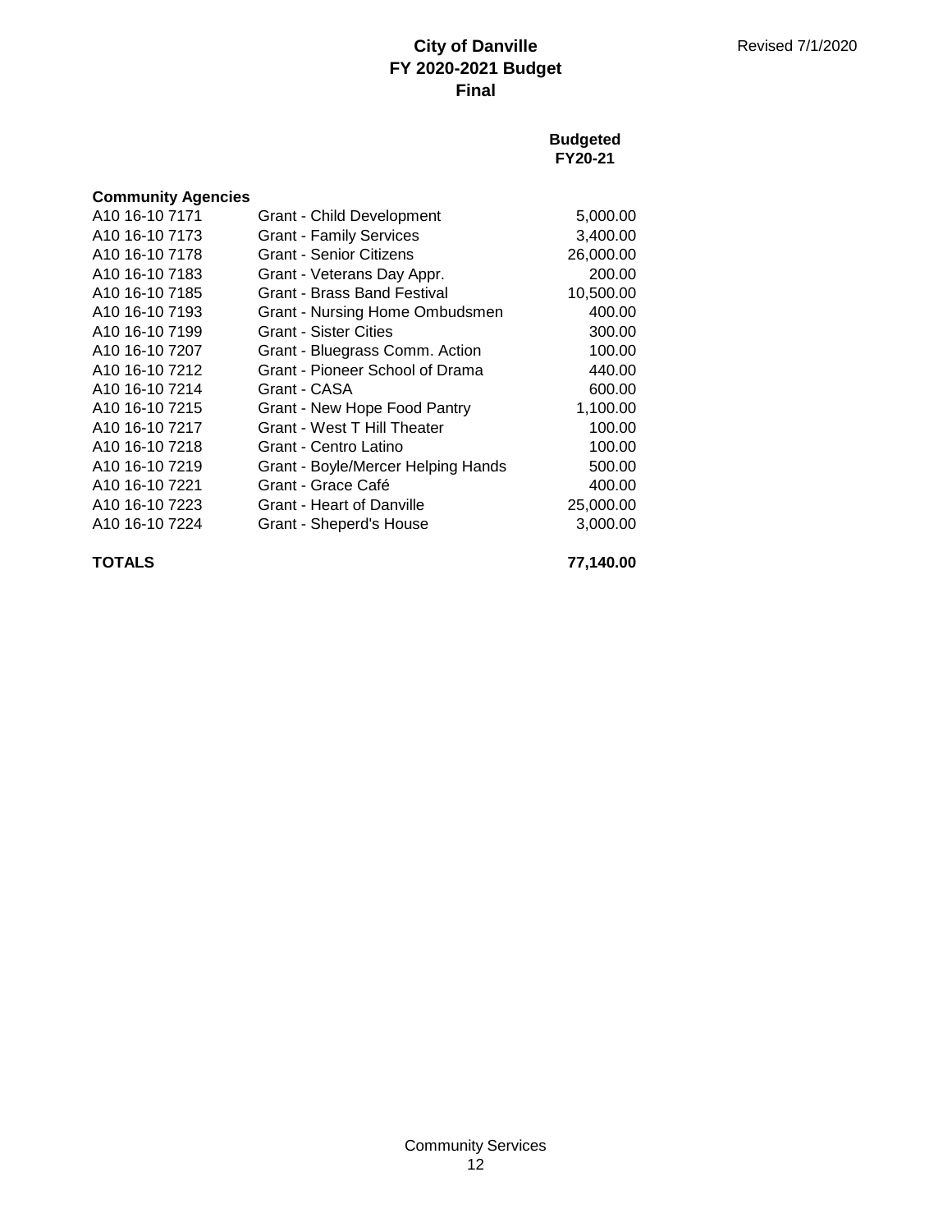# City of Danville
## FY 2020-2021 Budget
## Final

Revised 7/1/2020

| | | Budgeted FY20-21 |
|---|---|---|
| **Community Agencies** | | |
| A10 16-10 7171 | Grant - Child Development | 5,000.00 |
| A10 16-10 7173 | Grant - Family Services | 3,400.00 |
| A10 16-10 7178 | Grant - Senior Citizens | 26,000.00 |
| A10 16-10 7183 | Grant - Veterans Day Appr. | 200.00 |
| A10 16-10 7185 | Grant - Brass Band Festival | 10,500.00 |
| A10 16-10 7193 | Grant - Nursing Home Ombudsmen | 400.00 |
| A10 16-10 7199 | Grant - Sister Cities | 300.00 |
| A10 16-10 7207 | Grant - Bluegrass Comm. Action | 100.00 |
| A10 16-10 7212 | Grant - Pioneer School of Drama | 440.00 |
| A10 16-10 7214 | Grant - CASA | 600.00 |
| A10 16-10 7215 | Grant - New Hope Food Pantry | 1,100.00 |
| A10 16-10 7217 | Grant - West T Hill Theater | 100.00 |
| A10 16-10 7218 | Grant - Centro Latino | 100.00 |
| A10 16-10 7219 | Grant - Boyle/Mercer Helping Hands | 500.00 |
| A10 16-10 7221 | Grant - Grace Café | 400.00 |
| A10 16-10 7223 | Grant - Heart of Danville | 25,000.00 |
| A10 16-10 7224 | Grant - Sheperd's House | 3,000.00 |
| **TOTALS** | | **77,140.00** |

Community Services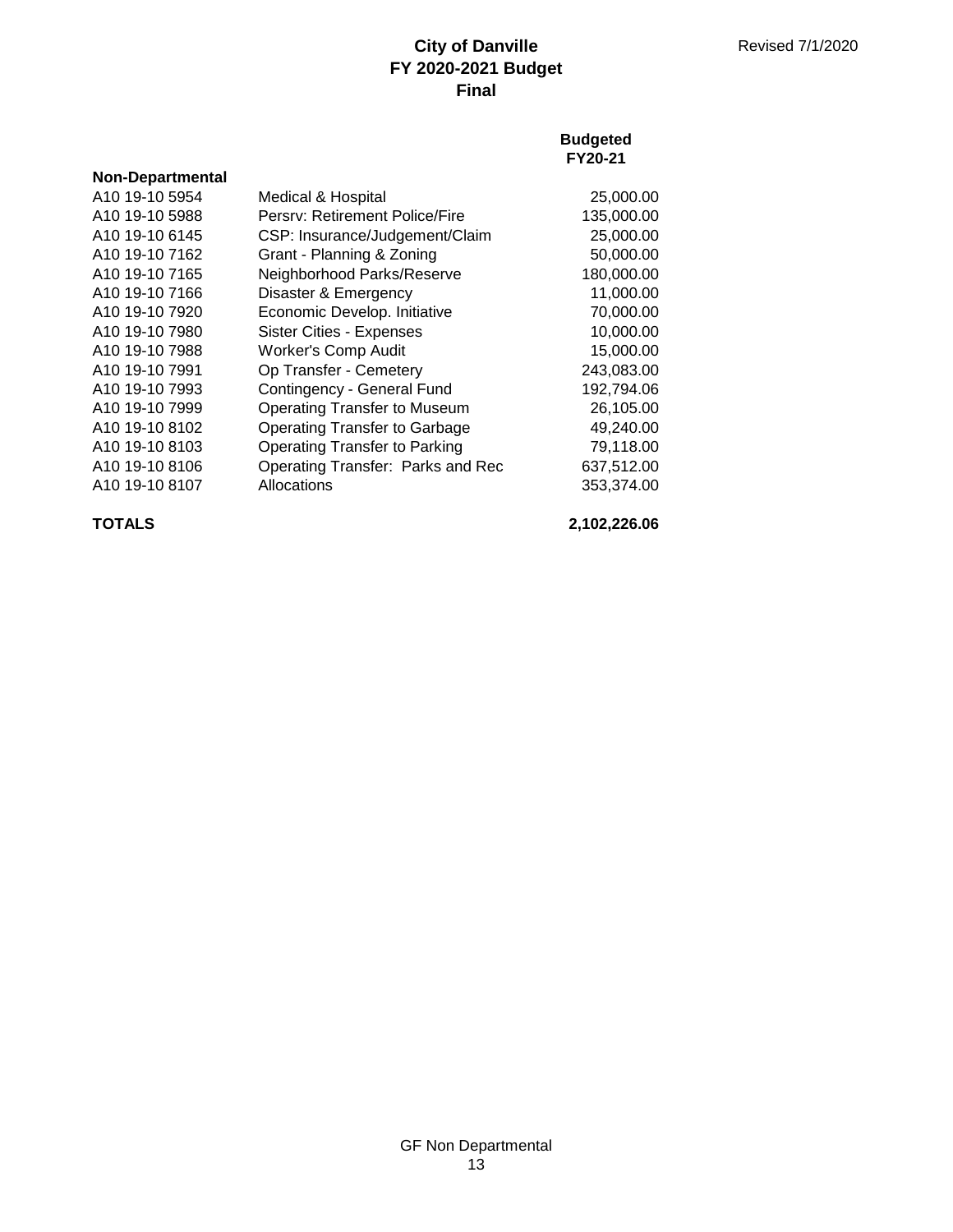# City of Danville
## FY 2020-2021 Budget
## Final

Revised 7/1/2020

| Non-Departmental | | Budgeted FY20-21 |
|---|---|---|
| A10 19-10 5954 | Medical & Hospital | 25,000.00 |
| A10 19-10 5988 | Persrv: Retirement Police/Fire | 135,000.00 |
| A10 19-10 6145 | CSP: Insurance/Judgement/Claim | 25,000.00 |
| A10 19-10 7162 | Grant - Planning & Zoning | 50,000.00 |
| A10 19-10 7165 | Neighborhood Parks/Reserve | 180,000.00 |
| A10 19-10 7166 | Disaster & Emergency | 11,000.00 |
| A10 19-10 7920 | Economic Develop. Initiative | 70,000.00 |
| A10 19-10 7980 | Sister Cities - Expenses | 10,000.00 |
| A10 19-10 7988 | Worker's Comp Audit | 15,000.00 |
| A10 19-10 7991 | Op Transfer - Cemetery | 243,083.00 |
| A10 19-10 7993 | Contingency - General Fund | 192,794.06 |
| A10 19-10 7999 | Operating Transfer to Museum | 26,105.00 |
| A10 19-10 8102 | Operating Transfer to Garbage | 49,240.00 |
| A10 19-10 8103 | Operating Transfer to Parking | 79,118.00 |
| A10 19-10 8106 | Operating Transfer: Parks and Rec | 637,512.00 |
| A10 19-10 8107 | Allocations | 353,374.00 |
| **TOTALS** | | **2,102,226.06** |

GF Non Departmental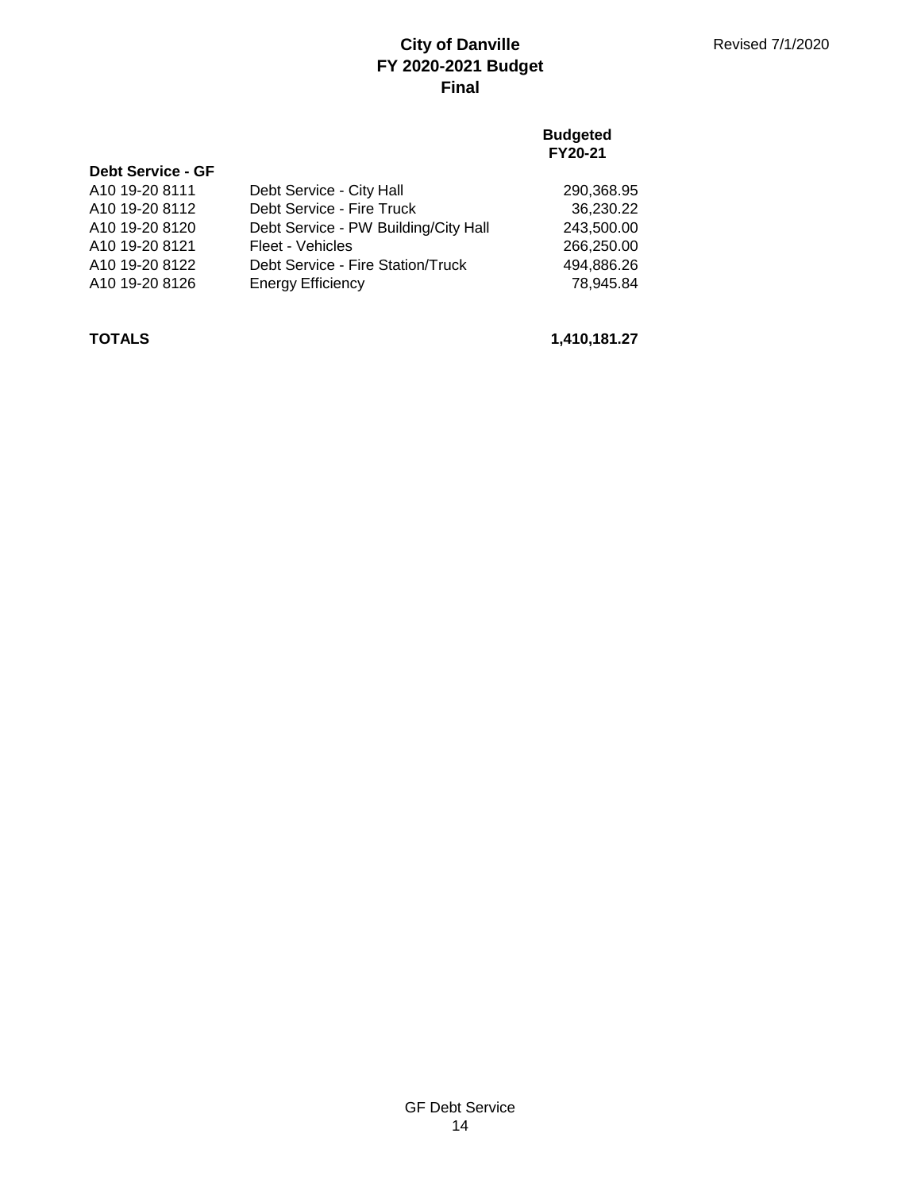# City of Danville
## FY 2020-2021 Budget
## Final

Revised 7/1/2020

| | | Budgeted FY20-21 |
|---|---|---|
| **Debt Service - GF** | | |
| A10 19-20 8111 | Debt Service - City Hall | 290,368.95 |
| A10 19-20 8112 | Debt Service - Fire Truck | 36,230.22 |
| A10 19-20 8120 | Debt Service - PW Building/City Hall | 243,500.00 |
| A10 19-20 8121 | Fleet - Vehicles | 266,250.00 |
| A10 19-20 8122 | Debt Service - Fire Station/Truck | 494,886.26 |
| A10 19-20 8126 | Energy Efficiency | 78,945.84 |
| **TOTALS** | | **1,410,181.27** |

GF Debt Service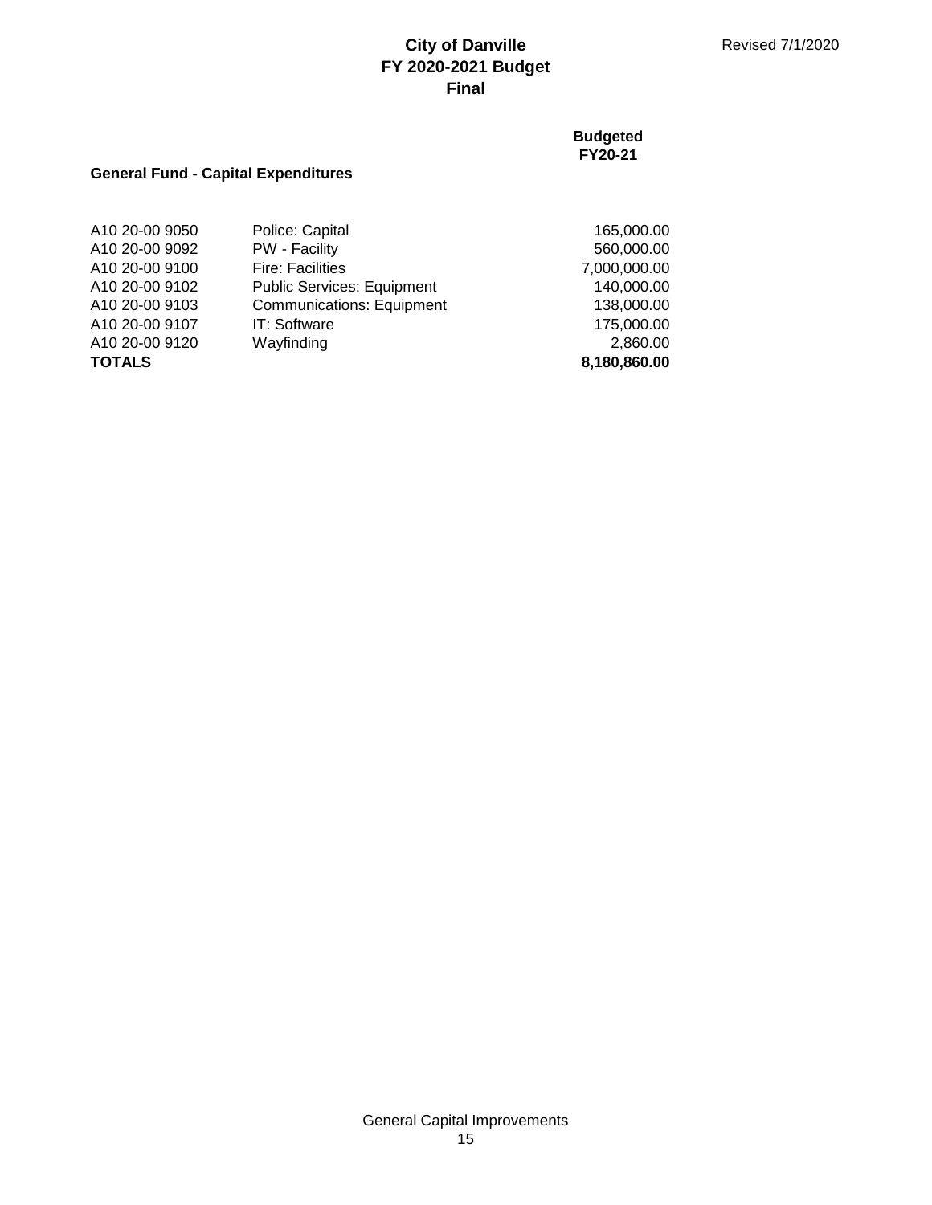# City of Danville
## FY 2020-2021 Budget
## Final

Revised 7/1/2020

### General Fund - Capital Expenditures

| | | Budgeted FY20-21 |
|---|---|---|
| A10 20-00 9050 | Police: Capital | 165,000.00 |
| A10 20-00 9092 | PW - Facility | 560,000.00 |
| A10 20-00 9100 | Fire: Facilities | 7,000,000.00 |
| A10 20-00 9102 | Public Services: Equipment | 140,000.00 |
| A10 20-00 9103 | Communications: Equipment | 138,000.00 |
| A10 20-00 9107 | IT: Software | 175,000.00 |
| A10 20-00 9120 | Wayfinding | 2,860.00 |
| **TOTALS** | | **8,180,860.00** |

General Capital Improvements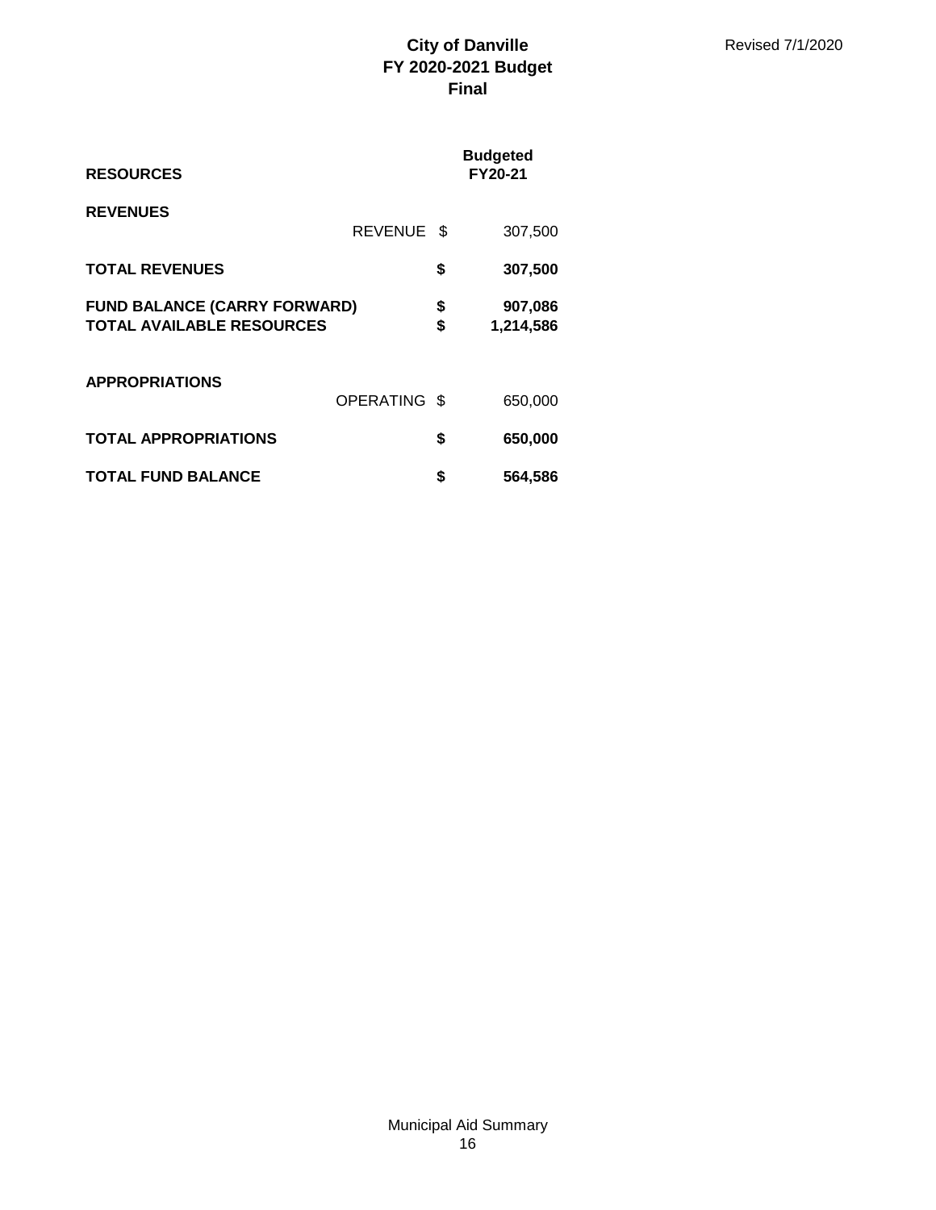# City of Danville
## FY 2020-2021 Budget
## Final

Revised 7/1/2020

| RESOURCES | | Budgeted FY20-21 |
|---|---|---|
| **REVENUES** | | |
| REVENUE | $ | 307,500 |
| **TOTAL REVENUES** | **$** | **307,500** |
| **FUND BALANCE (CARRY FORWARD)** | **$** | **907,086** |
| **TOTAL AVAILABLE RESOURCES** | **$** | **1,214,586** |
| **APPROPRIATIONS** | | |
| OPERATING | $ | 650,000 |
| **TOTAL APPROPRIATIONS** | **$** | **650,000** |
| **TOTAL FUND BALANCE** | **$** | **564,586** |

Municipal Aid Summary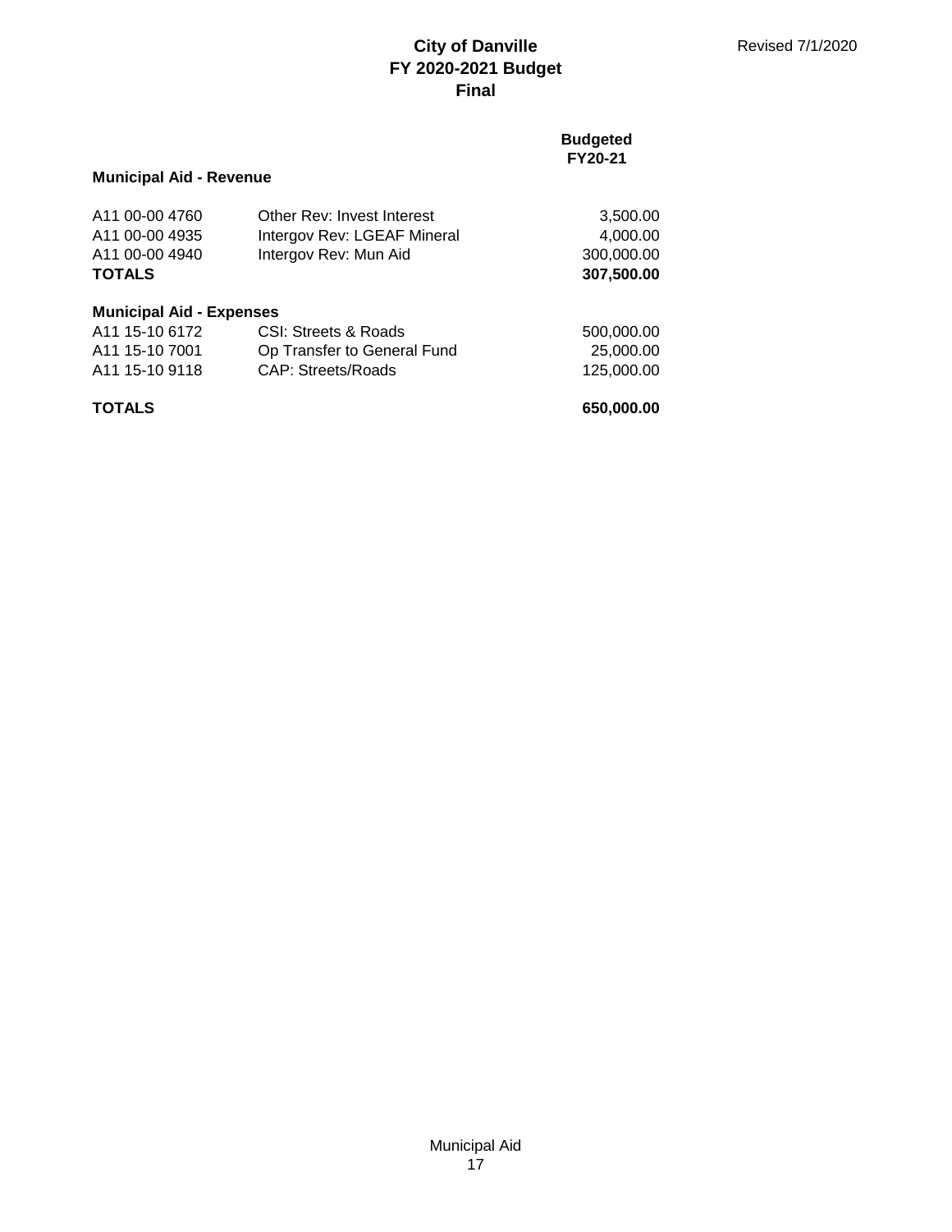**City of Danville**
**FY 2020-2021 Budget**
**Final**

Revised 7/1/2020

| | | **Budgeted FY20-21** |
|---|---|---|
| **Municipal Aid - Revenue** | | |
| A11 00-00 4760 | Other Rev: Invest Interest | 3,500.00 |
| A11 00-00 4935 | Intergov Rev: LGEAF Mineral | 4,000.00 |
| A11 00-00 4940 | Intergov Rev: Mun Aid | 300,000.00 |
| **TOTALS** | | **307,500.00** |
| **Municipal Aid - Expenses** | | |
| A11 15-10 6172 | CSI: Streets & Roads | 500,000.00 |
| A11 15-10 7001 | Op Transfer to General Fund | 25,000.00 |
| A11 15-10 9118 | CAP: Streets/Roads | 125,000.00 |
| **TOTALS** | | **650,000.00** |

Municipal Aid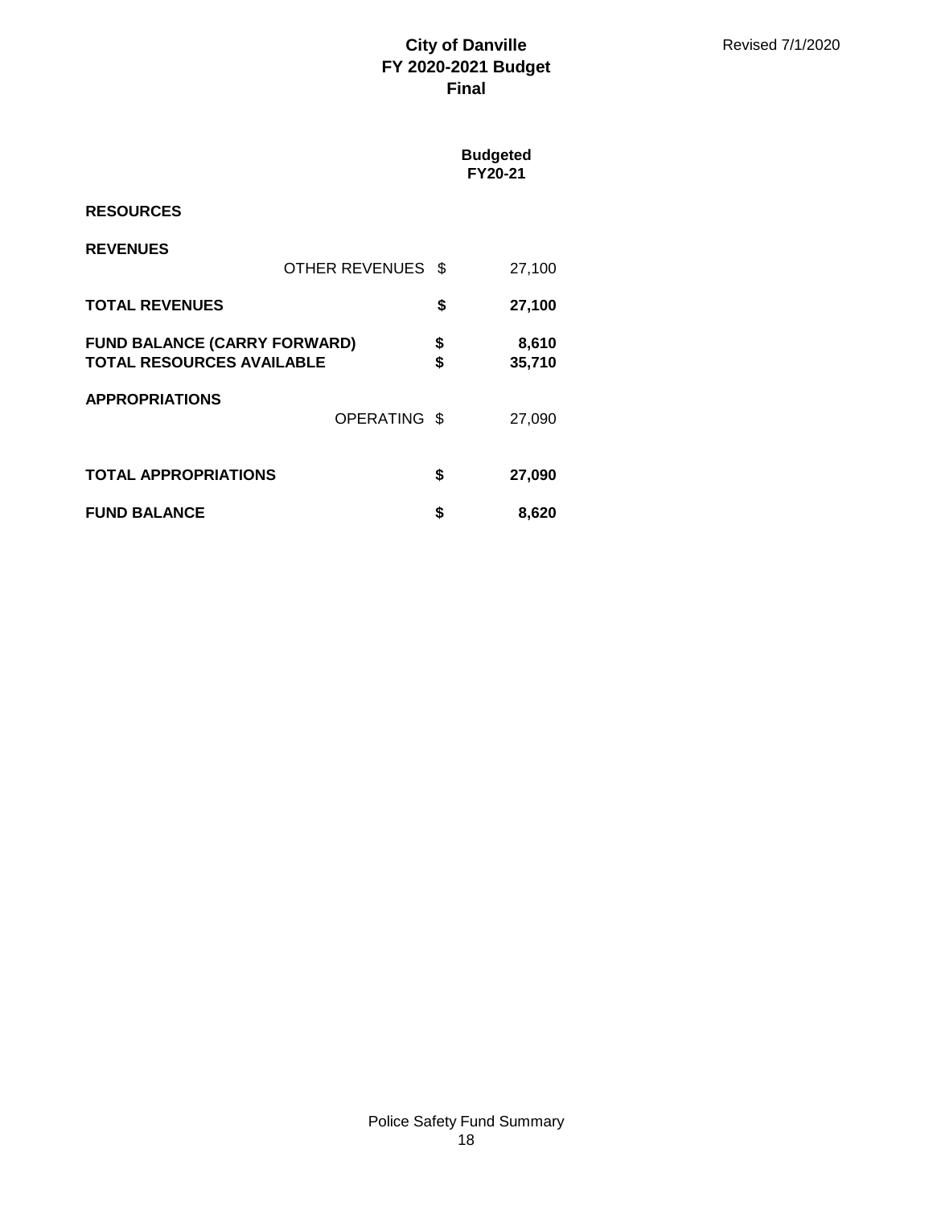**City of Danville**
**FY 2020-2021 Budget**
**Final**

Revised 7/1/2020

| | | Budgeted FY20-21 |
|---|---|---|
| **RESOURCES** | | |
| **REVENUES** | | |
| OTHER REVENUES | $ | 27,100 |
| **TOTAL REVENUES** | **$** | **27,100** |
| **FUND BALANCE (CARRY FORWARD)** | **$** | **8,610** |
| **TOTAL RESOURCES AVAILABLE** | **$** | **35,710** |
| **APPROPRIATIONS** | | |
| OPERATING | $ | 27,090 |
| **TOTAL APPROPRIATIONS** | **$** | **27,090** |
| **FUND BALANCE** | **$** | **8,620** |

Police Safety Fund Summary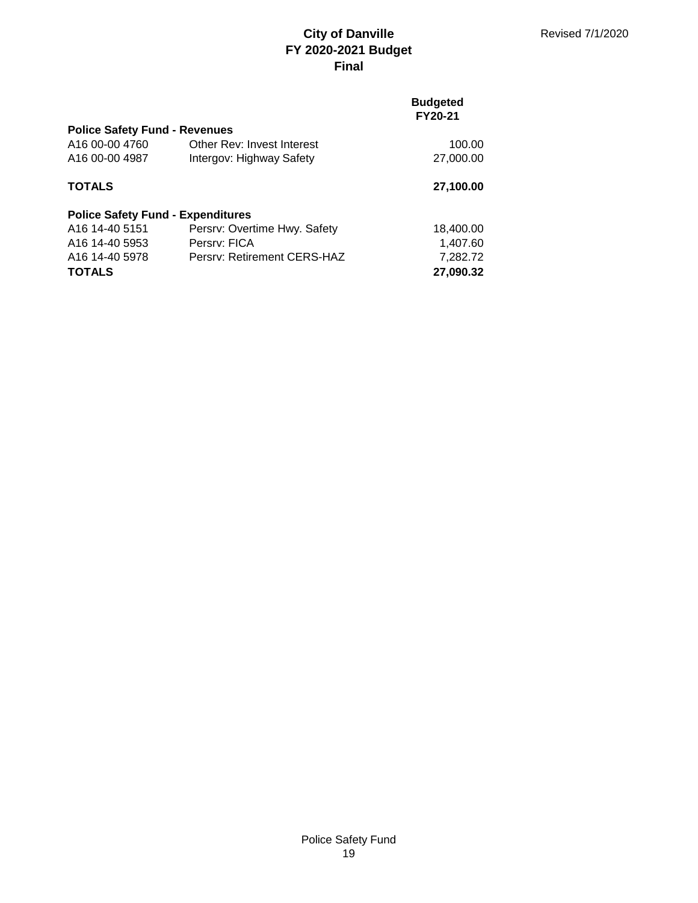# City of Danville
## FY 2020-2021 Budget
## Final

Revised 7/1/2020

| | | Budgeted FY20-21 |
|---|---|---|
| **Police Safety Fund - Revenues** | | |
| A16 00-00 4760 | Other Rev: Invest Interest | 100.00 |
| A16 00-00 4987 | Intergov: Highway Safety | 27,000.00 |
| **TOTALS** | | **27,100.00** |
| **Police Safety Fund - Expenditures** | | |
| A16 14-40 5151 | Persrv: Overtime Hwy. Safety | 18,400.00 |
| A16 14-40 5953 | Persrv: FICA | 1,407.60 |
| A16 14-40 5978 | Persrv: Retirement CERS-HAZ | 7,282.72 |
| **TOTALS** | | **27,090.32** |

Police Safety Fund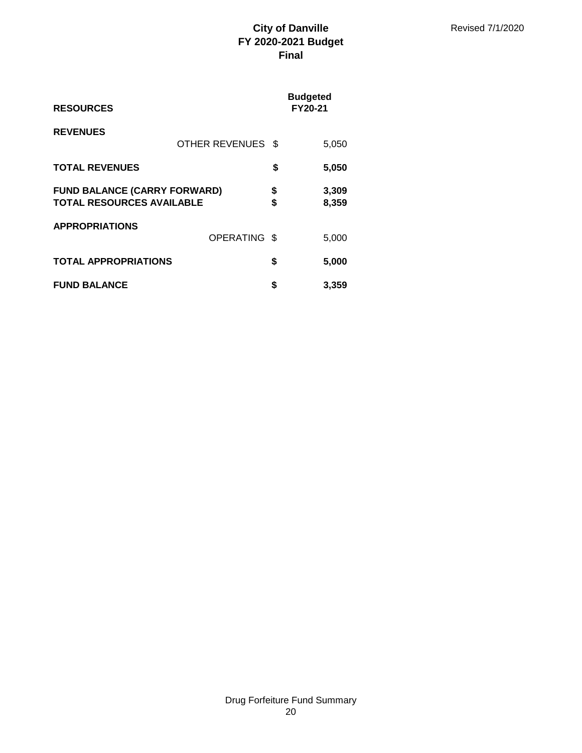Revised 7/1/2020

# City of Danville
## FY 2020-2021 Budget
## Final

| RESOURCES | | Budgeted FY20-21 |
|---|---|---|
| **REVENUES** | | |
| OTHER REVENUES | $ | 5,050 |
| **TOTAL REVENUES** | **$** | **5,050** |
| **FUND BALANCE (CARRY FORWARD)** | **$** | **3,309** |
| **TOTAL RESOURCES AVAILABLE** | **$** | **8,359** |
| **APPROPRIATIONS** | | |
| OPERATING | $ | 5,000 |
| **TOTAL APPROPRIATIONS** | **$** | **5,000** |
| **FUND BALANCE** | **$** | **3,359** |

Drug Forfeiture Fund Summary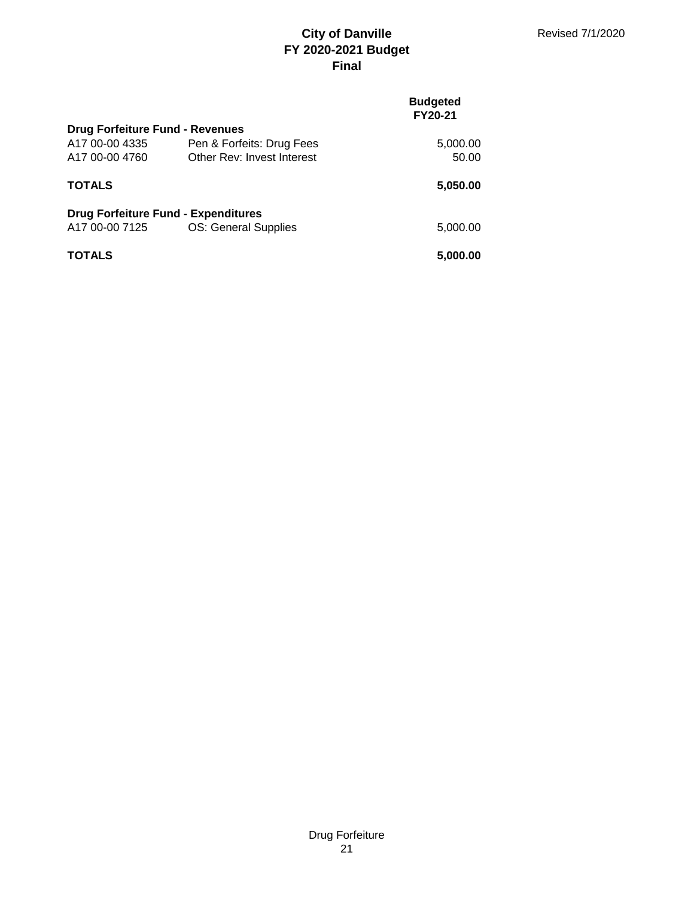# City of Danville
## FY 2020-2021 Budget
## Final

Revised 7/1/2020

| | | Budgeted FY20-21 |
|---|---|---|
| **Drug Forfeiture Fund - Revenues** | | |
| A17 00-00 4335 | Pen & Forfeits: Drug Fees | 5,000.00 |
| A17 00-00 4760 | Other Rev: Invest Interest | 50.00 |
| **TOTALS** | | **5,050.00** |
| **Drug Forfeiture Fund - Expenditures** | | |
| A17 00-00 7125 | OS: General Supplies | 5,000.00 |
| **TOTALS** | | **5,000.00** |

Drug Forfeiture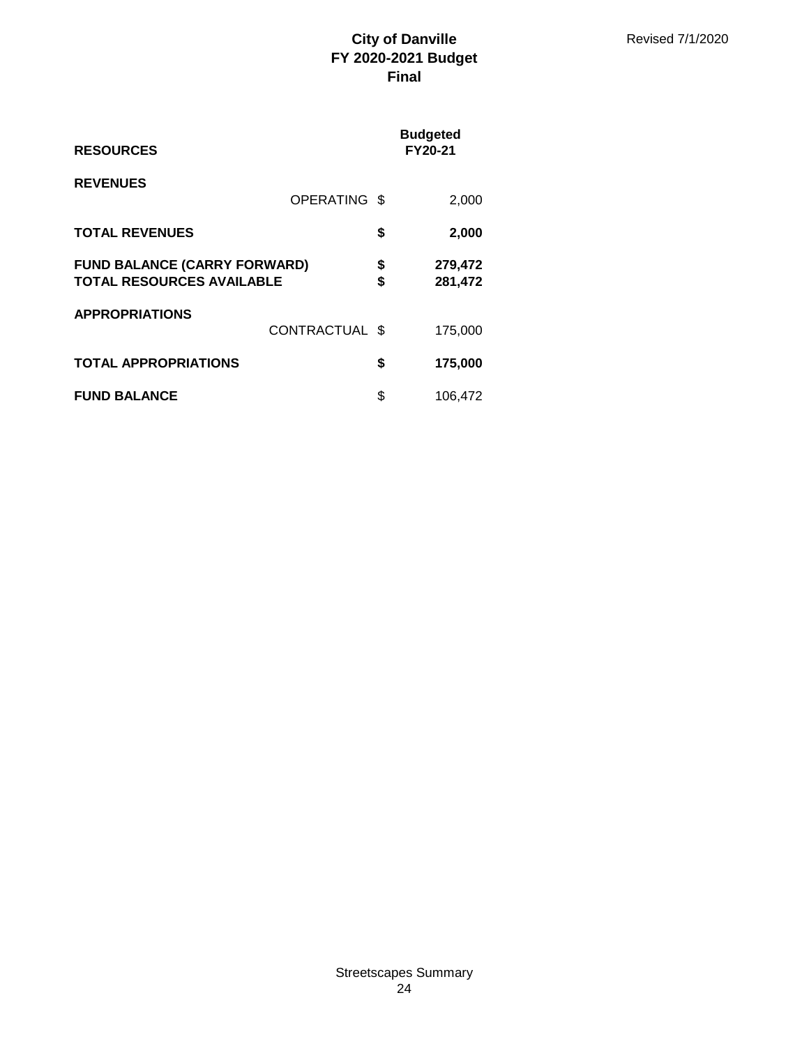**City of Danville**
**FY 2020-2021 Budget**
**Final**

Revised 7/1/2020

| **RESOURCES** | | **Budgeted FY20-21** |
|---|---|---|
| **REVENUES** | | |
| OPERATING | $ | 2,000 |
| **TOTAL REVENUES** | **$** | **2,000** |
| **FUND BALANCE (CARRY FORWARD)** | **$** | **279,472** |
| **TOTAL RESOURCES AVAILABLE** | **$** | **281,472** |
| **APPROPRIATIONS** | | |
| CONTRACTUAL | $ | 175,000 |
| **TOTAL APPROPRIATIONS** | **$** | **175,000** |
| **FUND BALANCE** | $ | 106,472 |

Streetscapes Summary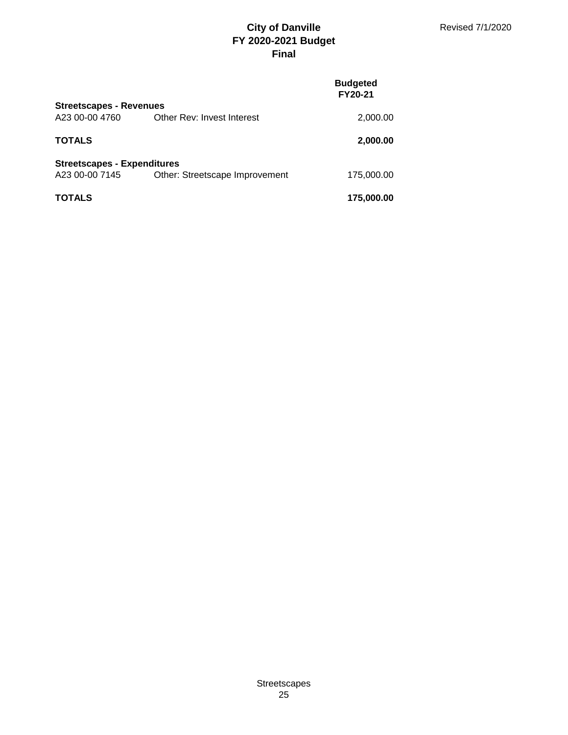# City of Danville
## FY 2020-2021 Budget
## Final

Revised 7/1/2020

| | | Budgeted FY20-21 |
|---|---|---|
| **Streetscapes - Revenues** | | |
| A23 00-00 4760 | Other Rev: Invest Interest | 2,000.00 |
| **TOTALS** | | **2,000.00** |
| **Streetscapes - Expenditures** | | |
| A23 00-00 7145 | Other: Streetscape Improvement | 175,000.00 |
| **TOTALS** | | **175,000.00** |

Streetscapes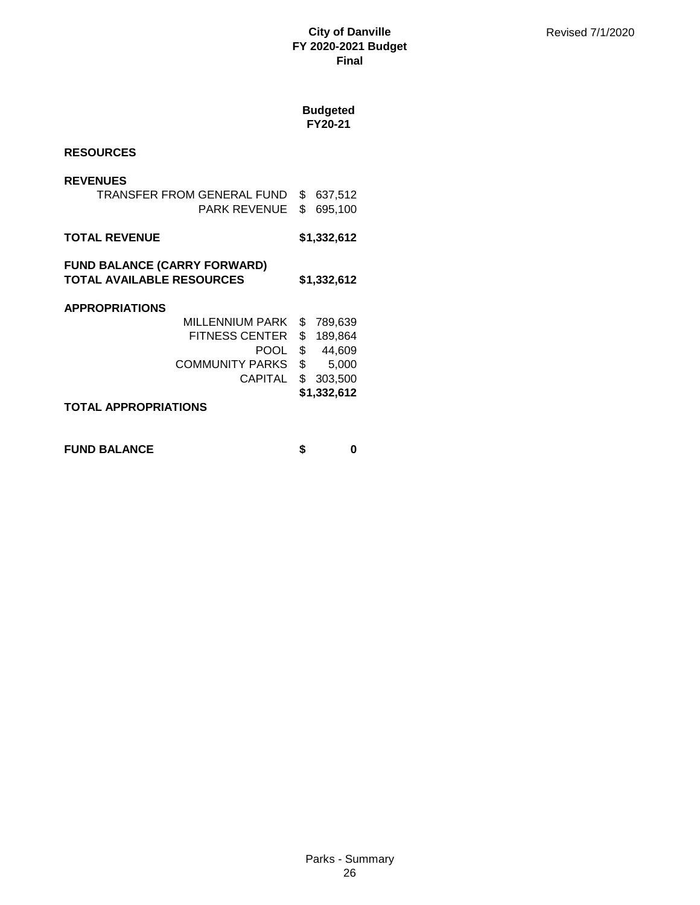**City of Danville**
**FY 2020-2021 Budget**
**Final**

Revised 7/1/2020

| | **Budgeted FY20-21** |
|---|---|
| **RESOURCES** | |
| **REVENUES** | |
| TRANSFER FROM GENERAL FUND | $ 637,512 |
| PARK REVENUE | $ 695,100 |
| **TOTAL REVENUE** | **$1,332,612** |
| **FUND BALANCE (CARRY FORWARD)** | |
| **TOTAL AVAILABLE RESOURCES** | **$1,332,612** |
| **APPROPRIATIONS** | |
| MILLENNIUM PARK | $ 789,639 |
| FITNESS CENTER | $ 189,864 |
| POOL | $ 44,609 |
| COMMUNITY PARKS | $ 5,000 |
| CAPITAL | $ 303,500 |
| **TOTAL APPROPRIATIONS** | **$1,332,612** |
| **FUND BALANCE** | **$ 0** |

Parks - Summary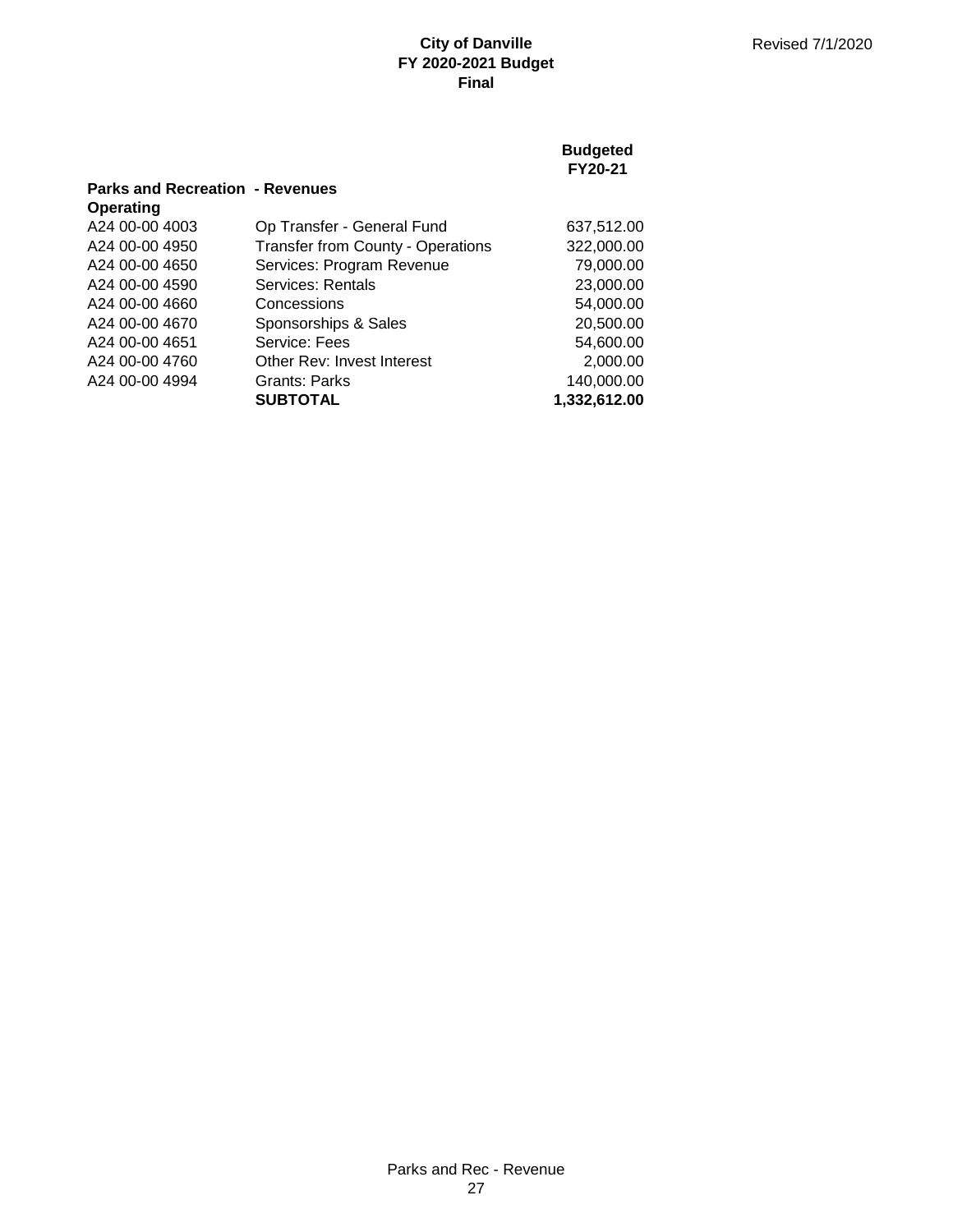**City of Danville**
**FY 2020-2021 Budget**
**Final**

Revised 7/1/2020

| | | Budgeted FY20-21 |
|---|---|---|
| **Parks and Recreation - Revenues** | | |
| **Operating** | | |
| A24 00-00 4003 | Op Transfer - General Fund | 637,512.00 |
| A24 00-00 4950 | Transfer from County - Operations | 322,000.00 |
| A24 00-00 4650 | Services: Program Revenue | 79,000.00 |
| A24 00-00 4590 | Services: Rentals | 23,000.00 |
| A24 00-00 4660 | Concessions | 54,000.00 |
| A24 00-00 4670 | Sponsorships & Sales | 20,500.00 |
| A24 00-00 4651 | Service: Fees | 54,600.00 |
| A24 00-00 4760 | Other Rev: Invest Interest | 2,000.00 |
| A24 00-00 4994 | Grants: Parks | 140,000.00 |
| | **SUBTOTAL** | **1,332,612.00** |

Parks and Rec - Revenue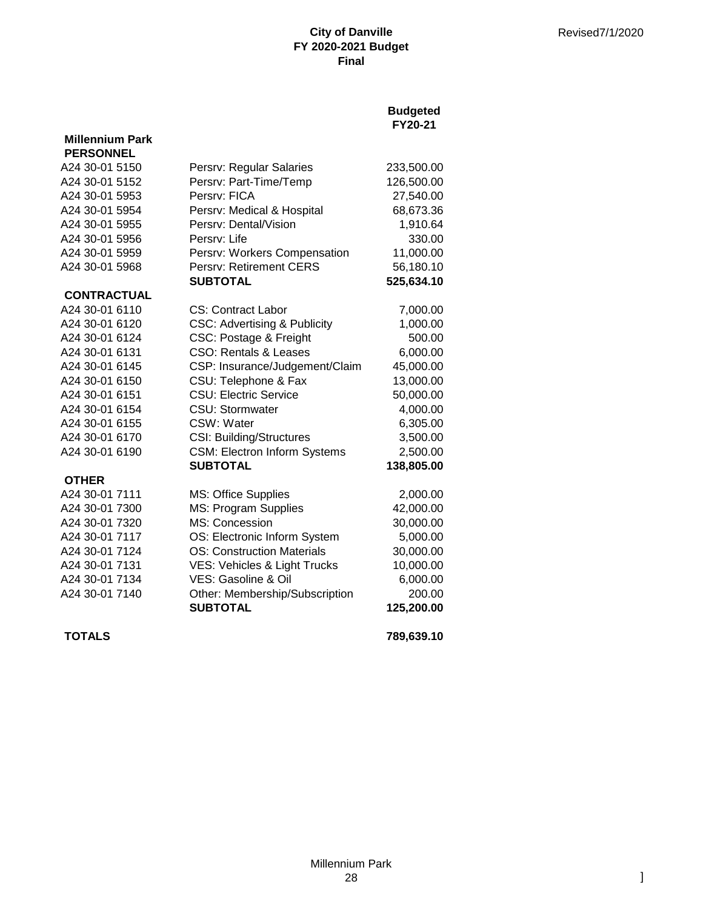**City of Danville**
**FY 2020-2021 Budget**
**Final**

Revised7/1/2020

| | | Budgeted FY20-21 |
|---|---|---|
| **Millennium Park** | | |
| **PERSONNEL** | | |
| A24 30-01 5150 | Persrv: Regular Salaries | 233,500.00 |
| A24 30-01 5152 | Persrv: Part-Time/Temp | 126,500.00 |
| A24 30-01 5953 | Persrv: FICA | 27,540.00 |
| A24 30-01 5954 | Persrv: Medical & Hospital | 68,673.36 |
| A24 30-01 5955 | Persrv: Dental/Vision | 1,910.64 |
| A24 30-01 5956 | Persrv: Life | 330.00 |
| A24 30-01 5959 | Persrv: Workers Compensation | 11,000.00 |
| A24 30-01 5968 | Persrv: Retirement CERS | 56,180.10 |
| | **SUBTOTAL** | **525,634.10** |
| **CONTRACTUAL** | | |
| A24 30-01 6110 | CS: Contract Labor | 7,000.00 |
| A24 30-01 6120 | CSC: Advertising & Publicity | 1,000.00 |
| A24 30-01 6124 | CSC: Postage & Freight | 500.00 |
| A24 30-01 6131 | CSO: Rentals & Leases | 6,000.00 |
| A24 30-01 6145 | CSP: Insurance/Judgement/Claim | 45,000.00 |
| A24 30-01 6150 | CSU: Telephone & Fax | 13,000.00 |
| A24 30-01 6151 | CSU: Electric Service | 50,000.00 |
| A24 30-01 6154 | CSU: Stormwater | 4,000.00 |
| A24 30-01 6155 | CSW: Water | 6,305.00 |
| A24 30-01 6170 | CSI: Building/Structures | 3,500.00 |
| A24 30-01 6190 | CSM: Electron Inform Systems | 2,500.00 |
| | **SUBTOTAL** | **138,805.00** |
| **OTHER** | | |
| A24 30-01 7111 | MS: Office Supplies | 2,000.00 |
| A24 30-01 7300 | MS: Program Supplies | 42,000.00 |
| A24 30-01 7320 | MS: Concession | 30,000.00 |
| A24 30-01 7117 | OS: Electronic Inform System | 5,000.00 |
| A24 30-01 7124 | OS: Construction Materials | 30,000.00 |
| A24 30-01 7131 | VES: Vehicles & Light Trucks | 10,000.00 |
| A24 30-01 7134 | VES: Gasoline & Oil | 6,000.00 |
| A24 30-01 7140 | Other: Membership/Subscription | 200.00 |
| | **SUBTOTAL** | **125,200.00** |
| **TOTALS** | | **789,639.10** |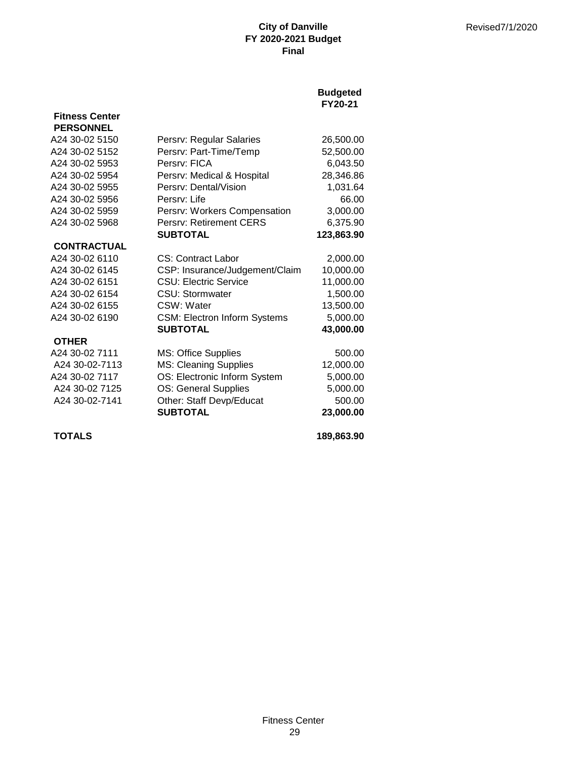**City of Danville**
**FY 2020-2021 Budget**
**Final**

Revised7/1/2020

| | | Budgeted FY20-21 |
|---|---|---|
| **Fitness Center** | | |
| **PERSONNEL** | | |
| A24 30-02 5150 | Persrv: Regular Salaries | 26,500.00 |
| A24 30-02 5152 | Persrv: Part-Time/Temp | 52,500.00 |
| A24 30-02 5953 | Persrv: FICA | 6,043.50 |
| A24 30-02 5954 | Persrv: Medical & Hospital | 28,346.86 |
| A24 30-02 5955 | Persrv: Dental/Vision | 1,031.64 |
| A24 30-02 5956 | Persrv: Life | 66.00 |
| A24 30-02 5959 | Persrv: Workers Compensation | 3,000.00 |
| A24 30-02 5968 | Persrv: Retirement CERS | 6,375.90 |
| | **SUBTOTAL** | **123,863.90** |
| **CONTRACTUAL** | | |
| A24 30-02 6110 | CS: Contract Labor | 2,000.00 |
| A24 30-02 6145 | CSP: Insurance/Judgement/Claim | 10,000.00 |
| A24 30-02 6151 | CSU: Electric Service | 11,000.00 |
| A24 30-02 6154 | CSU: Stormwater | 1,500.00 |
| A24 30-02 6155 | CSW: Water | 13,500.00 |
| A24 30-02 6190 | CSM: Electron Inform Systems | 5,000.00 |
| | **SUBTOTAL** | **43,000.00** |
| **OTHER** | | |
| A24 30-02 7111 | MS: Office Supplies | 500.00 |
| A24 30-02-7113 | MS: Cleaning Supplies | 12,000.00 |
| A24 30-02 7117 | OS: Electronic Inform System | 5,000.00 |
| A24 30-02 7125 | OS: General Supplies | 5,000.00 |
| A24 30-02-7141 | Other: Staff Devp/Educat | 500.00 |
| | **SUBTOTAL** | **23,000.00** |
| **TOTALS** | | **189,863.90** |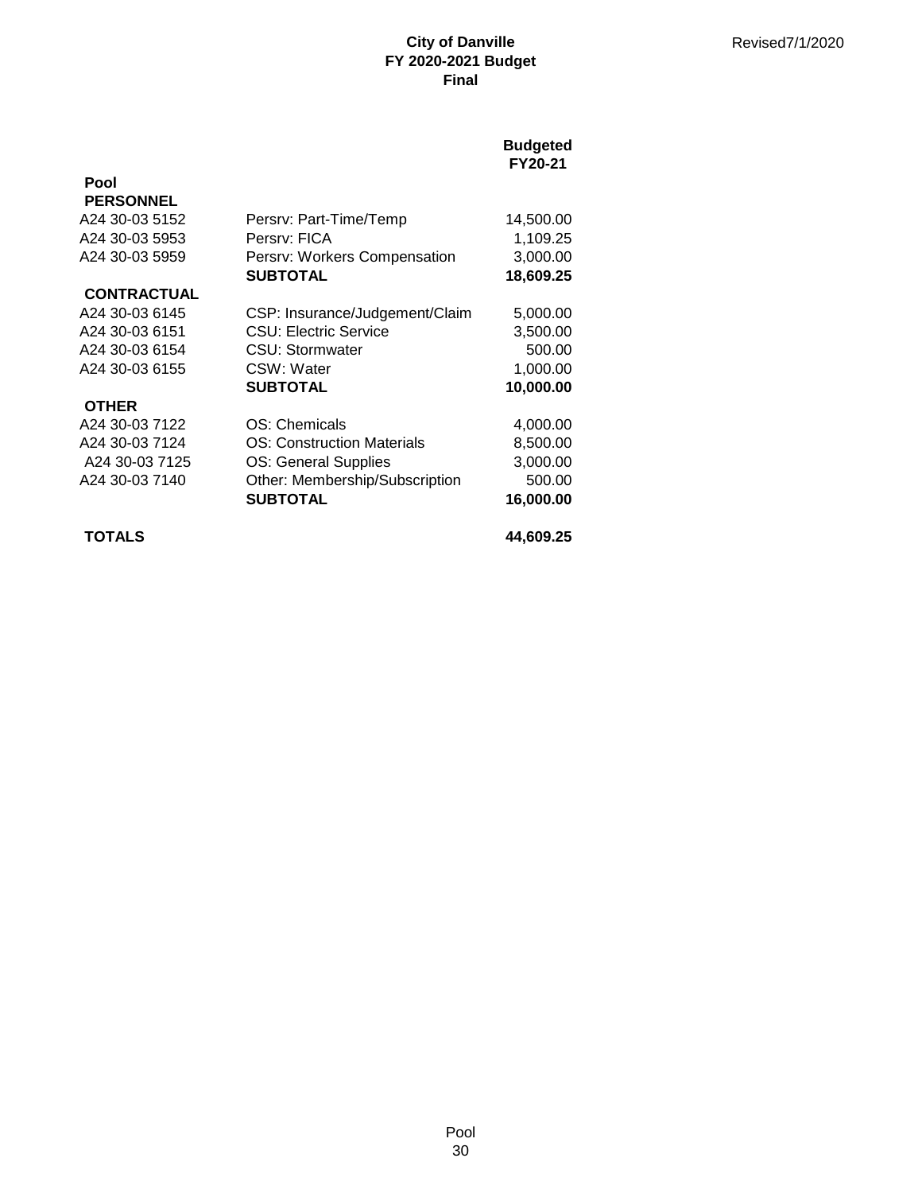**City of Danville**
**FY 2020-2021 Budget**
**Final**

Revised7/1/2020

| | | Budgeted FY20-21 |
|---|---|---|
| **Pool** | | |
| **PERSONNEL** | | |
| A24 30-03 5152 | Persrv: Part-Time/Temp | 14,500.00 |
| A24 30-03 5953 | Persrv: FICA | 1,109.25 |
| A24 30-03 5959 | Persrv: Workers Compensation | 3,000.00 |
| | **SUBTOTAL** | **18,609.25** |
| **CONTRACTUAL** | | |
| A24 30-03 6145 | CSP: Insurance/Judgement/Claim | 5,000.00 |
| A24 30-03 6151 | CSU: Electric Service | 3,500.00 |
| A24 30-03 6154 | CSU: Stormwater | 500.00 |
| A24 30-03 6155 | CSW: Water | 1,000.00 |
| | **SUBTOTAL** | **10,000.00** |
| **OTHER** | | |
| A24 30-03 7122 | OS: Chemicals | 4,000.00 |
| A24 30-03 7124 | OS: Construction Materials | 8,500.00 |
| A24 30-03 7125 | OS: General Supplies | 3,000.00 |
| A24 30-03 7140 | Other: Membership/Subscription | 500.00 |
| | **SUBTOTAL** | **16,000.00** |
| **TOTALS** | | **44,609.25** |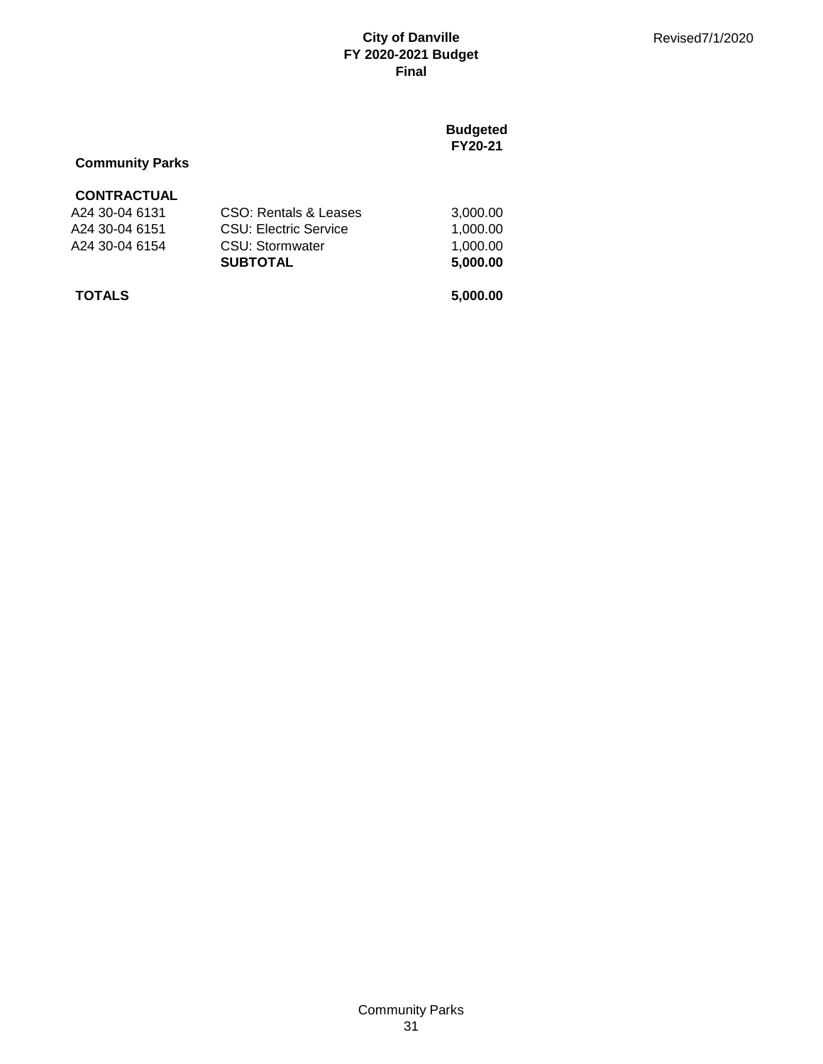**City of Danville**
**FY 2020-2021 Budget**
**Final**

Revised7/1/2020

| | | Budgeted FY20-21 |
|---|---|---|
| **Community Parks** | | |
| **CONTRACTUAL** | | |
| A24 30-04 6131 | CSO: Rentals & Leases | 3,000.00 |
| A24 30-04 6151 | CSU: Electric Service | 1,000.00 |
| A24 30-04 6154 | CSU: Stormwater | 1,000.00 |
| | **SUBTOTAL** | **5,000.00** |
| **TOTALS** | | **5,000.00** |

Community Parks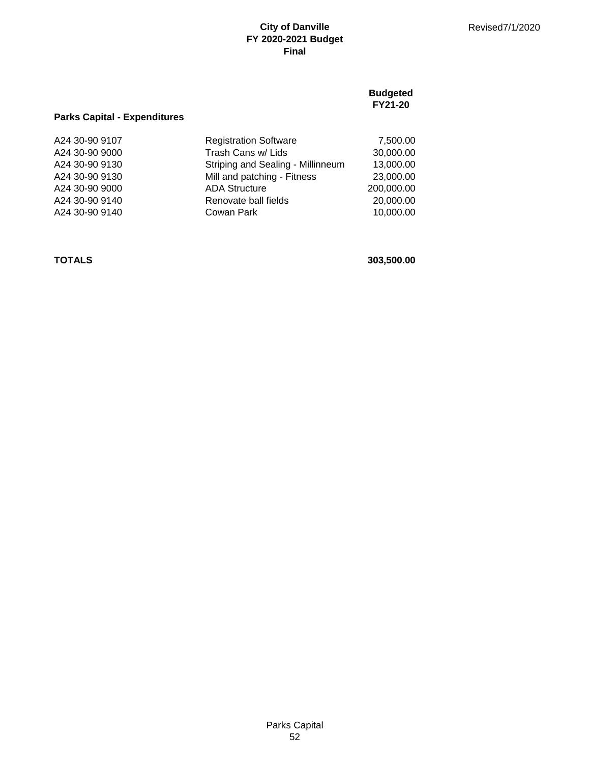**City of Danville**
**FY 2020-2021 Budget**
**Final**

Revised7/1/2020

## Parks Capital - Expenditures

| | | Budgeted FY21-20 |
|---|---|---|
| A24 30-90 9107 | Registration Software | 7,500.00 |
| A24 30-90 9000 | Trash Cans w/ Lids | 30,000.00 |
| A24 30-90 9130 | Striping and Sealing - Millinneum | 13,000.00 |
| A24 30-90 9130 | Mill and patching - Fitness | 23,000.00 |
| A24 30-90 9000 | ADA Structure | 200,000.00 |
| A24 30-90 9140 | Renovate ball fields | 20,000.00 |
| A24 30-90 9140 | Cowan Park | 10,000.00 |
| **TOTALS** | | **303,500.00** |

Parks Capital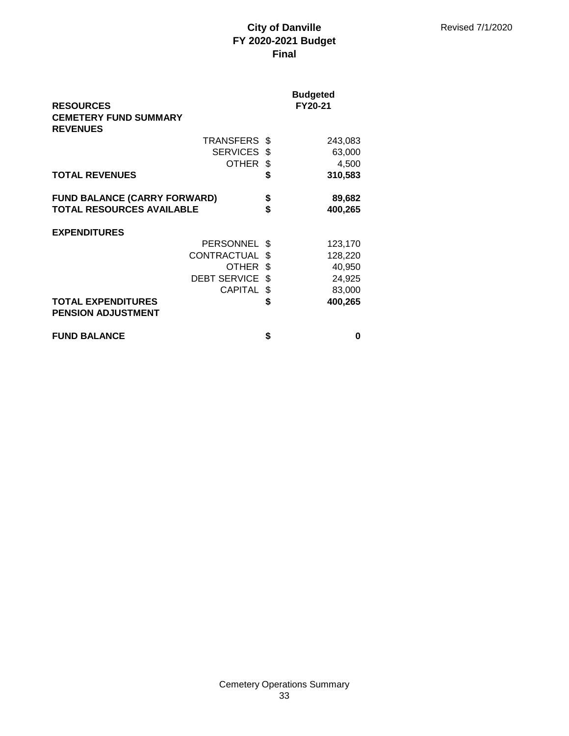**City of Danville**
**FY 2020-2021 Budget**
**Final**

Revised 7/1/2020

| | | Budgeted FY20-21 |
|---|---|---|
| **RESOURCES** | | |
| **CEMETERY FUND SUMMARY** | | |
| **REVENUES** | | |
| TRANSFERS | $ | 243,083 |
| SERVICES | $ | 63,000 |
| OTHER | $ | 4,500 |
| **TOTAL REVENUES** | **$** | **310,583** |
| | | |
| **FUND BALANCE (CARRY FORWARD)** | **$** | **89,682** |
| **TOTAL RESOURCES AVAILABLE** | **$** | **400,265** |
| | | |
| **EXPENDITURES** | | |
| PERSONNEL | $ | 123,170 |
| CONTRACTUAL | $ | 128,220 |
| OTHER | $ | 40,950 |
| DEBT SERVICE | $ | 24,925 |
| CAPITAL | $ | 83,000 |
| **TOTAL EXPENDITURES** | **$** | **400,265** |
| **PENSION ADJUSTMENT** | | |
| | | |
| **FUND BALANCE** | **$** | **0** |

Cemetery Operations Summary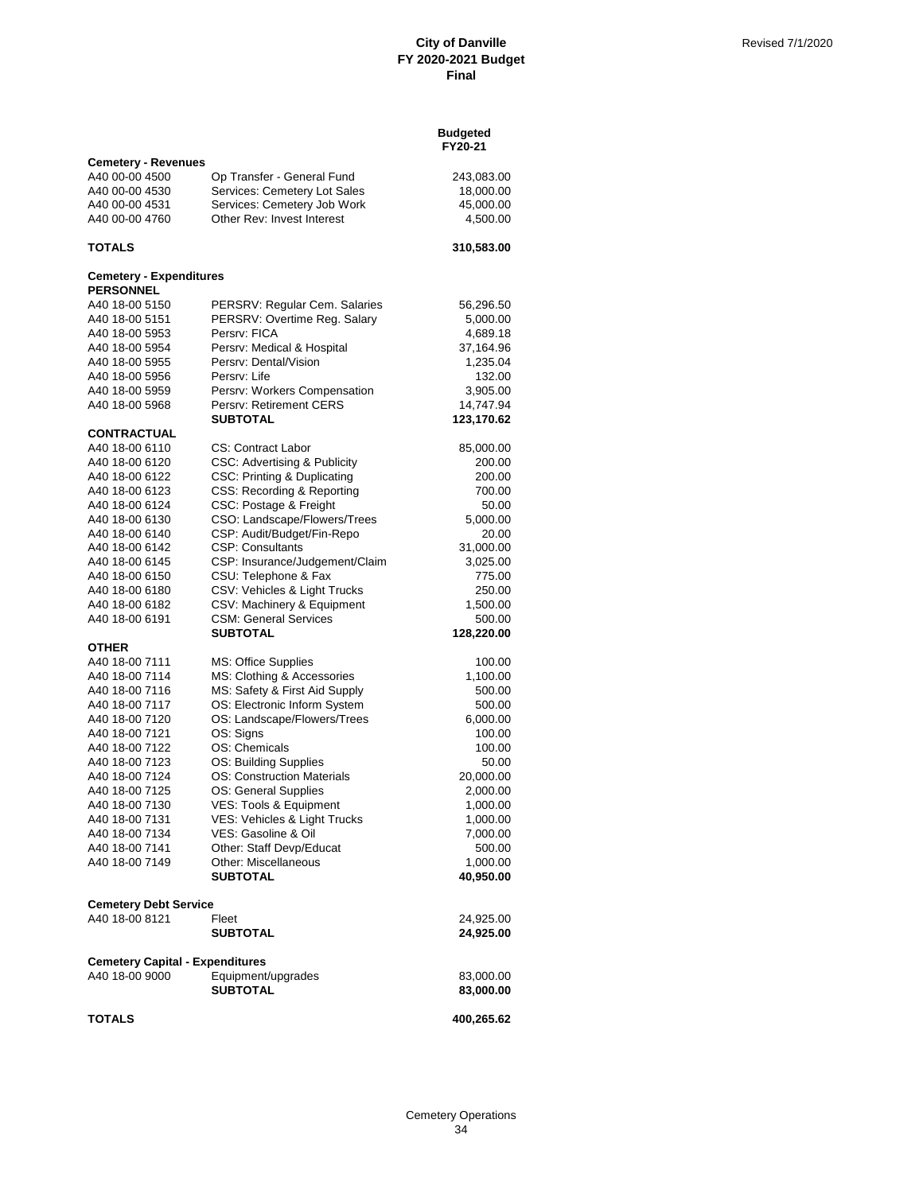# City of Danville
## FY 2020-2021 Budget
### Final

Revised 7/1/2020

| | | Budgeted FY20-21 |
|---|---|---|
| **Cemetery - Revenues** | | |
| A40 00-00 4500 | Op Transfer - General Fund | 243,083.00 |
| A40 00-00 4530 | Services: Cemetery Lot Sales | 18,000.00 |
| A40 00-00 4531 | Services: Cemetery Job Work | 45,000.00 |
| A40 00-00 4760 | Other Rev: Invest Interest | 4,500.00 |
| **TOTALS** | | **310,583.00** |
| **Cemetery - Expenditures** | | |
| **PERSONNEL** | | |
| A40 18-00 5150 | PERSRV: Regular Cem. Salaries | 56,296.50 |
| A40 18-00 5151 | PERSRV: Overtime Reg. Salary | 5,000.00 |
| A40 18-00 5953 | Persrv: FICA | 4,689.18 |
| A40 18-00 5954 | Persrv: Medical & Hospital | 37,164.96 |
| A40 18-00 5955 | Persrv: Dental/Vision | 1,235.04 |
| A40 18-00 5956 | Persrv: Life | 132.00 |
| A40 18-00 5959 | Persrv: Workers Compensation | 3,905.00 |
| A40 18-00 5968 | Persrv: Retirement CERS | 14,747.94 |
| | **SUBTOTAL** | **123,170.62** |
| **CONTRACTUAL** | | |
| A40 18-00 6110 | CS: Contract Labor | 85,000.00 |
| A40 18-00 6120 | CSC: Advertising & Publicity | 200.00 |
| A40 18-00 6122 | CSC: Printing & Duplicating | 200.00 |
| A40 18-00 6123 | CSS: Recording & Reporting | 700.00 |
| A40 18-00 6124 | CSC: Postage & Freight | 50.00 |
| A40 18-00 6130 | CSO: Landscape/Flowers/Trees | 5,000.00 |
| A40 18-00 6140 | CSP: Audit/Budget/Fin-Repo | 20.00 |
| A40 18-00 6142 | CSP: Consultants | 31,000.00 |
| A40 18-00 6145 | CSP: Insurance/Judgement/Claim | 3,025.00 |
| A40 18-00 6150 | CSU: Telephone & Fax | 775.00 |
| A40 18-00 6180 | CSV: Vehicles & Light Trucks | 250.00 |
| A40 18-00 6182 | CSV: Machinery & Equipment | 1,500.00 |
| A40 18-00 6191 | CSM: General Services | 500.00 |
| | **SUBTOTAL** | **128,220.00** |
| **OTHER** | | |
| A40 18-00 7111 | MS: Office Supplies | 100.00 |
| A40 18-00 7114 | MS: Clothing & Accessories | 1,100.00 |
| A40 18-00 7116 | MS: Safety & First Aid Supply | 500.00 |
| A40 18-00 7117 | OS: Electronic Inform System | 500.00 |
| A40 18-00 7120 | OS: Landscape/Flowers/Trees | 6,000.00 |
| A40 18-00 7121 | OS: Signs | 100.00 |
| A40 18-00 7122 | OS: Chemicals | 100.00 |
| A40 18-00 7123 | OS: Building Supplies | 50.00 |
| A40 18-00 7124 | OS: Construction Materials | 20,000.00 |
| A40 18-00 7125 | OS: General Supplies | 2,000.00 |
| A40 18-00 7130 | VES: Tools & Equipment | 1,000.00 |
| A40 18-00 7131 | VES: Vehicles & Light Trucks | 1,000.00 |
| A40 18-00 7134 | VES: Gasoline & Oil | 7,000.00 |
| A40 18-00 7141 | Other: Staff Devp/Educat | 500.00 |
| A40 18-00 7149 | Other: Miscellaneous | 1,000.00 |
| | **SUBTOTAL** | **40,950.00** |
| **Cemetery Debt Service** | | |
| A40 18-00 8121 | Fleet | 24,925.00 |
| | **SUBTOTAL** | **24,925.00** |
| **Cemetery Capital - Expenditures** | | |
| A40 18-00 9000 | Equipment/upgrades | 83,000.00 |
| | **SUBTOTAL** | **83,000.00** |
| **TOTALS** | | **400,265.62** |

Cemetery Operations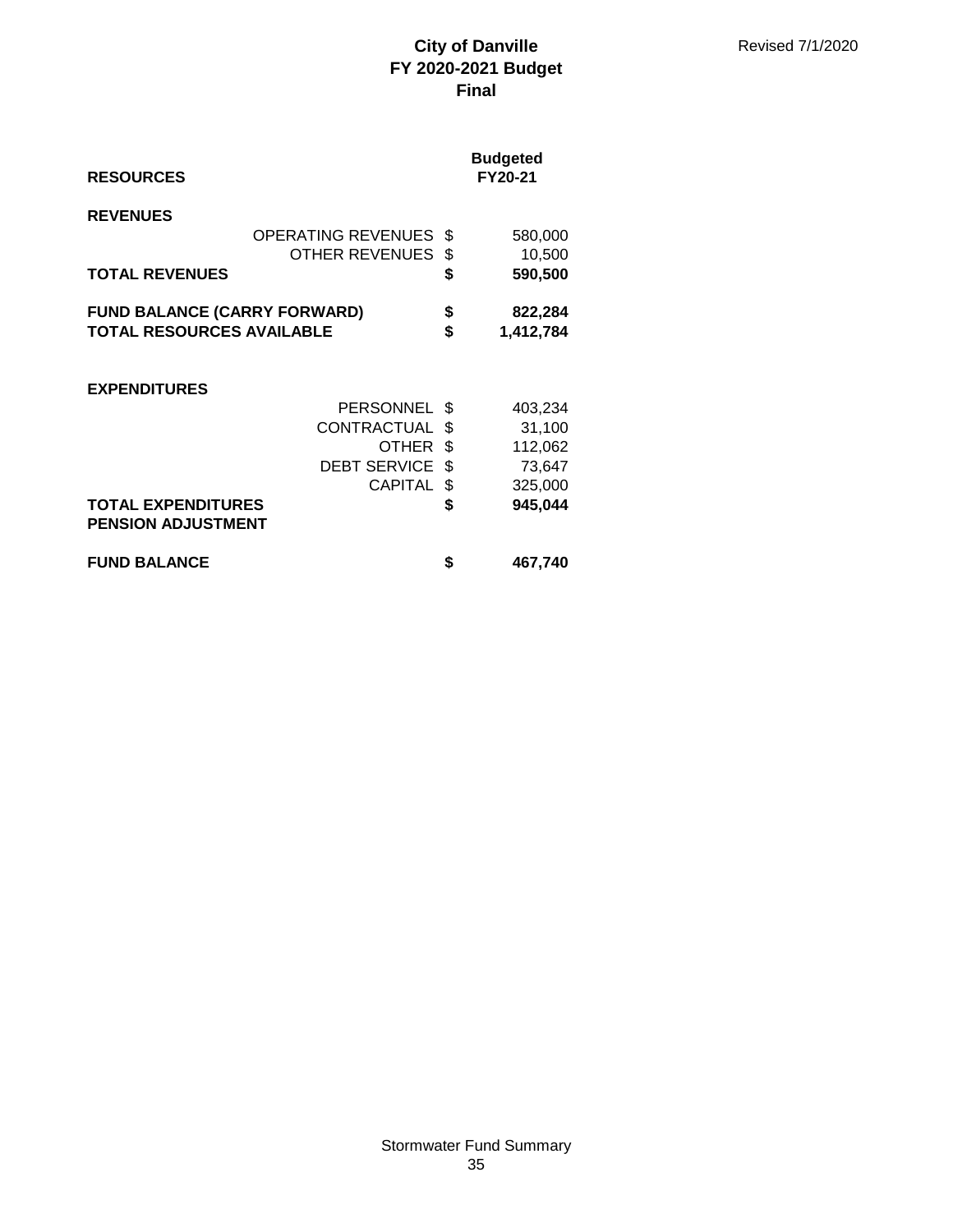# City of Danville
## FY 2020-2021 Budget
## Final

Revised 7/1/2020

| RESOURCES | | Budgeted FY20-21 |
|---|---|---|
| **REVENUES** | | |
| OPERATING REVENUES | $ | 580,000 |
| OTHER REVENUES | $ | 10,500 |
| **TOTAL REVENUES** | **$** | **590,500** |
| | | |
| **FUND BALANCE (CARRY FORWARD)** | **$** | **822,284** |
| **TOTAL RESOURCES AVAILABLE** | **$** | **1,412,784** |
| | | |
| **EXPENDITURES** | | |
| PERSONNEL | $ | 403,234 |
| CONTRACTUAL | $ | 31,100 |
| OTHER | $ | 112,062 |
| DEBT SERVICE | $ | 73,647 |
| CAPITAL | $ | 325,000 |
| **TOTAL EXPENDITURES** | **$** | **945,044** |
| **PENSION ADJUSTMENT** | | |
| | | |
| **FUND BALANCE** | **$** | **467,740** |

Stormwater Fund Summary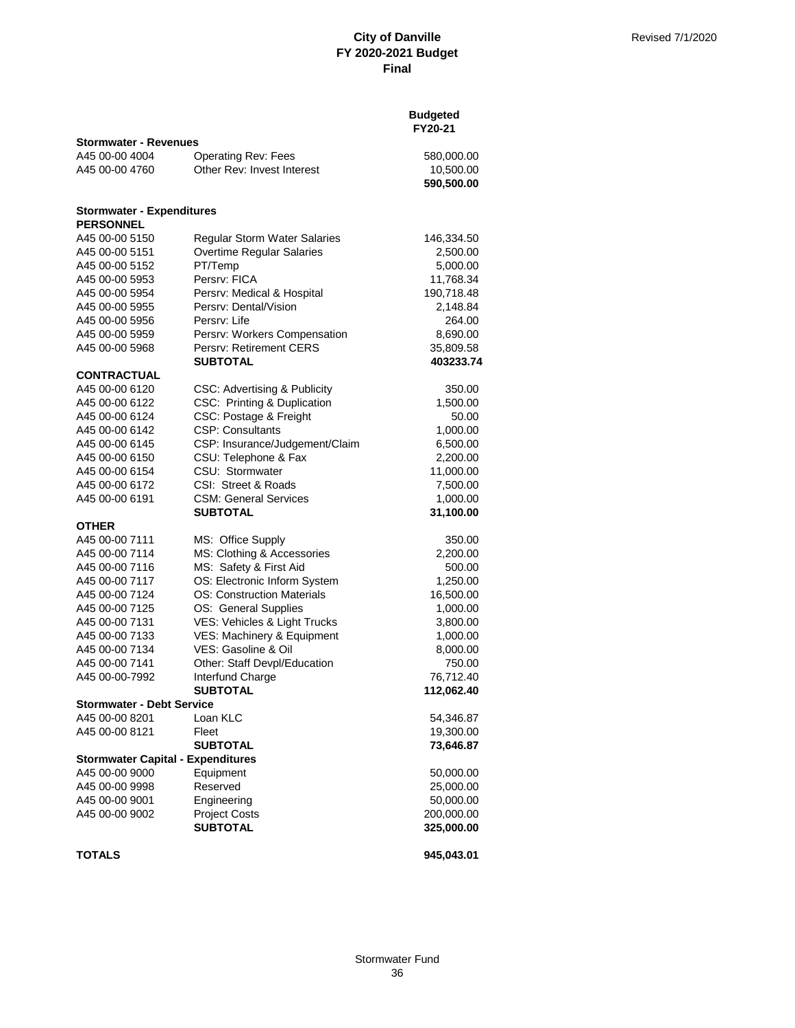**City of Danville**
**FY 2020-2021 Budget**
**Final**

Revised 7/1/2020

| | | **Budgeted FY20-21** |
|---|---|---|
| **Stormwater - Revenues** | | |
| A45 00-00 4004 | Operating Rev: Fees | 580,000.00 |
| A45 00-00 4760 | Other Rev: Invest Interest | 10,500.00 |
| | | **590,500.00** |
| **Stormwater - Expenditures** | | |
| **PERSONNEL** | | |
| A45 00-00 5150 | Regular Storm Water Salaries | 146,334.50 |
| A45 00-00 5151 | Overtime Regular Salaries | 2,500.00 |
| A45 00-00 5152 | PT/Temp | 5,000.00 |
| A45 00-00 5953 | Persrv: FICA | 11,768.34 |
| A45 00-00 5954 | Persrv: Medical & Hospital | 190,718.48 |
| A45 00-00 5955 | Persrv: Dental/Vision | 2,148.84 |
| A45 00-00 5956 | Persrv: Life | 264.00 |
| A45 00-00 5959 | Persrv: Workers Compensation | 8,690.00 |
| A45 00-00 5968 | Persrv: Retirement CERS | 35,809.58 |
| | **SUBTOTAL** | **403233.74** |
| **CONTRACTUAL** | | |
| A45 00-00 6120 | CSC: Advertising & Publicity | 350.00 |
| A45 00-00 6122 | CSC: Printing & Duplication | 1,500.00 |
| A45 00-00 6124 | CSC: Postage & Freight | 50.00 |
| A45 00-00 6142 | CSP: Consultants | 1,000.00 |
| A45 00-00 6145 | CSP: Insurance/Judgement/Claim | 6,500.00 |
| A45 00-00 6150 | CSU: Telephone & Fax | 2,200.00 |
| A45 00-00 6154 | CSU: Stormwater | 11,000.00 |
| A45 00-00 6172 | CSI: Street & Roads | 7,500.00 |
| A45 00-00 6191 | CSM: General Services | 1,000.00 |
| | **SUBTOTAL** | **31,100.00** |
| **OTHER** | | |
| A45 00-00 7111 | MS: Office Supply | 350.00 |
| A45 00-00 7114 | MS: Clothing & Accessories | 2,200.00 |
| A45 00-00 7116 | MS: Safety & First Aid | 500.00 |
| A45 00-00 7117 | OS: Electronic Inform System | 1,250.00 |
| A45 00-00 7124 | OS: Construction Materials | 16,500.00 |
| A45 00-00 7125 | OS: General Supplies | 1,000.00 |
| A45 00-00 7131 | VES: Vehicles & Light Trucks | 3,800.00 |
| A45 00-00 7133 | VES: Machinery & Equipment | 1,000.00 |
| A45 00-00 7134 | VES: Gasoline & Oil | 8,000.00 |
| A45 00-00 7141 | Other: Staff Devpl/Education | 750.00 |
| A45 00-00-7992 | Interfund Charge | 76,712.40 |
| | **SUBTOTAL** | **112,062.40** |
| **Stormwater - Debt Service** | | |
| A45 00-00 8201 | Loan KLC | 54,346.87 |
| A45 00-00 8121 | Fleet | 19,300.00 |
| | **SUBTOTAL** | **73,646.87** |
| **Stormwater Capital - Expenditures** | | |
| A45 00-00 9000 | Equipment | 50,000.00 |
| A45 00-00 9998 | Reserved | 25,000.00 |
| A45 00-00 9001 | Engineering | 50,000.00 |
| A45 00-00 9002 | Project Costs | 200,000.00 |
| | **SUBTOTAL** | **325,000.00** |
| **TOTALS** | | **945,043.01** |

Stormwater Fund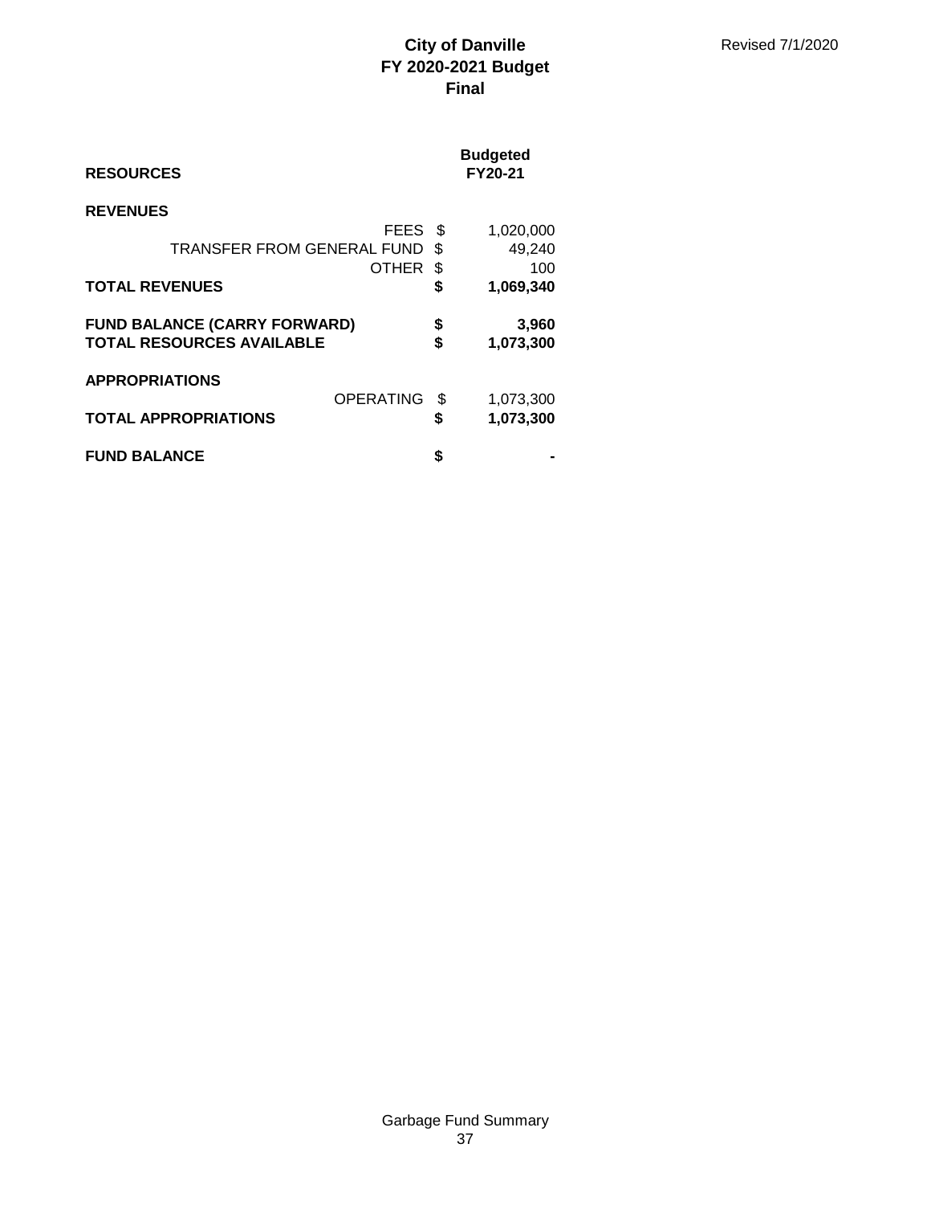Revised 7/1/2020

# City of Danville
## FY 2020-2021 Budget
## Final

| **RESOURCES** | | **Budgeted FY20-21** |
|---|---|---|
| **REVENUES** | | |
| FEES | $ | 1,020,000 |
| TRANSFER FROM GENERAL FUND | $ | 49,240 |
| OTHER | $ | 100 |
| **TOTAL REVENUES** | **$** | **1,069,340** |
| | | |
| **FUND BALANCE (CARRY FORWARD)** | **$** | **3,960** |
| **TOTAL RESOURCES AVAILABLE** | **$** | **1,073,300** |
| | | |
| **APPROPRIATIONS** | | |
| OPERATING | $ | 1,073,300 |
| **TOTAL APPROPRIATIONS** | **$** | **1,073,300** |
| | | |
| **FUND BALANCE** | **$** | **-** |

Garbage Fund Summary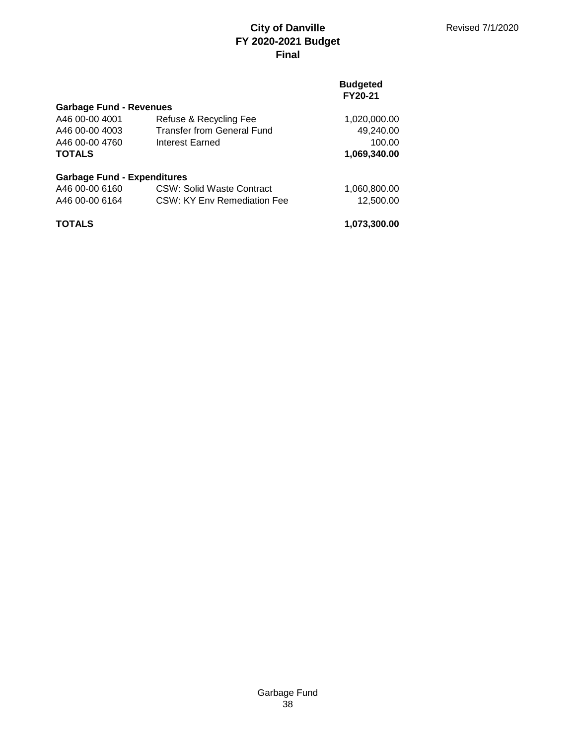# City of Danville
## FY 2020-2021 Budget
## Final

Revised 7/1/2020

| | | Budgeted FY20-21 |
|---|---|---|
| **Garbage Fund - Revenues** | | |
| A46 00-00 4001 | Refuse & Recycling Fee | 1,020,000.00 |
| A46 00-00 4003 | Transfer from General Fund | 49,240.00 |
| A46 00-00 4760 | Interest Earned | 100.00 |
| **TOTALS** | | **1,069,340.00** |
| | | |
| **Garbage Fund - Expenditures** | | |
| A46 00-00 6160 | CSW: Solid Waste Contract | 1,060,800.00 |
| A46 00-00 6164 | CSW: KY Env Remediation Fee | 12,500.00 |
| | | |
| **TOTALS** | | **1,073,300.00** |

Garbage Fund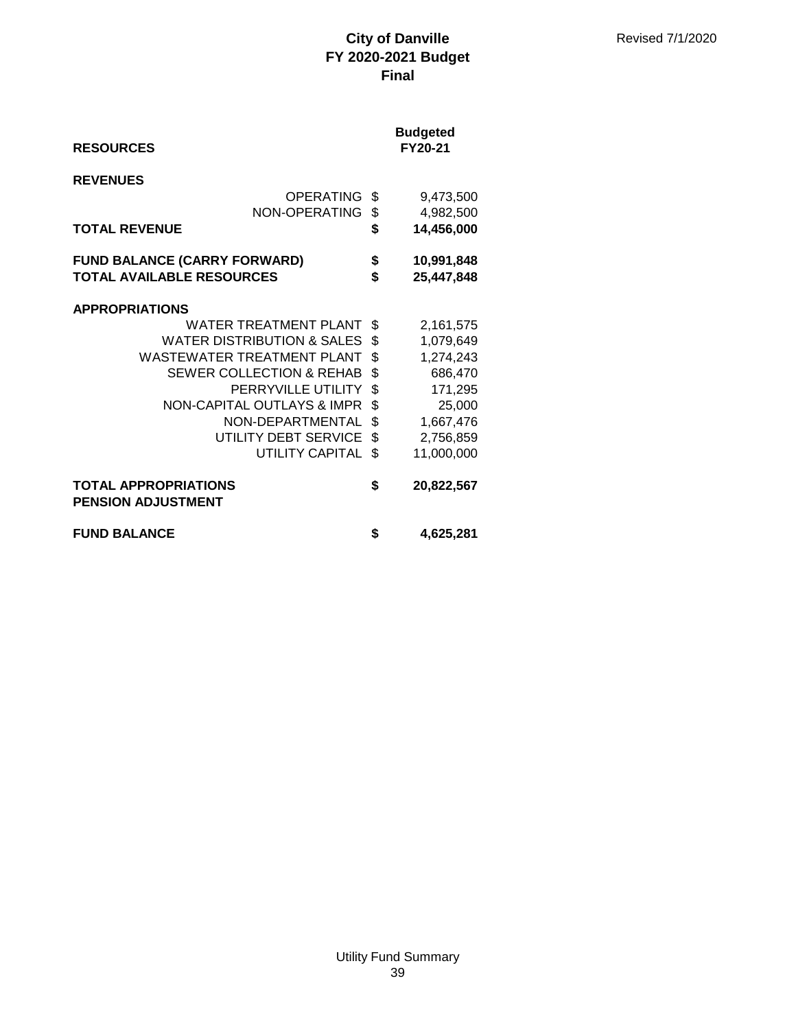# City of Danville
## FY 2020-2021 Budget
## Final

Revised 7/1/2020

| RESOURCES | | Budgeted FY20-21 |
|---|---|---|
| **REVENUES** | | |
| OPERATING | $ | 9,473,500 |
| NON-OPERATING | $ | 4,982,500 |
| **TOTAL REVENUE** | **$** | **14,456,000** |
| | | |
| **FUND BALANCE (CARRY FORWARD)** | **$** | **10,991,848** |
| **TOTAL AVAILABLE RESOURCES** | **$** | **25,447,848** |
| | | |
| **APPROPRIATIONS** | | |
| WATER TREATMENT PLANT | $ | 2,161,575 |
| WATER DISTRIBUTION & SALES | $ | 1,079,649 |
| WASTEWATER TREATMENT PLANT | $ | 1,274,243 |
| SEWER COLLECTION & REHAB | $ | 686,470 |
| PERRYVILLE UTILITY | $ | 171,295 |
| NON-CAPITAL OUTLAYS & IMPR | $ | 25,000 |
| NON-DEPARTMENTAL | $ | 1,667,476 |
| UTILITY DEBT SERVICE | $ | 2,756,859 |
| UTILITY CAPITAL | $ | 11,000,000 |
| | | |
| **TOTAL APPROPRIATIONS** | **$** | **20,822,567** |
| **PENSION ADJUSTMENT** | | |
| | | |
| **FUND BALANCE** | **$** | **4,625,281** |

Utility Fund Summary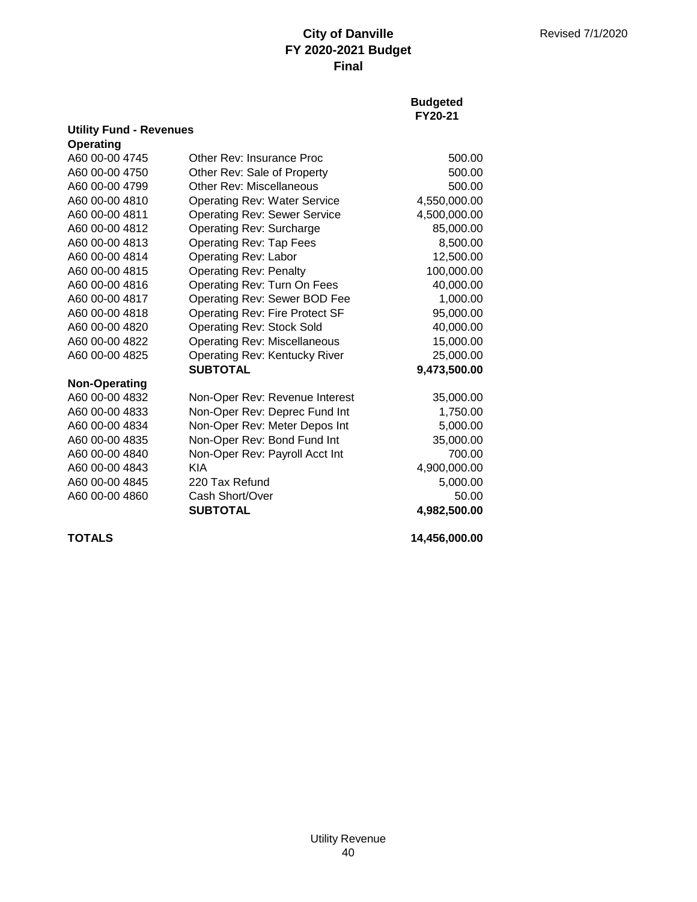# City of Danville
# FY 2020-2021 Budget
# Final

Revised 7/1/2020

| | | Budgeted FY20-21 |
|---|---|---|
| **Utility Fund - Revenues** | | |
| **Operating** | | |
| A60 00-00 4745 | Other Rev: Insurance Proc | 500.00 |
| A60 00-00 4750 | Other Rev: Sale of Property | 500.00 |
| A60 00-00 4799 | Other Rev: Miscellaneous | 500.00 |
| A60 00-00 4810 | Operating Rev: Water Service | 4,550,000.00 |
| A60 00-00 4811 | Operating Rev: Sewer Service | 4,500,000.00 |
| A60 00-00 4812 | Operating Rev: Surcharge | 85,000.00 |
| A60 00-00 4813 | Operating Rev: Tap Fees | 8,500.00 |
| A60 00-00 4814 | Operating Rev: Labor | 12,500.00 |
| A60 00-00 4815 | Operating Rev: Penalty | 100,000.00 |
| A60 00-00 4816 | Operating Rev: Turn On Fees | 40,000.00 |
| A60 00-00 4817 | Operating Rev: Sewer BOD Fee | 1,000.00 |
| A60 00-00 4818 | Operating Rev: Fire Protect SF | 95,000.00 |
| A60 00-00 4820 | Operating Rev: Stock Sold | 40,000.00 |
| A60 00-00 4822 | Operating Rev: Miscellaneous | 15,000.00 |
| A60 00-00 4825 | Operating Rev: Kentucky River | 25,000.00 |
| | **SUBTOTAL** | **9,473,500.00** |
| **Non-Operating** | | |
| A60 00-00 4832 | Non-Oper Rev: Revenue Interest | 35,000.00 |
| A60 00-00 4833 | Non-Oper Rev: Deprec Fund Int | 1,750.00 |
| A60 00-00 4834 | Non-Oper Rev: Meter Depos Int | 5,000.00 |
| A60 00-00 4835 | Non-Oper Rev: Bond Fund Int | 35,000.00 |
| A60 00-00 4840 | Non-Oper Rev: Payroll Acct Int | 700.00 |
| A60 00-00 4843 | KIA | 4,900,000.00 |
| A60 00-00 4845 | 220 Tax Refund | 5,000.00 |
| A60 00-00 4860 | Cash Short/Over | 50.00 |
| | **SUBTOTAL** | **4,982,500.00** |
| **TOTALS** | | **14,456,000.00** |

Utility Revenue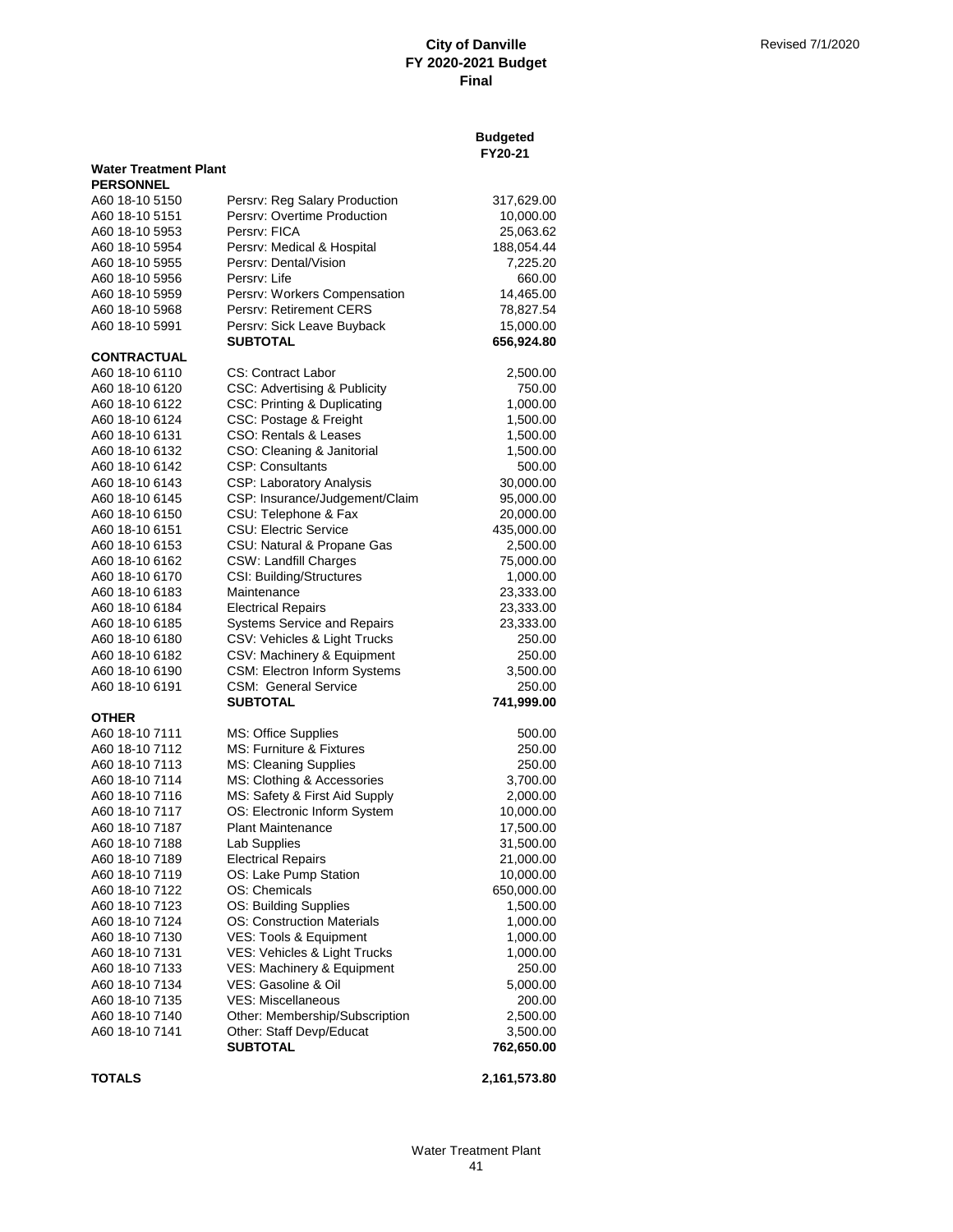**City of Danville**
**FY 2020-2021 Budget**
**Final**

Revised 7/1/2020

| | | Budgeted FY20-21 |
|---|---|---|
| **Water Treatment Plant** | | |
| **PERSONNEL** | | |
| A60 18-10 5150 | Persrv: Reg Salary Production | 317,629.00 |
| A60 18-10 5151 | Persrv: Overtime Production | 10,000.00 |
| A60 18-10 5953 | Persrv: FICA | 25,063.62 |
| A60 18-10 5954 | Persrv: Medical & Hospital | 188,054.44 |
| A60 18-10 5955 | Persrv: Dental/Vision | 7,225.20 |
| A60 18-10 5956 | Persrv: Life | 660.00 |
| A60 18-10 5959 | Persrv: Workers Compensation | 14,465.00 |
| A60 18-10 5968 | Persrv: Retirement CERS | 78,827.54 |
| A60 18-10 5991 | Persrv: Sick Leave Buyback | 15,000.00 |
| | **SUBTOTAL** | **656,924.80** |
| **CONTRACTUAL** | | |
| A60 18-10 6110 | CS: Contract Labor | 2,500.00 |
| A60 18-10 6120 | CSC: Advertising & Publicity | 750.00 |
| A60 18-10 6122 | CSC: Printing & Duplicating | 1,000.00 |
| A60 18-10 6124 | CSC: Postage & Freight | 1,500.00 |
| A60 18-10 6131 | CSO: Rentals & Leases | 1,500.00 |
| A60 18-10 6132 | CSO: Cleaning & Janitorial | 1,500.00 |
| A60 18-10 6142 | CSP: Consultants | 500.00 |
| A60 18-10 6143 | CSP: Laboratory Analysis | 30,000.00 |
| A60 18-10 6145 | CSP: Insurance/Judgement/Claim | 95,000.00 |
| A60 18-10 6150 | CSU: Telephone & Fax | 20,000.00 |
| A60 18-10 6151 | CSU: Electric Service | 435,000.00 |
| A60 18-10 6153 | CSU: Natural & Propane Gas | 2,500.00 |
| A60 18-10 6162 | CSW: Landfill Charges | 75,000.00 |
| A60 18-10 6170 | CSI: Building/Structures | 1,000.00 |
| A60 18-10 6183 | Maintenance | 23,333.00 |
| A60 18-10 6184 | Electrical Repairs | 23,333.00 |
| A60 18-10 6185 | Systems Service and Repairs | 23,333.00 |
| A60 18-10 6180 | CSV: Vehicles & Light Trucks | 250.00 |
| A60 18-10 6182 | CSV: Machinery & Equipment | 250.00 |
| A60 18-10 6190 | CSM: Electron Inform Systems | 3,500.00 |
| A60 18-10 6191 | CSM: General Service | 250.00 |
| | **SUBTOTAL** | **741,999.00** |
| **OTHER** | | |
| A60 18-10 7111 | MS: Office Supplies | 500.00 |
| A60 18-10 7112 | MS: Furniture & Fixtures | 250.00 |
| A60 18-10 7113 | MS: Cleaning Supplies | 250.00 |
| A60 18-10 7114 | MS: Clothing & Accessories | 3,700.00 |
| A60 18-10 7116 | MS: Safety & First Aid Supply | 2,000.00 |
| A60 18-10 7117 | OS: Electronic Inform System | 10,000.00 |
| A60 18-10 7187 | Plant Maintenance | 17,500.00 |
| A60 18-10 7188 | Lab Supplies | 31,500.00 |
| A60 18-10 7189 | Electrical Repairs | 21,000.00 |
| A60 18-10 7119 | OS: Lake Pump Station | 10,000.00 |
| A60 18-10 7122 | OS: Chemicals | 650,000.00 |
| A60 18-10 7123 | OS: Building Supplies | 1,500.00 |
| A60 18-10 7124 | OS: Construction Materials | 1,000.00 |
| A60 18-10 7130 | VES: Tools & Equipment | 1,000.00 |
| A60 18-10 7131 | VES: Vehicles & Light Trucks | 1,000.00 |
| A60 18-10 7133 | VES: Machinery & Equipment | 250.00 |
| A60 18-10 7134 | VES: Gasoline & Oil | 5,000.00 |
| A60 18-10 7135 | VES: Miscellaneous | 200.00 |
| A60 18-10 7140 | Other: Membership/Subscription | 2,500.00 |
| A60 18-10 7141 | Other: Staff Devp/Educat | 3,500.00 |
| | **SUBTOTAL** | **762,650.00** |
| **TOTALS** | | **2,161,573.80** |

Water Treatment Plant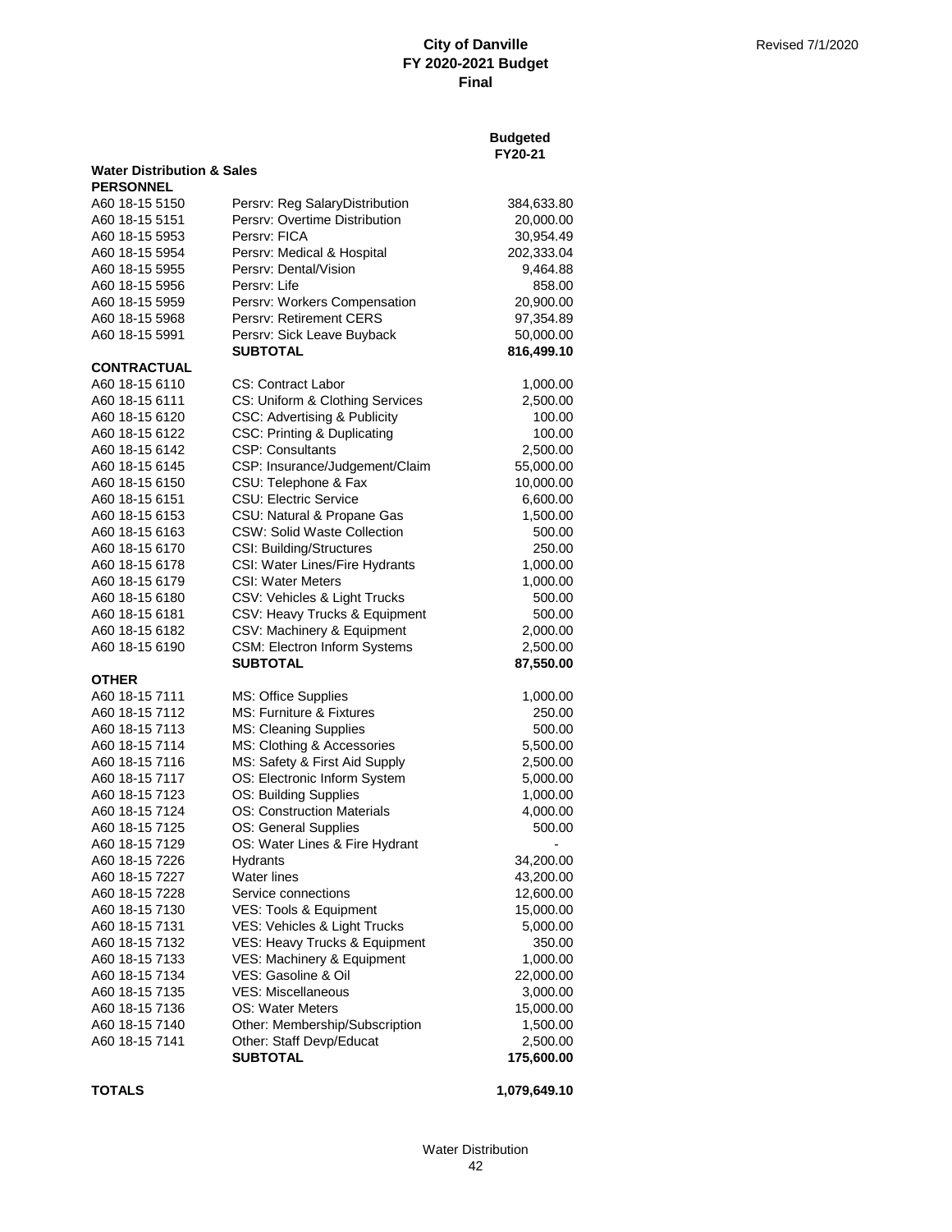# City of Danville
## FY 2020-2021 Budget
### Final

Revised 7/1/2020

| | | Budgeted FY20-21 |
|---|---|---|
| **Water Distribution & Sales** | | |
| **PERSONNEL** | | |
| A60 18-15 5150 | Persrv: Reg SalaryDistribution | 384,633.80 |
| A60 18-15 5151 | Persrv: Overtime Distribution | 20,000.00 |
| A60 18-15 5953 | Persrv: FICA | 30,954.49 |
| A60 18-15 5954 | Persrv: Medical & Hospital | 202,333.04 |
| A60 18-15 5955 | Persrv: Dental/Vision | 9,464.88 |
| A60 18-15 5956 | Persrv: Life | 858.00 |
| A60 18-15 5959 | Persrv: Workers Compensation | 20,900.00 |
| A60 18-15 5968 | Persrv: Retirement CERS | 97,354.89 |
| A60 18-15 5991 | Persrv: Sick Leave Buyback | 50,000.00 |
| | **SUBTOTAL** | **816,499.10** |
| **CONTRACTUAL** | | |
| A60 18-15 6110 | CS: Contract Labor | 1,000.00 |
| A60 18-15 6111 | CS: Uniform & Clothing Services | 2,500.00 |
| A60 18-15 6120 | CSC: Advertising & Publicity | 100.00 |
| A60 18-15 6122 | CSC: Printing & Duplicating | 100.00 |
| A60 18-15 6142 | CSP: Consultants | 2,500.00 |
| A60 18-15 6145 | CSP: Insurance/Judgement/Claim | 55,000.00 |
| A60 18-15 6150 | CSU: Telephone & Fax | 10,000.00 |
| A60 18-15 6151 | CSU: Electric Service | 6,600.00 |
| A60 18-15 6153 | CSU: Natural & Propane Gas | 1,500.00 |
| A60 18-15 6163 | CSW: Solid Waste Collection | 500.00 |
| A60 18-15 6170 | CSI: Building/Structures | 250.00 |
| A60 18-15 6178 | CSI: Water Lines/Fire Hydrants | 1,000.00 |
| A60 18-15 6179 | CSI: Water Meters | 1,000.00 |
| A60 18-15 6180 | CSV: Vehicles & Light Trucks | 500.00 |
| A60 18-15 6181 | CSV: Heavy Trucks & Equipment | 500.00 |
| A60 18-15 6182 | CSV: Machinery & Equipment | 2,000.00 |
| A60 18-15 6190 | CSM: Electron Inform Systems | 2,500.00 |
| | **SUBTOTAL** | **87,550.00** |
| **OTHER** | | |
| A60 18-15 7111 | MS: Office Supplies | 1,000.00 |
| A60 18-15 7112 | MS: Furniture & Fixtures | 250.00 |
| A60 18-15 7113 | MS: Cleaning Supplies | 500.00 |
| A60 18-15 7114 | MS: Clothing & Accessories | 5,500.00 |
| A60 18-15 7116 | MS: Safety & First Aid Supply | 2,500.00 |
| A60 18-15 7117 | OS: Electronic Inform System | 5,000.00 |
| A60 18-15 7123 | OS: Building Supplies | 1,000.00 |
| A60 18-15 7124 | OS: Construction Materials | 4,000.00 |
| A60 18-15 7125 | OS: General Supplies | 500.00 |
| A60 18-15 7129 | OS: Water Lines & Fire Hydrant | - |
| A60 18-15 7226 | Hydrants | 34,200.00 |
| A60 18-15 7227 | Water lines | 43,200.00 |
| A60 18-15 7228 | Service connections | 12,600.00 |
| A60 18-15 7130 | VES: Tools & Equipment | 15,000.00 |
| A60 18-15 7131 | VES: Vehicles & Light Trucks | 5,000.00 |
| A60 18-15 7132 | VES: Heavy Trucks & Equipment | 350.00 |
| A60 18-15 7133 | VES: Machinery & Equipment | 1,000.00 |
| A60 18-15 7134 | VES: Gasoline & Oil | 22,000.00 |
| A60 18-15 7135 | VES: Miscellaneous | 3,000.00 |
| A60 18-15 7136 | OS: Water Meters | 15,000.00 |
| A60 18-15 7140 | Other: Membership/Subscription | 1,500.00 |
| A60 18-15 7141 | Other: Staff Devp/Educat | 2,500.00 |
| | **SUBTOTAL** | **175,600.00** |
| **TOTALS** | | **1,079,649.10** |

Water Distribution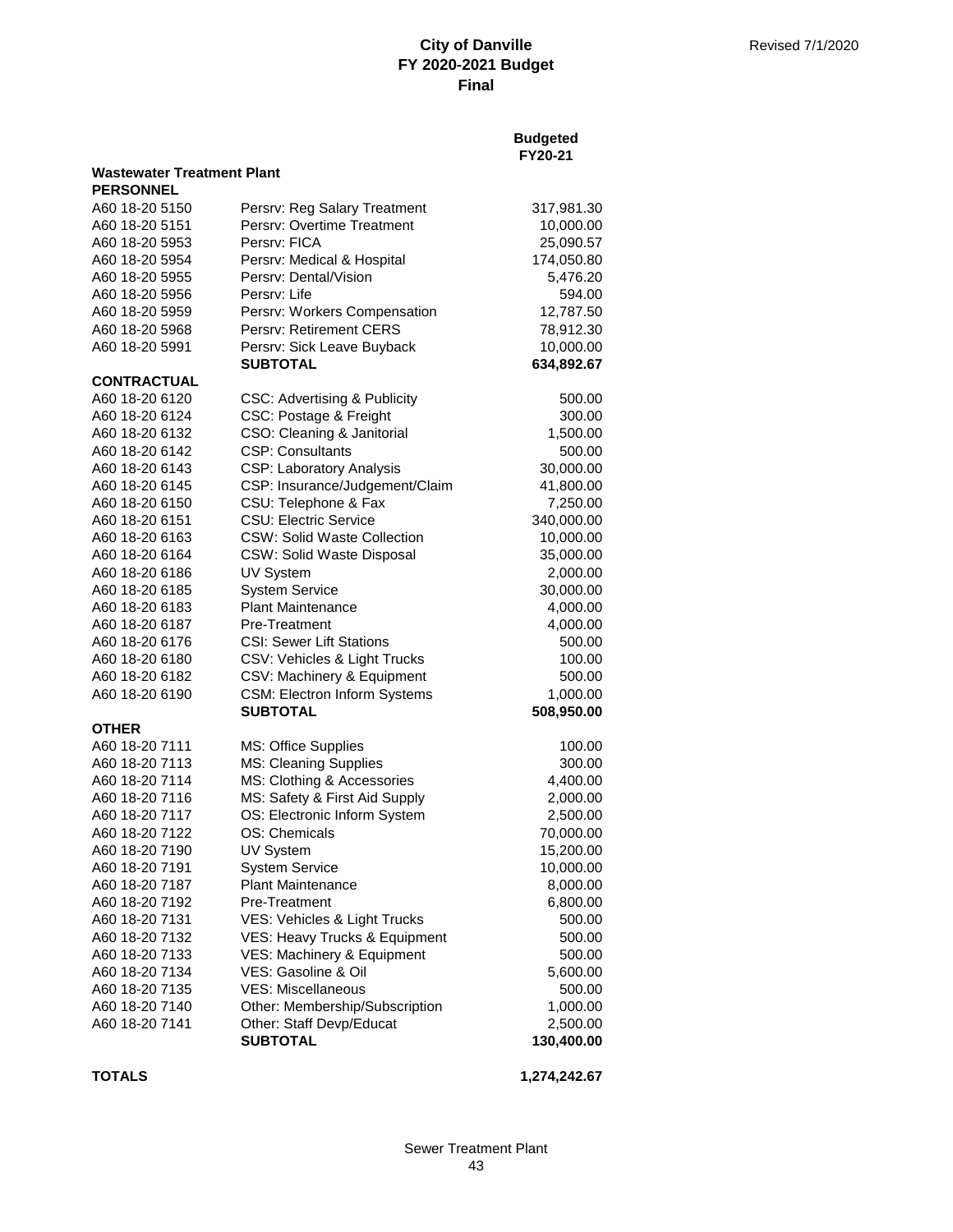# City of Danville
## FY 2020-2021 Budget
## Final

Revised 7/1/2020

| | | Budgeted FY20-21 |
|---|---|---|
| **Wastewater Treatment Plant** | | |
| **PERSONNEL** | | |
| A60 18-20 5150 | Persrv: Reg Salary Treatment | 317,981.30 |
| A60 18-20 5151 | Persrv: Overtime Treatment | 10,000.00 |
| A60 18-20 5953 | Persrv: FICA | 25,090.57 |
| A60 18-20 5954 | Persrv: Medical & Hospital | 174,050.80 |
| A60 18-20 5955 | Persrv: Dental/Vision | 5,476.20 |
| A60 18-20 5956 | Persrv: Life | 594.00 |
| A60 18-20 5959 | Persrv: Workers Compensation | 12,787.50 |
| A60 18-20 5968 | Persrv: Retirement CERS | 78,912.30 |
| A60 18-20 5991 | Persrv: Sick Leave Buyback | 10,000.00 |
| | **SUBTOTAL** | **634,892.67** |
| **CONTRACTUAL** | | |
| A60 18-20 6120 | CSC: Advertising & Publicity | 500.00 |
| A60 18-20 6124 | CSC: Postage & Freight | 300.00 |
| A60 18-20 6132 | CSO: Cleaning & Janitorial | 1,500.00 |
| A60 18-20 6142 | CSP: Consultants | 500.00 |
| A60 18-20 6143 | CSP: Laboratory Analysis | 30,000.00 |
| A60 18-20 6145 | CSP: Insurance/Judgement/Claim | 41,800.00 |
| A60 18-20 6150 | CSU: Telephone & Fax | 7,250.00 |
| A60 18-20 6151 | CSU: Electric Service | 340,000.00 |
| A60 18-20 6163 | CSW: Solid Waste Collection | 10,000.00 |
| A60 18-20 6164 | CSW: Solid Waste Disposal | 35,000.00 |
| A60 18-20 6186 | UV System | 2,000.00 |
| A60 18-20 6185 | System Service | 30,000.00 |
| A60 18-20 6183 | Plant Maintenance | 4,000.00 |
| A60 18-20 6187 | Pre-Treatment | 4,000.00 |
| A60 18-20 6176 | CSI: Sewer Lift Stations | 500.00 |
| A60 18-20 6180 | CSV: Vehicles & Light Trucks | 100.00 |
| A60 18-20 6182 | CSV: Machinery & Equipment | 500.00 |
| A60 18-20 6190 | CSM: Electron Inform Systems | 1,000.00 |
| | **SUBTOTAL** | **508,950.00** |
| **OTHER** | | |
| A60 18-20 7111 | MS: Office Supplies | 100.00 |
| A60 18-20 7113 | MS: Cleaning Supplies | 300.00 |
| A60 18-20 7114 | MS: Clothing & Accessories | 4,400.00 |
| A60 18-20 7116 | MS: Safety & First Aid Supply | 2,000.00 |
| A60 18-20 7117 | OS: Electronic Inform System | 2,500.00 |
| A60 18-20 7122 | OS: Chemicals | 70,000.00 |
| A60 18-20 7190 | UV System | 15,200.00 |
| A60 18-20 7191 | System Service | 10,000.00 |
| A60 18-20 7187 | Plant Maintenance | 8,000.00 |
| A60 18-20 7192 | Pre-Treatment | 6,800.00 |
| A60 18-20 7131 | VES: Vehicles & Light Trucks | 500.00 |
| A60 18-20 7132 | VES: Heavy Trucks & Equipment | 500.00 |
| A60 18-20 7133 | VES: Machinery & Equipment | 500.00 |
| A60 18-20 7134 | VES: Gasoline & Oil | 5,600.00 |
| A60 18-20 7135 | VES: Miscellaneous | 500.00 |
| A60 18-20 7140 | Other: Membership/Subscription | 1,000.00 |
| A60 18-20 7141 | Other: Staff Devp/Educat | 2,500.00 |
| | **SUBTOTAL** | **130,400.00** |
| **TOTALS** | | **1,274,242.67** |

Sewer Treatment Plant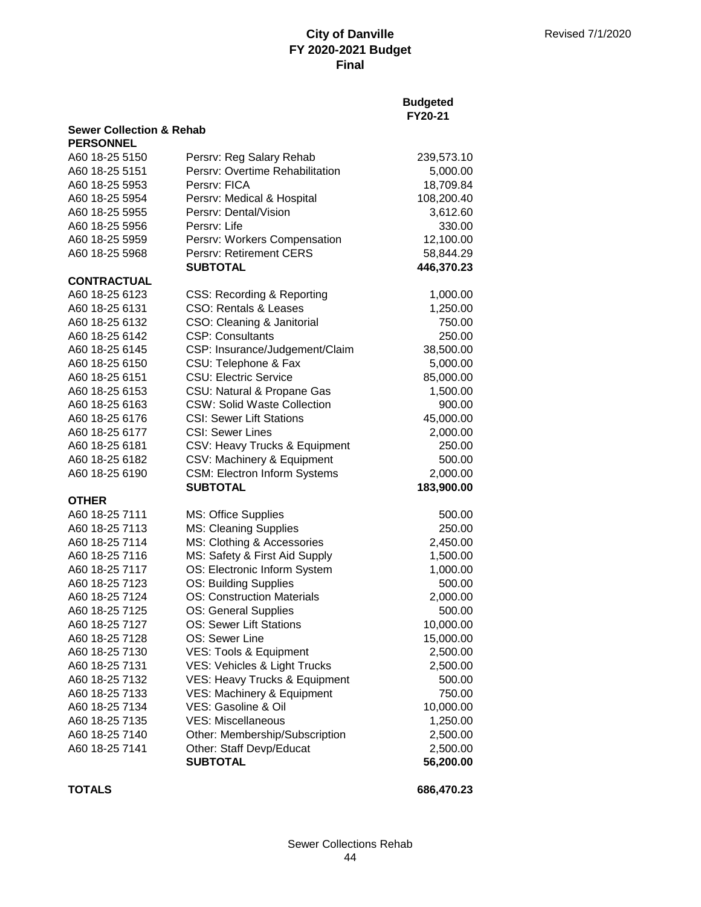**City of Danville**
**FY 2020-2021 Budget**
**Final**

Revised 7/1/2020

| | | Budgeted FY20-21 |
|---|---|---|
| **Sewer Collection & Rehab** | | |
| **PERSONNEL** | | |
| A60 18-25 5150 | Persrv: Reg Salary Rehab | 239,573.10 |
| A60 18-25 5151 | Persrv: Overtime Rehabilitation | 5,000.00 |
| A60 18-25 5953 | Persrv: FICA | 18,709.84 |
| A60 18-25 5954 | Persrv: Medical & Hospital | 108,200.40 |
| A60 18-25 5955 | Persrv: Dental/Vision | 3,612.60 |
| A60 18-25 5956 | Persrv: Life | 330.00 |
| A60 18-25 5959 | Persrv: Workers Compensation | 12,100.00 |
| A60 18-25 5968 | Persrv: Retirement CERS | 58,844.29 |
| | **SUBTOTAL** | **446,370.23** |
| **CONTRACTUAL** | | |
| A60 18-25 6123 | CSS: Recording & Reporting | 1,000.00 |
| A60 18-25 6131 | CSO: Rentals & Leases | 1,250.00 |
| A60 18-25 6132 | CSO: Cleaning & Janitorial | 750.00 |
| A60 18-25 6142 | CSP: Consultants | 250.00 |
| A60 18-25 6145 | CSP: Insurance/Judgement/Claim | 38,500.00 |
| A60 18-25 6150 | CSU: Telephone & Fax | 5,000.00 |
| A60 18-25 6151 | CSU: Electric Service | 85,000.00 |
| A60 18-25 6153 | CSU: Natural & Propane Gas | 1,500.00 |
| A60 18-25 6163 | CSW: Solid Waste Collection | 900.00 |
| A60 18-25 6176 | CSI: Sewer Lift Stations | 45,000.00 |
| A60 18-25 6177 | CSI: Sewer Lines | 2,000.00 |
| A60 18-25 6181 | CSV: Heavy Trucks & Equipment | 250.00 |
| A60 18-25 6182 | CSV: Machinery & Equipment | 500.00 |
| A60 18-25 6190 | CSM: Electron Inform Systems | 2,000.00 |
| | **SUBTOTAL** | **183,900.00** |
| **OTHER** | | |
| A60 18-25 7111 | MS: Office Supplies | 500.00 |
| A60 18-25 7113 | MS: Cleaning Supplies | 250.00 |
| A60 18-25 7114 | MS: Clothing & Accessories | 2,450.00 |
| A60 18-25 7116 | MS: Safety & First Aid Supply | 1,500.00 |
| A60 18-25 7117 | OS: Electronic Inform System | 1,000.00 |
| A60 18-25 7123 | OS: Building Supplies | 500.00 |
| A60 18-25 7124 | OS: Construction Materials | 2,000.00 |
| A60 18-25 7125 | OS: General Supplies | 500.00 |
| A60 18-25 7127 | OS: Sewer Lift Stations | 10,000.00 |
| A60 18-25 7128 | OS: Sewer Line | 15,000.00 |
| A60 18-25 7130 | VES: Tools & Equipment | 2,500.00 |
| A60 18-25 7131 | VES: Vehicles & Light Trucks | 2,500.00 |
| A60 18-25 7132 | VES: Heavy Trucks & Equipment | 500.00 |
| A60 18-25 7133 | VES: Machinery & Equipment | 750.00 |
| A60 18-25 7134 | VES: Gasoline & Oil | 10,000.00 |
| A60 18-25 7135 | VES: Miscellaneous | 1,250.00 |
| A60 18-25 7140 | Other: Membership/Subscription | 2,500.00 |
| A60 18-25 7141 | Other: Staff Devp/Educat | 2,500.00 |
| | **SUBTOTAL** | **56,200.00** |
| **TOTALS** | | **686,470.23** |

Sewer Collections Rehab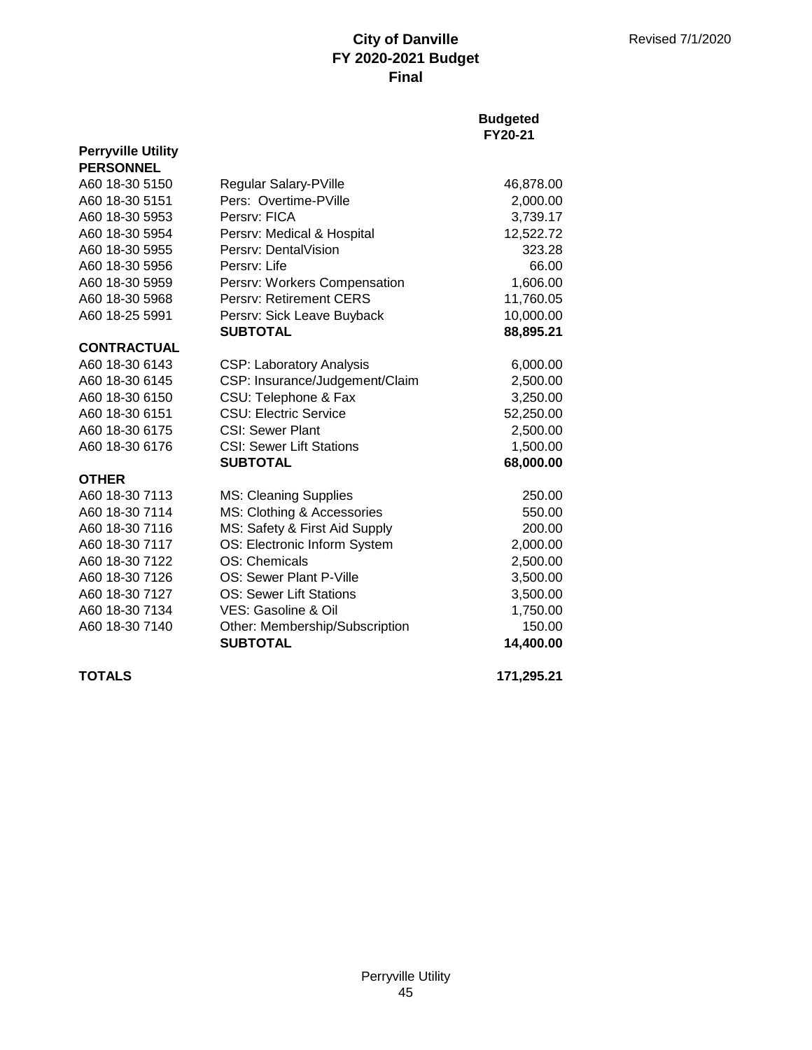# City of Danville
## FY 2020-2021 Budget
## Final

Revised 7/1/2020

| | | Budgeted FY20-21 |
|---|---|---|
| **Perryville Utility** | | |
| **PERSONNEL** | | |
| A60 18-30 5150 | Regular Salary-PVille | 46,878.00 |
| A60 18-30 5151 | Pers: Overtime-PVille | 2,000.00 |
| A60 18-30 5953 | Persrv: FICA | 3,739.17 |
| A60 18-30 5954 | Persrv: Medical & Hospital | 12,522.72 |
| A60 18-30 5955 | Persrv: DentalVision | 323.28 |
| A60 18-30 5956 | Persrv: Life | 66.00 |
| A60 18-30 5959 | Persrv: Workers Compensation | 1,606.00 |
| A60 18-30 5968 | Persrv: Retirement CERS | 11,760.05 |
| A60 18-25 5991 | Persrv: Sick Leave Buyback | 10,000.00 |
| | **SUBTOTAL** | **88,895.21** |
| **CONTRACTUAL** | | |
| A60 18-30 6143 | CSP: Laboratory Analysis | 6,000.00 |
| A60 18-30 6145 | CSP: Insurance/Judgement/Claim | 2,500.00 |
| A60 18-30 6150 | CSU: Telephone & Fax | 3,250.00 |
| A60 18-30 6151 | CSU: Electric Service | 52,250.00 |
| A60 18-30 6175 | CSI: Sewer Plant | 2,500.00 |
| A60 18-30 6176 | CSI: Sewer Lift Stations | 1,500.00 |
| | **SUBTOTAL** | **68,000.00** |
| **OTHER** | | |
| A60 18-30 7113 | MS: Cleaning Supplies | 250.00 |
| A60 18-30 7114 | MS: Clothing & Accessories | 550.00 |
| A60 18-30 7116 | MS: Safety & First Aid Supply | 200.00 |
| A60 18-30 7117 | OS: Electronic Inform System | 2,000.00 |
| A60 18-30 7122 | OS: Chemicals | 2,500.00 |
| A60 18-30 7126 | OS: Sewer Plant P-Ville | 3,500.00 |
| A60 18-30 7127 | OS: Sewer Lift Stations | 3,500.00 |
| A60 18-30 7134 | VES: Gasoline & Oil | 1,750.00 |
| A60 18-30 7140 | Other: Membership/Subscription | 150.00 |
| | **SUBTOTAL** | **14,400.00** |
| **TOTALS** | | **171,295.21** |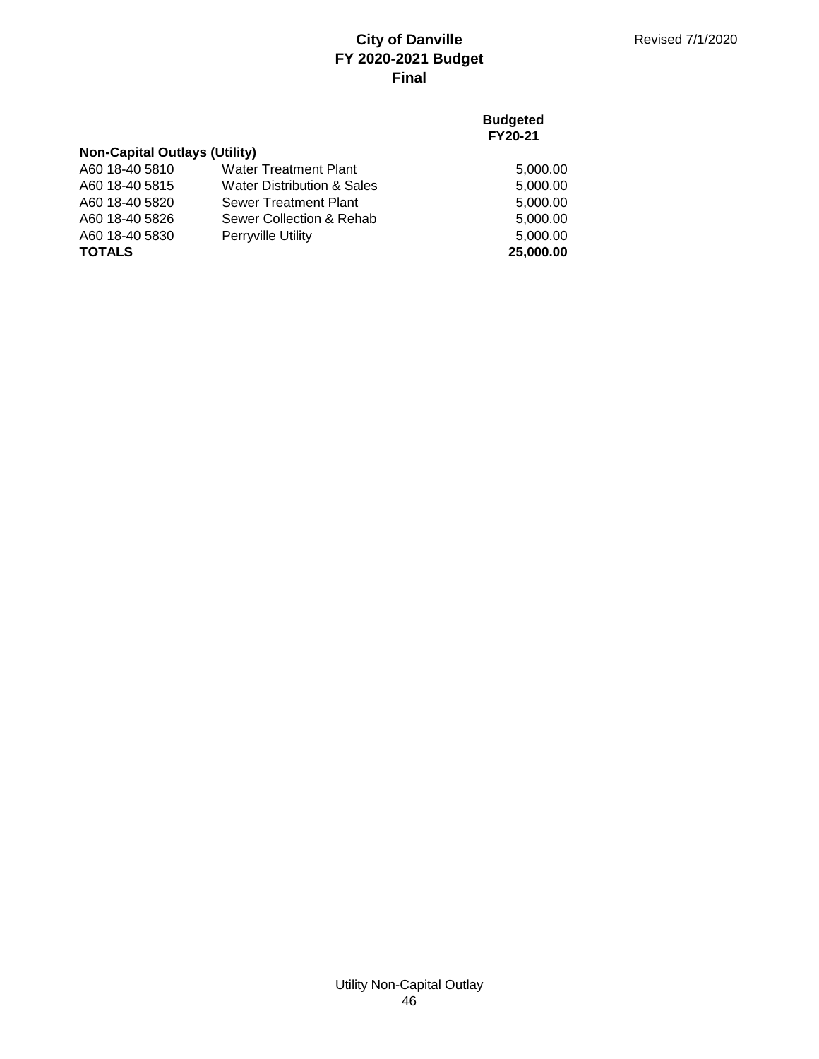# City of Danville
## FY 2020-2021 Budget
## Final

Revised 7/1/2020

| | | Budgeted FY20-21 |
|---|---|---|
| **Non-Capital Outlays (Utility)** | | |
| A60 18-40 5810 | Water Treatment Plant | 5,000.00 |
| A60 18-40 5815 | Water Distribution & Sales | 5,000.00 |
| A60 18-40 5820 | Sewer Treatment Plant | 5,000.00 |
| A60 18-40 5826 | Sewer Collection & Rehab | 5,000.00 |
| A60 18-40 5830 | Perryville Utility | 5,000.00 |
| **TOTALS** | | **25,000.00** |

Utility Non-Capital Outlay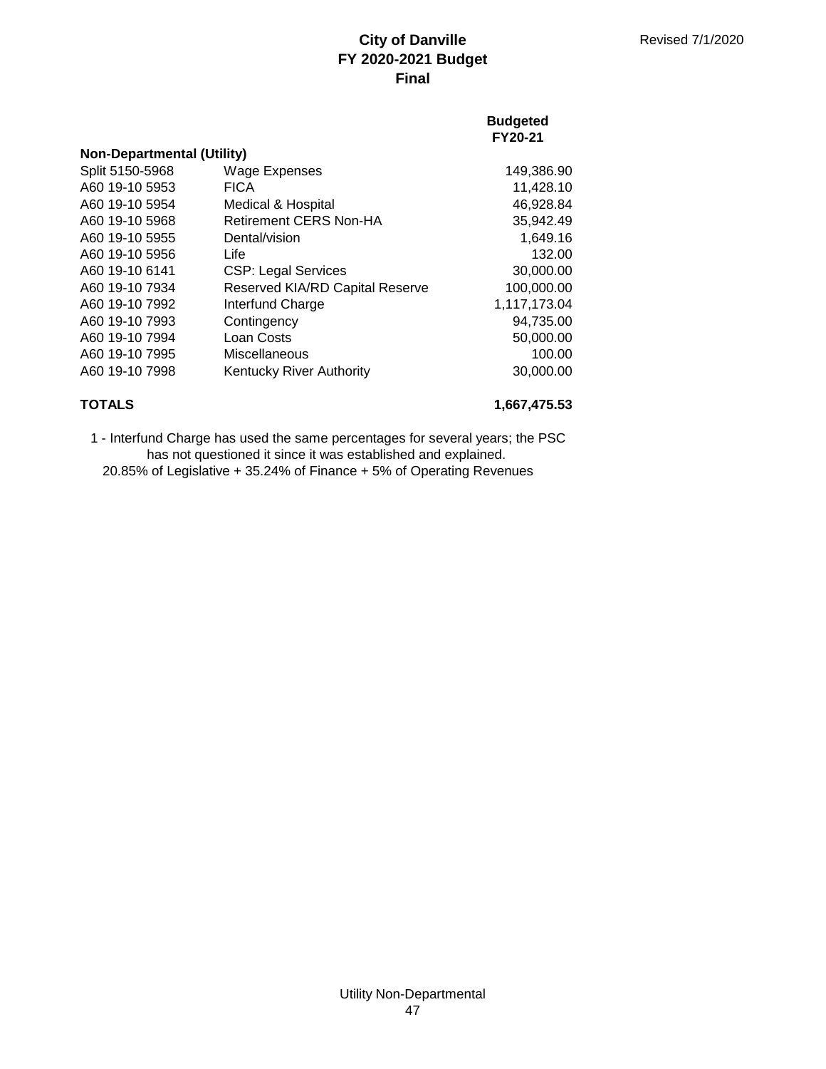# City of Danville
## FY 2020-2021 Budget
## Final

Revised 7/1/2020

| | | Budgeted FY20-21 |
|---|---|---|
| **Non-Departmental (Utility)** | | |
| Split 5150-5968 | Wage Expenses | 149,386.90 |
| A60 19-10 5953 | FICA | 11,428.10 |
| A60 19-10 5954 | Medical & Hospital | 46,928.84 |
| A60 19-10 5968 | Retirement CERS Non-HA | 35,942.49 |
| A60 19-10 5955 | Dental/vision | 1,649.16 |
| A60 19-10 5956 | Life | 132.00 |
| A60 19-10 6141 | CSP: Legal Services | 30,000.00 |
| A60 19-10 7934 | Reserved KIA/RD Capital Reserve | 100,000.00 |
| A60 19-10 7992 | Interfund Charge | 1,117,173.04 |
| A60 19-10 7993 | Contingency | 94,735.00 |
| A60 19-10 7994 | Loan Costs | 50,000.00 |
| A60 19-10 7995 | Miscellaneous | 100.00 |
| A60 19-10 7998 | Kentucky River Authority | 30,000.00 |
| **TOTALS** | | **1,667,475.53** |

1 - Interfund Charge has used the same percentages for several years; the PSC has not questioned it since it was established and explained.
20.85% of Legislative + 35.24% of Finance + 5% of Operating Revenues

Utility Non-Departmental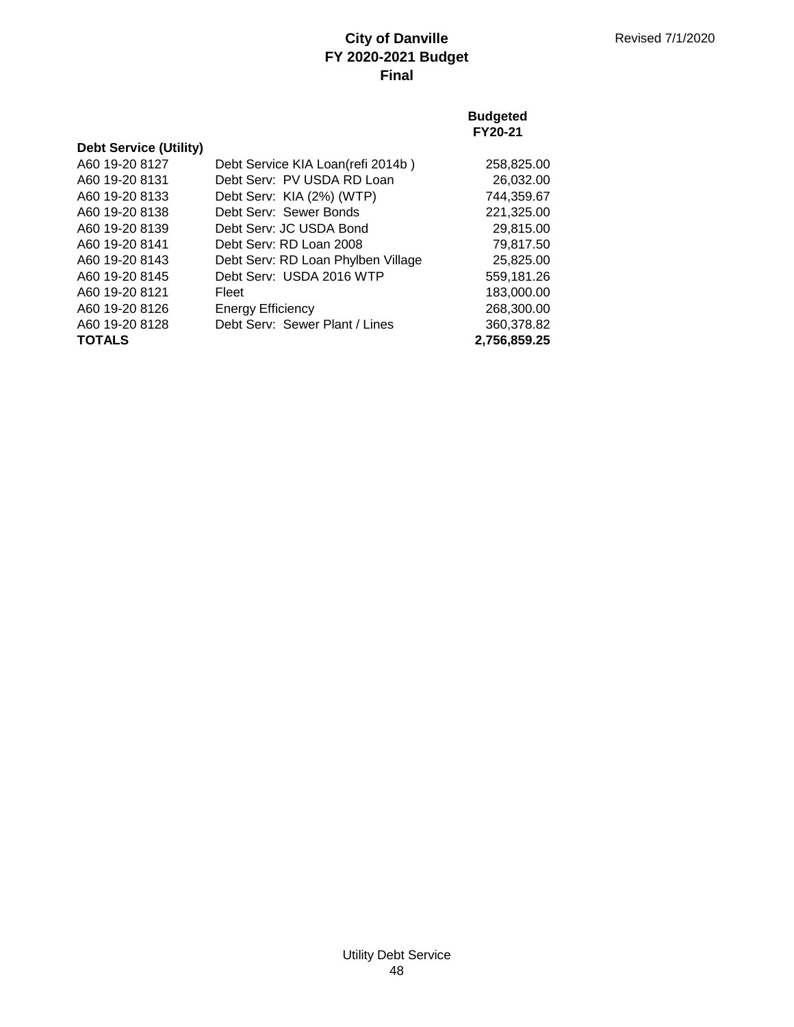**City of Danville**
**FY 2020-2021 Budget**
**Final**

Revised 7/1/2020

| | | **Budgeted FY20-21** |
|---|---|---|
| **Debt Service (Utility)** | | |
| A60 19-20 8127 | Debt Service KIA Loan(refi 2014b ) | 258,825.00 |
| A60 19-20 8131 | Debt Serv: PV USDA RD Loan | 26,032.00 |
| A60 19-20 8133 | Debt Serv: KIA (2%) (WTP) | 744,359.67 |
| A60 19-20 8138 | Debt Serv: Sewer Bonds | 221,325.00 |
| A60 19-20 8139 | Debt Serv: JC USDA Bond | 29,815.00 |
| A60 19-20 8141 | Debt Serv: RD Loan 2008 | 79,817.50 |
| A60 19-20 8143 | Debt Serv: RD Loan Phylben Village | 25,825.00 |
| A60 19-20 8145 | Debt Serv: USDA 2016 WTP | 559,181.26 |
| A60 19-20 8121 | Fleet | 183,000.00 |
| A60 19-20 8126 | Energy Efficiency | 268,300.00 |
| A60 19-20 8128 | Debt Serv: Sewer Plant / Lines | 360,378.82 |
| **TOTALS** | | **2,756,859.25** |

Utility Debt Service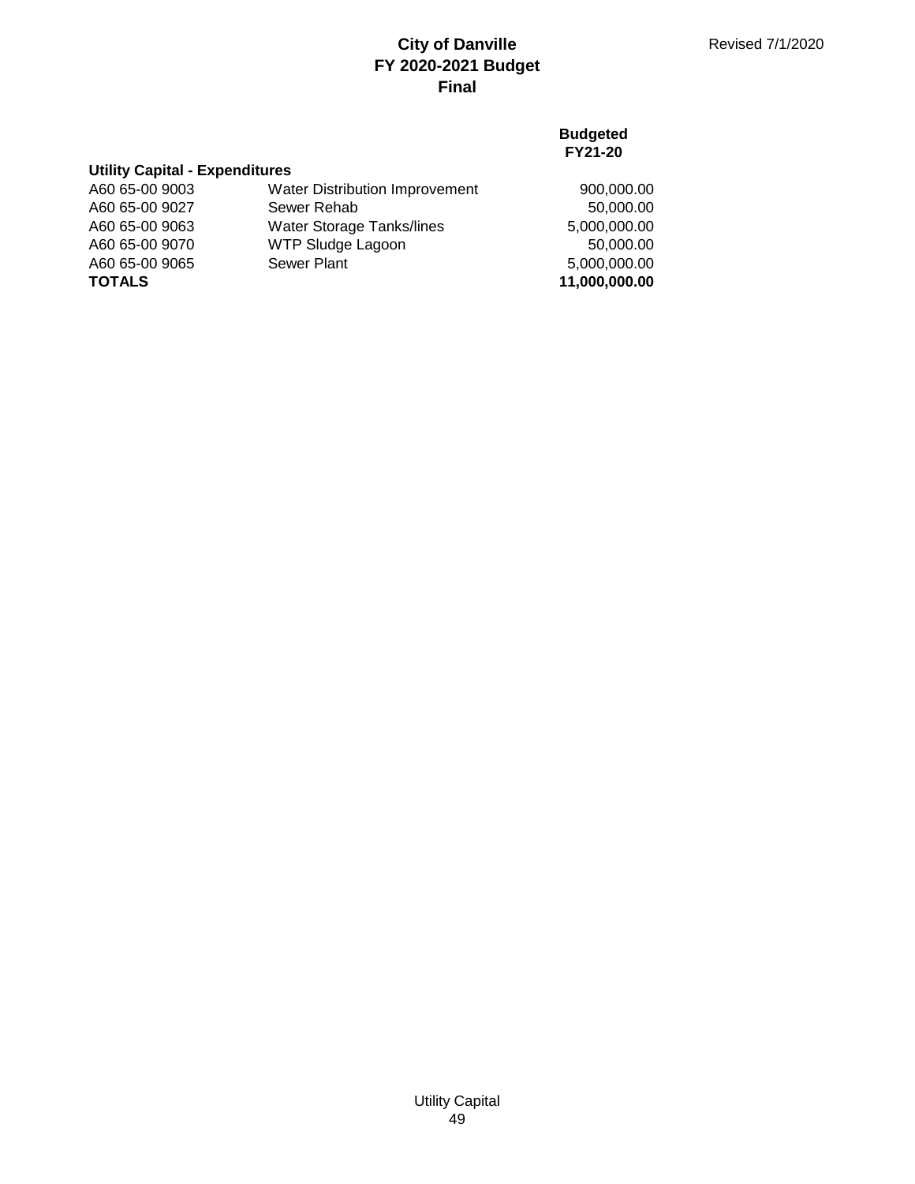# City of Danville
## FY 2020-2021 Budget
## Final

Revised 7/1/2020

| Utility Capital - Expenditures | | Budgeted FY21-20 |
|---|---|---|
| A60 65-00 9003 | Water Distribution Improvement | 900,000.00 |
| A60 65-00 9027 | Sewer Rehab | 50,000.00 |
| A60 65-00 9063 | Water Storage Tanks/lines | 5,000,000.00 |
| A60 65-00 9070 | WTP Sludge Lagoon | 50,000.00 |
| A60 65-00 9065 | Sewer Plant | 5,000,000.00 |
| **TOTALS** | | **11,000,000.00** |

Utility Capital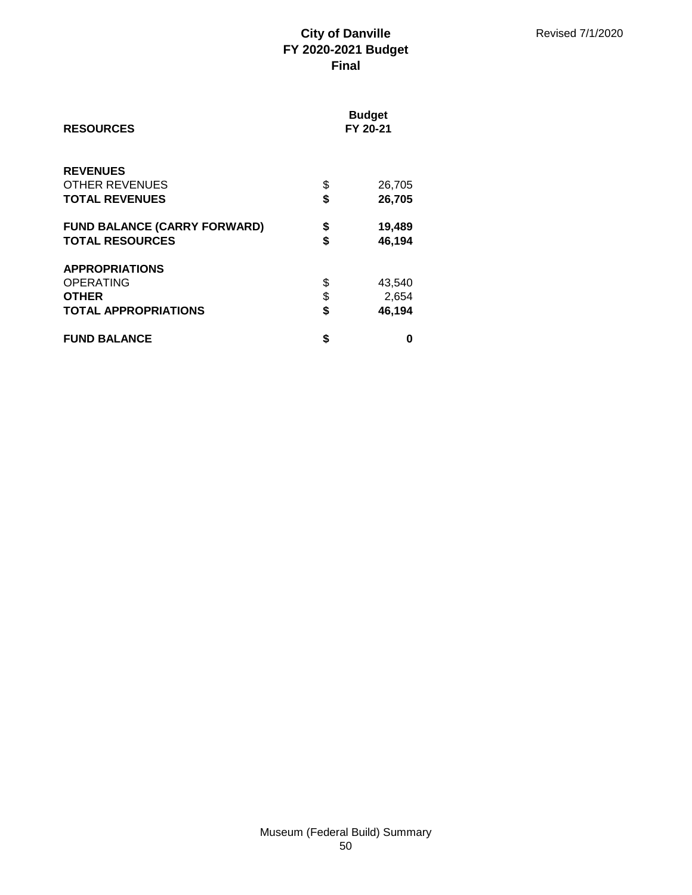# City of Danville
## FY 2020-2021 Budget
## Final

Revised 7/1/2020

| **RESOURCES** | | **Budget FY 20-21** |
|---|---|---|
| **REVENUES** | | |
| OTHER REVENUES | $ | 26,705 |
| **TOTAL REVENUES** | **$** | **26,705** |
| | | |
| **FUND BALANCE (CARRY FORWARD)** | **$** | **19,489** |
| **TOTAL RESOURCES** | **$** | **46,194** |
| | | |
| **APPROPRIATIONS** | | |
| OPERATING | $ | 43,540 |
| **OTHER** | $ | 2,654 |
| **TOTAL APPROPRIATIONS** | **$** | **46,194** |
| | | |
| **FUND BALANCE** | **$** | **0** |

Museum (Federal Build) Summary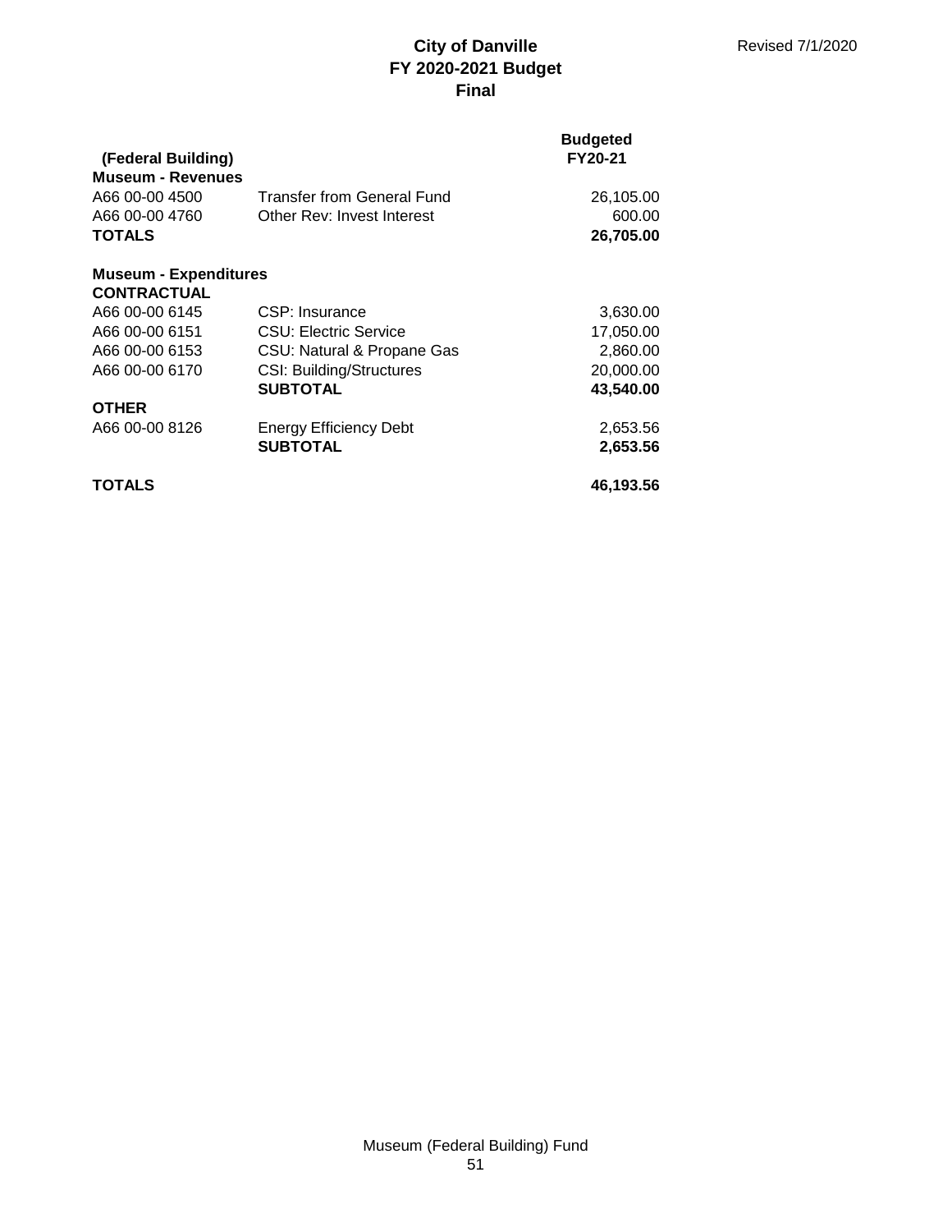# City of Danville
## FY 2020-2021 Budget
## Final

Revised 7/1/2020

| (Federal Building) | | Budgeted FY20-21 |
|---|---|---|
| **Museum - Revenues** | | |
| A66 00-00 4500 | Transfer from General Fund | 26,105.00 |
| A66 00-00 4760 | Other Rev: Invest Interest | 600.00 |
| **TOTALS** | | **26,705.00** |
| | | |
| **Museum - Expenditures** | | |
| **CONTRACTUAL** | | |
| A66 00-00 6145 | CSP: Insurance | 3,630.00 |
| A66 00-00 6151 | CSU: Electric Service | 17,050.00 |
| A66 00-00 6153 | CSU: Natural & Propane Gas | 2,860.00 |
| A66 00-00 6170 | CSI: Building/Structures | 20,000.00 |
| | **SUBTOTAL** | **43,540.00** |
| **OTHER** | | |
| A66 00-00 8126 | Energy Efficiency Debt | 2,653.56 |
| | **SUBTOTAL** | **2,653.56** |
| | | |
| **TOTALS** | | **46,193.56** |

Museum (Federal Building) Fund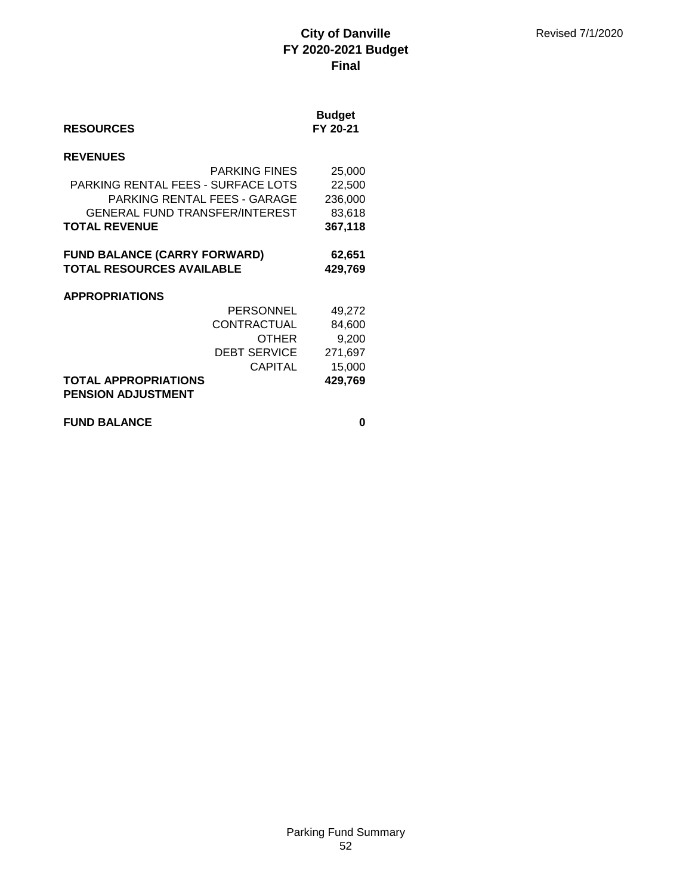# City of Danville
## FY 2020-2021 Budget
## Final

Revised 7/1/2020

| **RESOURCES** | **Budget FY 20-21** |
|---|---|
| **REVENUES** | |
| PARKING FINES | 25,000 |
| PARKING RENTAL FEES - SURFACE LOTS | 22,500 |
| PARKING RENTAL FEES - GARAGE | 236,000 |
| GENERAL FUND TRANSFER/INTEREST | 83,618 |
| **TOTAL REVENUE** | **367,118** |
| | |
| **FUND BALANCE (CARRY FORWARD)** | **62,651** |
| **TOTAL RESOURCES AVAILABLE** | **429,769** |
| | |
| **APPROPRIATIONS** | |
| PERSONNEL | 49,272 |
| CONTRACTUAL | 84,600 |
| OTHER | 9,200 |
| DEBT SERVICE | 271,697 |
| CAPITAL | 15,000 |
| **TOTAL APPROPRIATIONS** | **429,769** |
| **PENSION ADJUSTMENT** | |
| | |
| **FUND BALANCE** | **0** |

Parking Fund Summary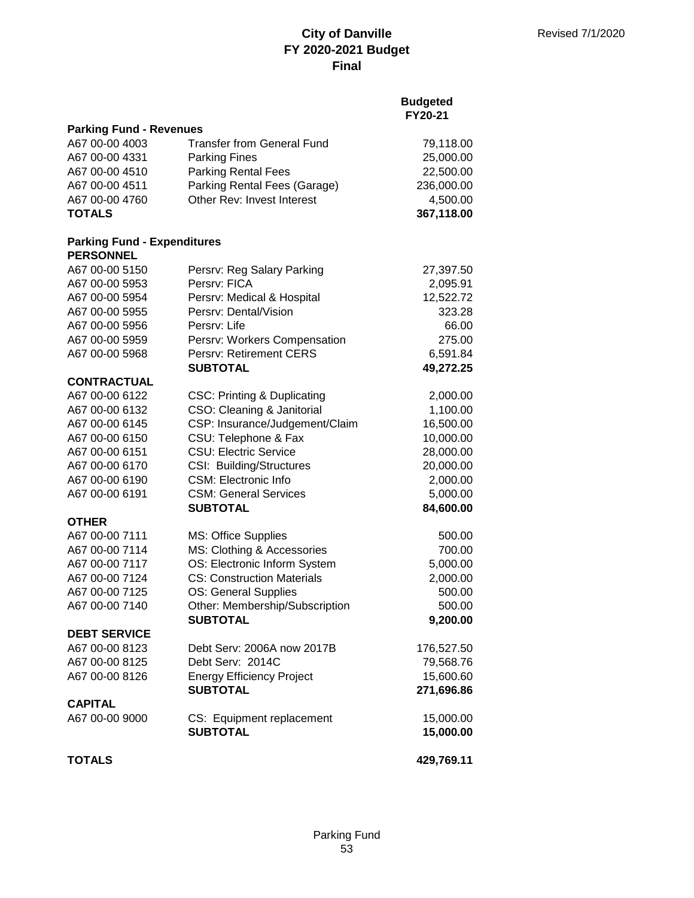# City of Danville
## FY 2020-2021 Budget
### Final

Revised 7/1/2020

| | | Budgeted FY20-21 |
|---|---|---|
| **Parking Fund - Revenues** | | |
| A67 00-00 4003 | Transfer from General Fund | 79,118.00 |
| A67 00-00 4331 | Parking Fines | 25,000.00 |
| A67 00-00 4510 | Parking Rental Fees | 22,500.00 |
| A67 00-00 4511 | Parking Rental Fees (Garage) | 236,000.00 |
| A67 00-00 4760 | Other Rev: Invest Interest | 4,500.00 |
| **TOTALS** | | **367,118.00** |
| | | |
| **Parking Fund - Expenditures** | | |
| **PERSONNEL** | | |
| A67 00-00 5150 | Persrv: Reg Salary Parking | 27,397.50 |
| A67 00-00 5953 | Persrv: FICA | 2,095.91 |
| A67 00-00 5954 | Persrv: Medical & Hospital | 12,522.72 |
| A67 00-00 5955 | Persrv: Dental/Vision | 323.28 |
| A67 00-00 5956 | Persrv: Life | 66.00 |
| A67 00-00 5959 | Persrv: Workers Compensation | 275.00 |
| A67 00-00 5968 | Persrv: Retirement CERS | 6,591.84 |
| | **SUBTOTAL** | **49,272.25** |
| **CONTRACTUAL** | | |
| A67 00-00 6122 | CSC: Printing & Duplicating | 2,000.00 |
| A67 00-00 6132 | CSO: Cleaning & Janitorial | 1,100.00 |
| A67 00-00 6145 | CSP: Insurance/Judgement/Claim | 16,500.00 |
| A67 00-00 6150 | CSU: Telephone & Fax | 10,000.00 |
| A67 00-00 6151 | CSU: Electric Service | 28,000.00 |
| A67 00-00 6170 | CSI: Building/Structures | 20,000.00 |
| A67 00-00 6190 | CSM: Electronic Info | 2,000.00 |
| A67 00-00 6191 | CSM: General Services | 5,000.00 |
| | **SUBTOTAL** | **84,600.00** |
| **OTHER** | | |
| A67 00-00 7111 | MS: Office Supplies | 500.00 |
| A67 00-00 7114 | MS: Clothing & Accessories | 700.00 |
| A67 00-00 7117 | OS: Electronic Inform System | 5,000.00 |
| A67 00-00 7124 | CS: Construction Materials | 2,000.00 |
| A67 00-00 7125 | OS: General Supplies | 500.00 |
| A67 00-00 7140 | Other: Membership/Subscription | 500.00 |
| | **SUBTOTAL** | **9,200.00** |
| **DEBT SERVICE** | | |
| A67 00-00 8123 | Debt Serv: 2006A now 2017B | 176,527.50 |
| A67 00-00 8125 | Debt Serv: 2014C | 79,568.76 |
| A67 00-00 8126 | Energy Efficiency Project | 15,600.60 |
| | **SUBTOTAL** | **271,696.86** |
| **CAPITAL** | | |
| A67 00-00 9000 | CS: Equipment replacement | 15,000.00 |
| | **SUBTOTAL** | **15,000.00** |
| | | |
| **TOTALS** | | **429,769.11** |

Parking Fund